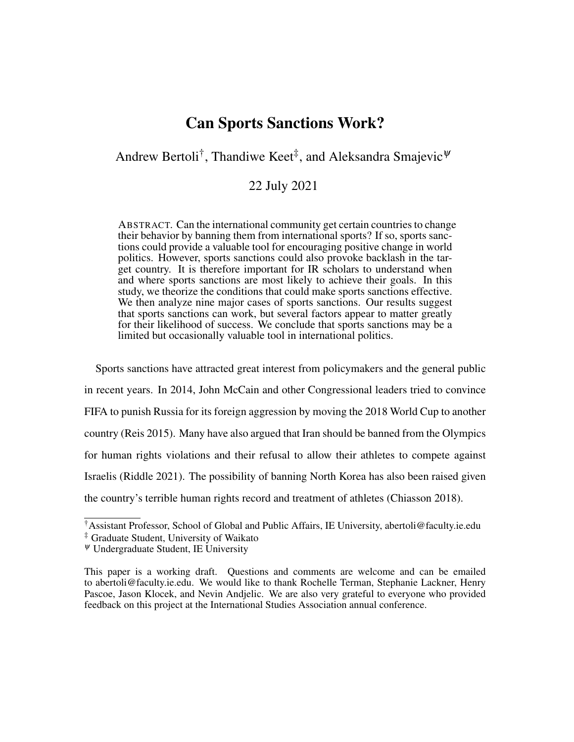# Can Sports Sanctions Work?

Andrew Bertoli[†], Thandiwe Keet[‡], and Aleksandra Smajevic[Ψ]

22 July 2021

ABSTRACT. Can the international community get certain countries to change their behavior by banning them from international sports? If so, sports sanctions could provide a valuable tool for encouraging positive change in world politics. However, sports sanctions could also provoke backlash in the target country. It is therefore important for IR scholars to understand when and where sports sanctions are most likely to achieve their goals. In this study, we theorize the conditions that could make sports sanctions effective. We then analyze nine major cases of sports sanctions. Our results suggest that sports sanctions can work, but several factors appear to matter greatly for their likelihood of success. We conclude that sports sanctions may be a limited but occasionally valuable tool in international politics.

Sports sanctions have attracted great interest from policymakers and the general public in recent years. In 2014, John McCain and other Congressional leaders tried to convince FIFA to punish Russia for its foreign aggression by moving the 2018 World Cup to another country (Reis 2015). Many have also argued that Iran should be banned from the Olympics for human rights violations and their refusal to allow their athletes to compete against Israelis (Riddle 2021). The possibility of banning North Korea has also been raised given the country's terrible human rights record and treatment of athletes (Chiasson 2018).

---

[†] Assistant Professor, School of Global and Public Affairs, IE University, abertoli@faculty.ie.edu

[‡] Graduate Student, University of Waikato

[Ψ] Undergraduate Student, IE University

This paper is a working draft. Questions and comments are welcome and can be emailed to abertoli@faculty.ie.edu. We would like to thank Rochelle Terman, Stephanie Lackner, Henry Pascoe, Jason Klocek, and Nevin Andjelic. We are also very grateful to everyone who provided feedback on this project at the International Studies Association annual conference.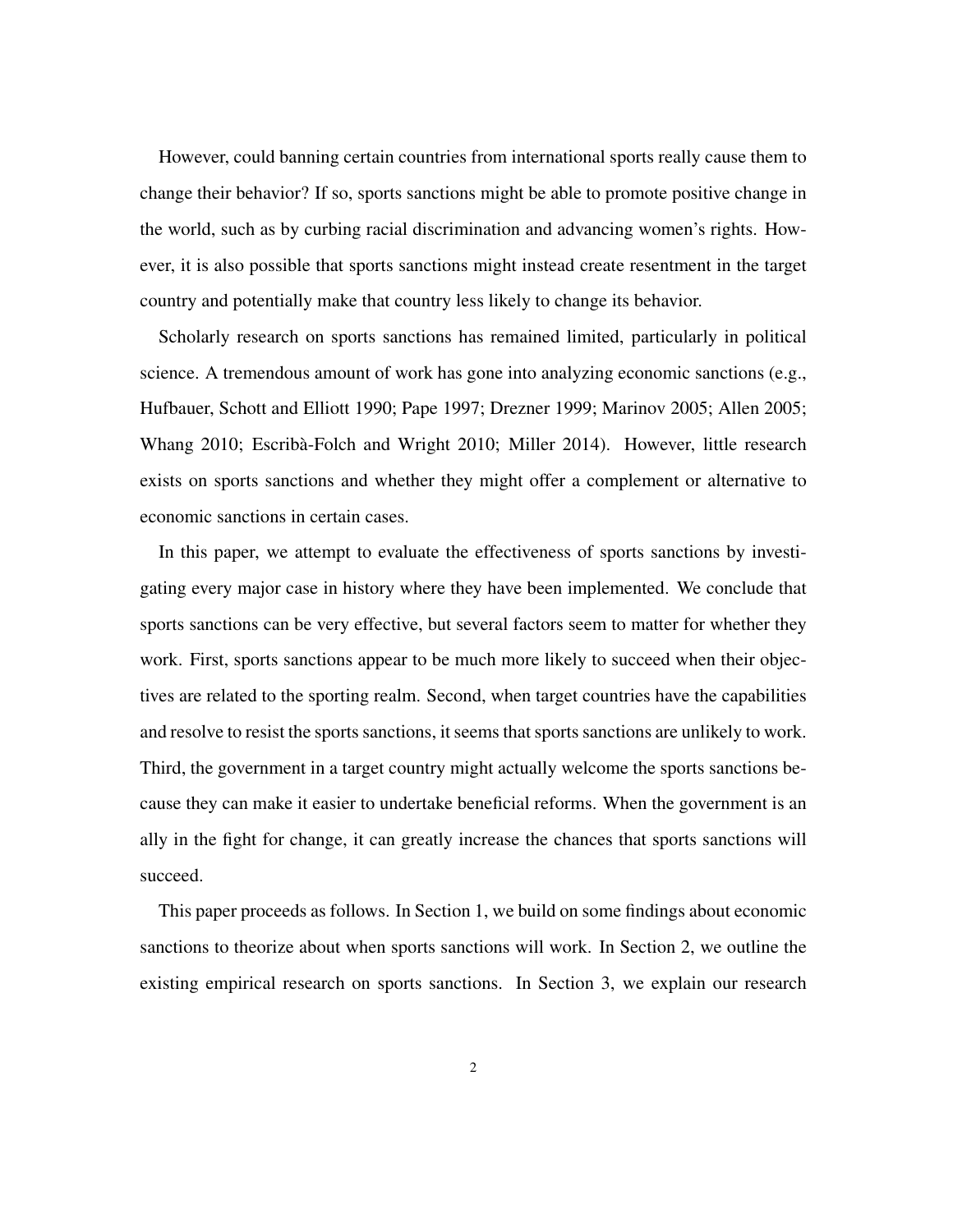However, could banning certain countries from international sports really cause them to change their behavior? If so, sports sanctions might be able to promote positive change in the world, such as by curbing racial discrimination and advancing women's rights. However, it is also possible that sports sanctions might instead create resentment in the target country and potentially make that country less likely to change its behavior.

Scholarly research on sports sanctions has remained limited, particularly in political science. A tremendous amount of work has gone into analyzing economic sanctions (e.g., Hufbauer, Schott and Elliott 1990; Pape 1997; Drezner 1999; Marinov 2005; Allen 2005; Whang 2010; Escribà-Folch and Wright 2010; Miller 2014). However, little research exists on sports sanctions and whether they might offer a complement or alternative to economic sanctions in certain cases.

In this paper, we attempt to evaluate the effectiveness of sports sanctions by investigating every major case in history where they have been implemented. We conclude that sports sanctions can be very effective, but several factors seem to matter for whether they work. First, sports sanctions appear to be much more likely to succeed when their objectives are related to the sporting realm. Second, when target countries have the capabilities and resolve to resist the sports sanctions, it seems that sports sanctions are unlikely to work. Third, the government in a target country might actually welcome the sports sanctions because they can make it easier to undertake beneficial reforms. When the government is an ally in the fight for change, it can greatly increase the chances that sports sanctions will succeed.

This paper proceeds as follows. In Section 1, we build on some findings about economic sanctions to theorize about when sports sanctions will work. In Section 2, we outline the existing empirical research on sports sanctions. In Section 3, we explain our research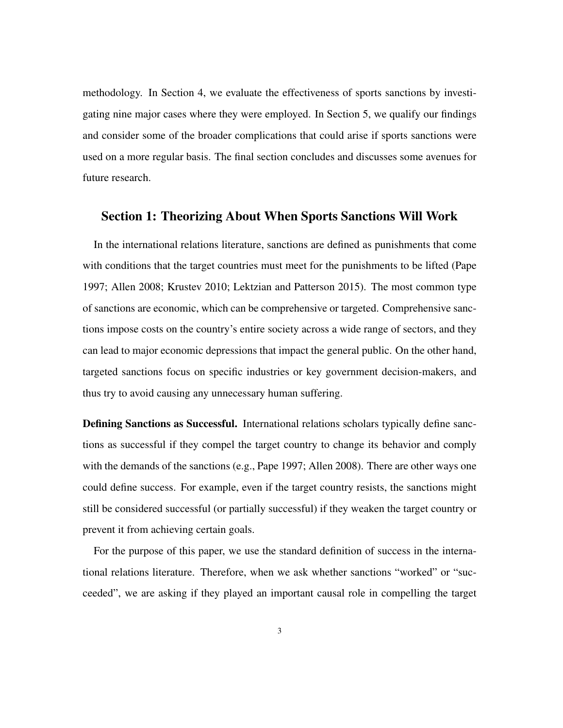methodology. In Section 4, we evaluate the effectiveness of sports sanctions by investigating nine major cases where they were employed. In Section 5, we qualify our findings and consider some of the broader complications that could arise if sports sanctions were used on a more regular basis. The final section concludes and discusses some avenues for future research.

## Section 1: Theorizing About When Sports Sanctions Will Work

In the international relations literature, sanctions are defined as punishments that come with conditions that the target countries must meet for the punishments to be lifted (Pape 1997; Allen 2008; Krustev 2010; Lektzian and Patterson 2015). The most common type of sanctions are economic, which can be comprehensive or targeted. Comprehensive sanctions impose costs on the country's entire society across a wide range of sectors, and they can lead to major economic depressions that impact the general public. On the other hand, targeted sanctions focus on specific industries or key government decision-makers, and thus try to avoid causing any unnecessary human suffering.

**Defining Sanctions as Successful.** International relations scholars typically define sanctions as successful if they compel the target country to change its behavior and comply with the demands of the sanctions (e.g., Pape 1997; Allen 2008). There are other ways one could define success. For example, even if the target country resists, the sanctions might still be considered successful (or partially successful) if they weaken the target country or prevent it from achieving certain goals.

For the purpose of this paper, we use the standard definition of success in the international relations literature. Therefore, when we ask whether sanctions "worked" or "succeeded", we are asking if they played an important causal role in compelling the target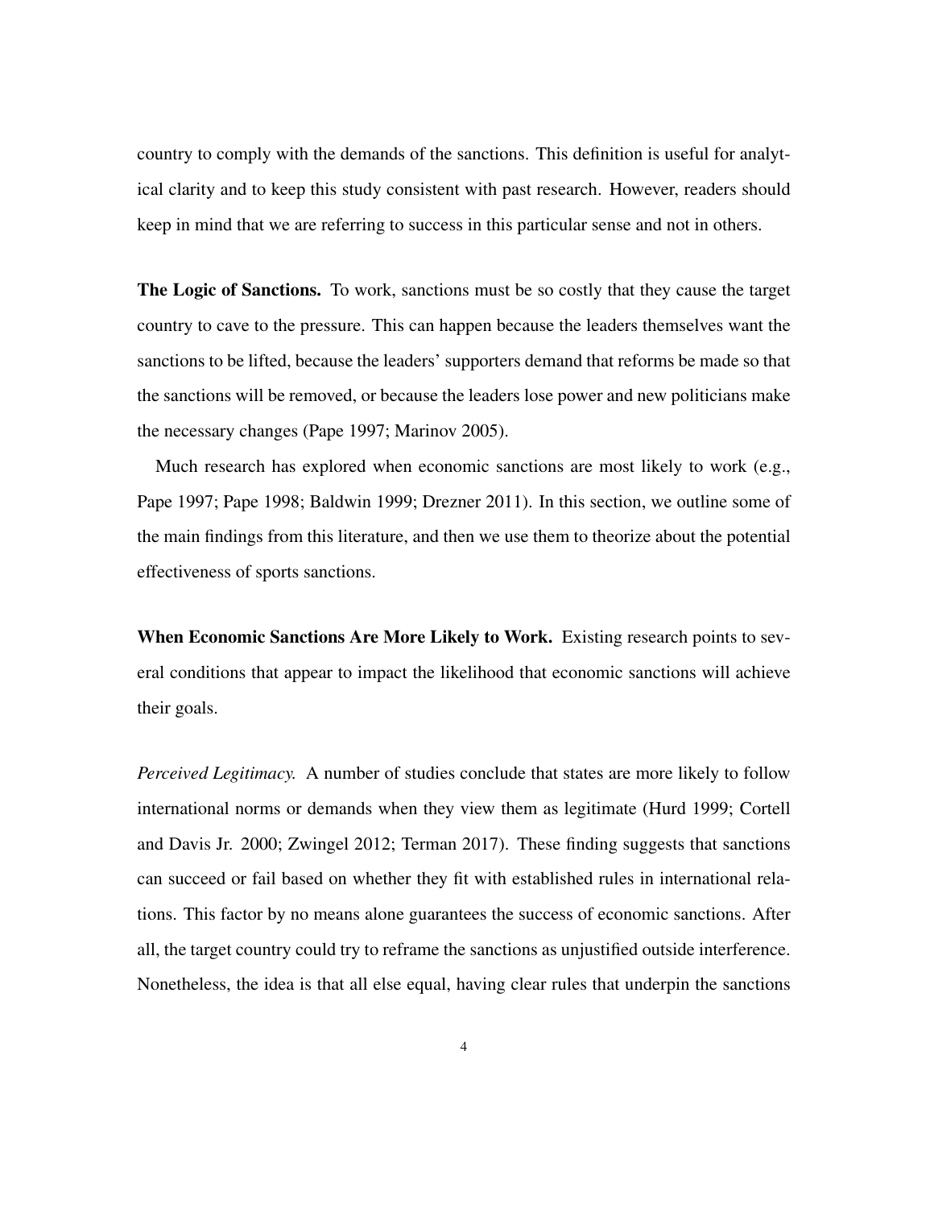country to comply with the demands of the sanctions. This definition is useful for analytical clarity and to keep this study consistent with past research. However, readers should keep in mind that we are referring to success in this particular sense and not in others.

**The Logic of Sanctions.** To work, sanctions must be so costly that they cause the target country to cave to the pressure. This can happen because the leaders themselves want the sanctions to be lifted, because the leaders' supporters demand that reforms be made so that the sanctions will be removed, or because the leaders lose power and new politicians make the necessary changes (Pape 1997; Marinov 2005).

Much research has explored when economic sanctions are most likely to work (e.g., Pape 1997; Pape 1998; Baldwin 1999; Drezner 2011). In this section, we outline some of the main findings from this literature, and then we use them to theorize about the potential effectiveness of sports sanctions.

**When Economic Sanctions Are More Likely to Work.** Existing research points to several conditions that appear to impact the likelihood that economic sanctions will achieve their goals.

*Perceived Legitimacy.* A number of studies conclude that states are more likely to follow international norms or demands when they view them as legitimate (Hurd 1999; Cortell and Davis Jr. 2000; Zwingel 2012; Terman 2017). These finding suggests that sanctions can succeed or fail based on whether they fit with established rules in international relations. This factor by no means alone guarantees the success of economic sanctions. After all, the target country could try to reframe the sanctions as unjustified outside interference. Nonetheless, the idea is that all else equal, having clear rules that underpin the sanctions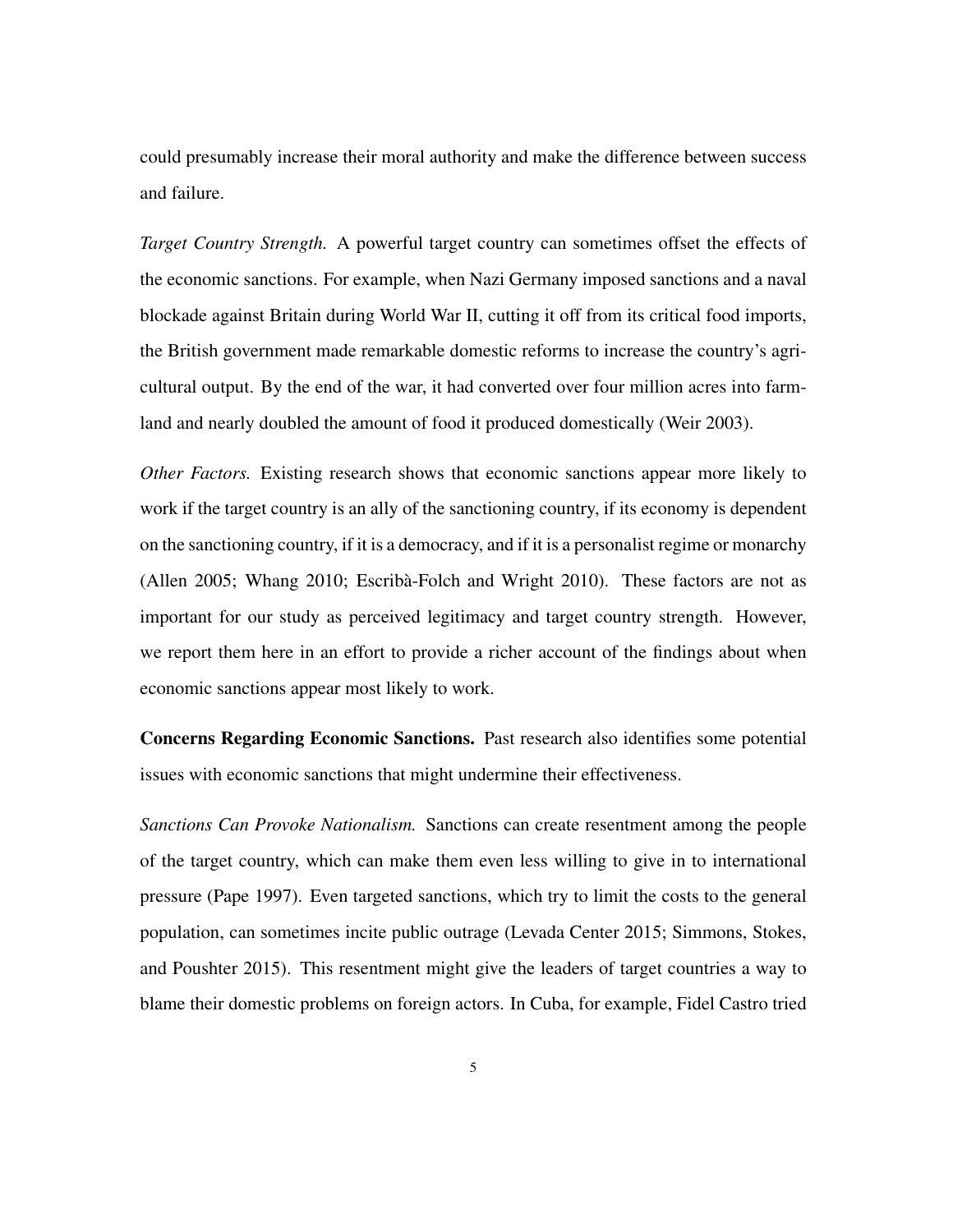could presumably increase their moral authority and make the difference between success and failure.

*Target Country Strength.* A powerful target country can sometimes offset the effects of the economic sanctions. For example, when Nazi Germany imposed sanctions and a naval blockade against Britain during World War II, cutting it off from its critical food imports, the British government made remarkable domestic reforms to increase the country's agricultural output. By the end of the war, it had converted over four million acres into farmland and nearly doubled the amount of food it produced domestically (Weir 2003).

*Other Factors.* Existing research shows that economic sanctions appear more likely to work if the target country is an ally of the sanctioning country, if its economy is dependent on the sanctioning country, if it is a democracy, and if it is a personalist regime or monarchy (Allen 2005; Whang 2010; Escribà-Folch and Wright 2010). These factors are not as important for our study as perceived legitimacy and target country strength. However, we report them here in an effort to provide a richer account of the findings about when economic sanctions appear most likely to work.

**Concerns Regarding Economic Sanctions.** Past research also identifies some potential issues with economic sanctions that might undermine their effectiveness.

*Sanctions Can Provoke Nationalism.* Sanctions can create resentment among the people of the target country, which can make them even less willing to give in to international pressure (Pape 1997). Even targeted sanctions, which try to limit the costs to the general population, can sometimes incite public outrage (Levada Center 2015; Simmons, Stokes, and Poushter 2015). This resentment might give the leaders of target countries a way to blame their domestic problems on foreign actors. In Cuba, for example, Fidel Castro tried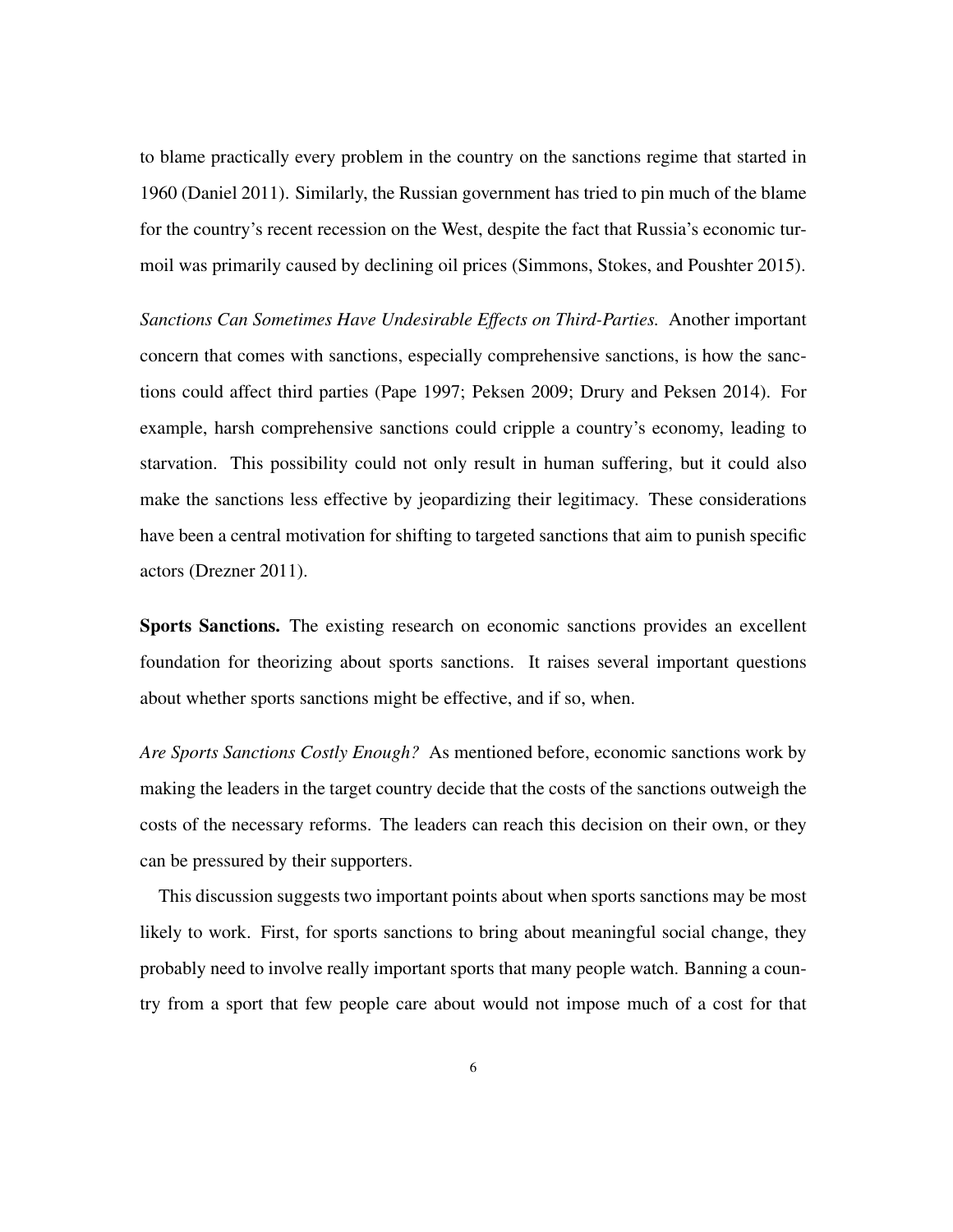to blame practically every problem in the country on the sanctions regime that started in 1960 (Daniel 2011). Similarly, the Russian government has tried to pin much of the blame for the country's recent recession on the West, despite the fact that Russia's economic turmoil was primarily caused by declining oil prices (Simmons, Stokes, and Poushter 2015).

*Sanctions Can Sometimes Have Undesirable Effects on Third-Parties.* Another important concern that comes with sanctions, especially comprehensive sanctions, is how the sanctions could affect third parties (Pape 1997; Peksen 2009; Drury and Peksen 2014). For example, harsh comprehensive sanctions could cripple a country's economy, leading to starvation. This possibility could not only result in human suffering, but it could also make the sanctions less effective by jeopardizing their legitimacy. These considerations have been a central motivation for shifting to targeted sanctions that aim to punish specific actors (Drezner 2011).

**Sports Sanctions.** The existing research on economic sanctions provides an excellent foundation for theorizing about sports sanctions. It raises several important questions about whether sports sanctions might be effective, and if so, when.

*Are Sports Sanctions Costly Enough?* As mentioned before, economic sanctions work by making the leaders in the target country decide that the costs of the sanctions outweigh the costs of the necessary reforms. The leaders can reach this decision on their own, or they can be pressured by their supporters.

This discussion suggests two important points about when sports sanctions may be most likely to work. First, for sports sanctions to bring about meaningful social change, they probably need to involve really important sports that many people watch. Banning a country from a sport that few people care about would not impose much of a cost for that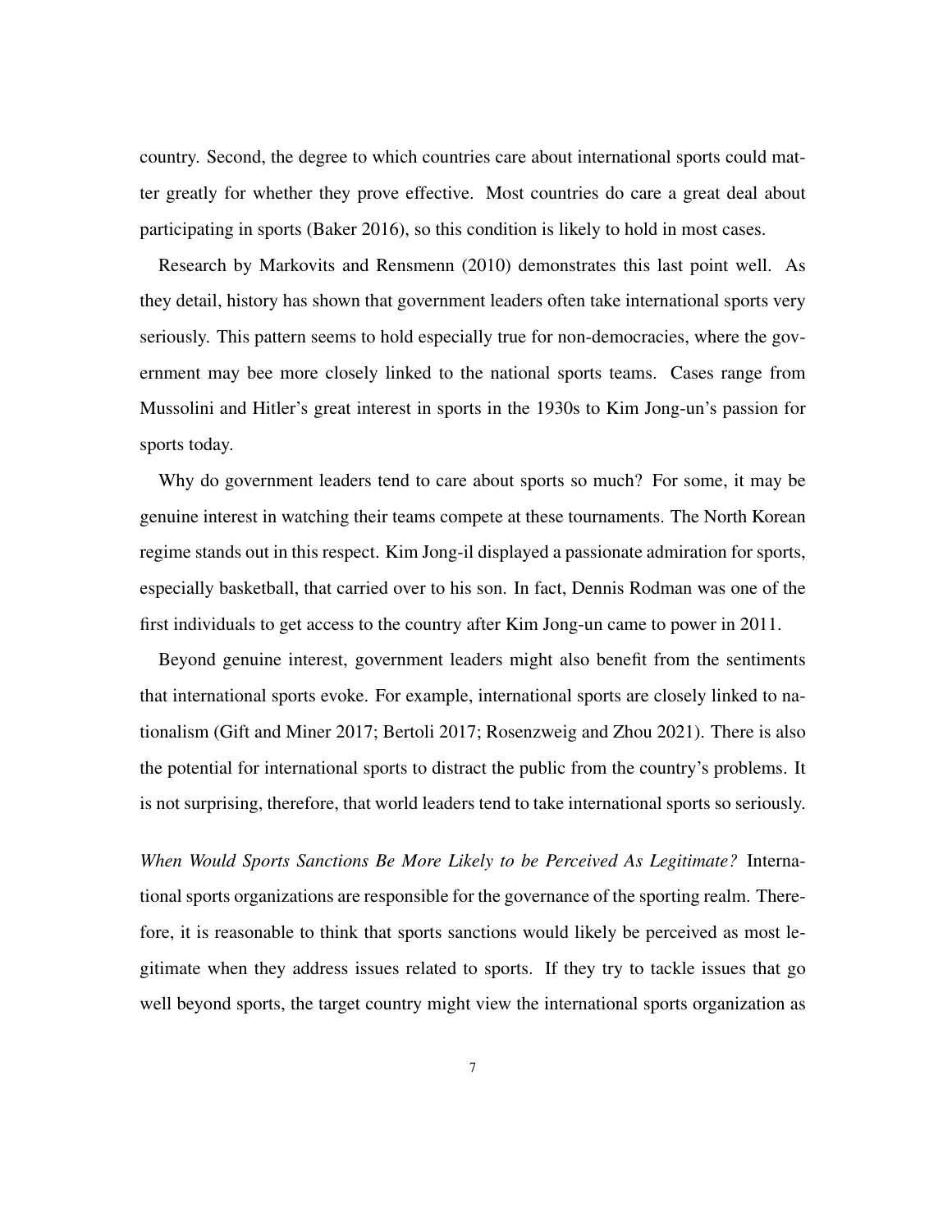country. Second, the degree to which countries care about international sports could matter greatly for whether they prove effective. Most countries do care a great deal about participating in sports (Baker 2016), so this condition is likely to hold in most cases.

Research by Markovits and Rensmenn (2010) demonstrates this last point well. As they detail, history has shown that government leaders often take international sports very seriously. This pattern seems to hold especially true for non-democracies, where the government may bee more closely linked to the national sports teams. Cases range from Mussolini and Hitler's great interest in sports in the 1930s to Kim Jong-un's passion for sports today.

Why do government leaders tend to care about sports so much? For some, it may be genuine interest in watching their teams compete at these tournaments. The North Korean regime stands out in this respect. Kim Jong-il displayed a passionate admiration for sports, especially basketball, that carried over to his son. In fact, Dennis Rodman was one of the first individuals to get access to the country after Kim Jong-un came to power in 2011.

Beyond genuine interest, government leaders might also benefit from the sentiments that international sports evoke. For example, international sports are closely linked to nationalism (Gift and Miner 2017; Bertoli 2017; Rosenzweig and Zhou 2021). There is also the potential for international sports to distract the public from the country's problems. It is not surprising, therefore, that world leaders tend to take international sports so seriously.

*When Would Sports Sanctions Be More Likely to be Perceived As Legitimate?* International sports organizations are responsible for the governance of the sporting realm. Therefore, it is reasonable to think that sports sanctions would likely be perceived as most legitimate when they address issues related to sports. If they try to tackle issues that go well beyond sports, the target country might view the international sports organization as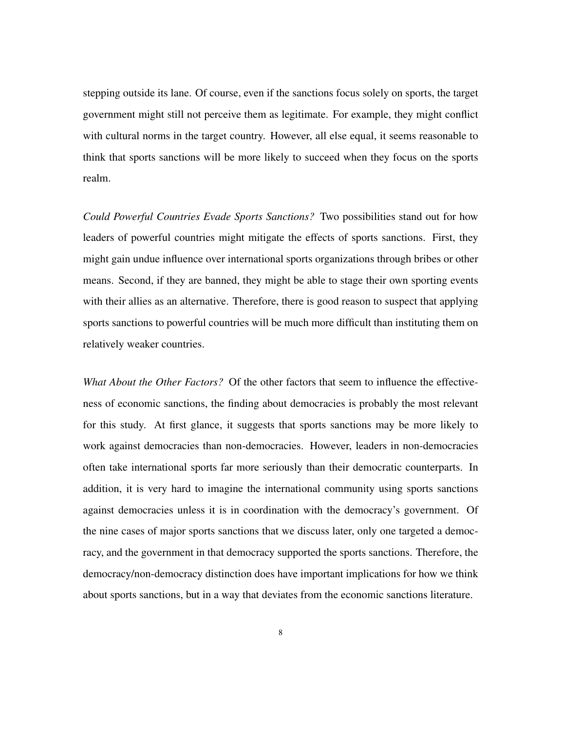stepping outside its lane. Of course, even if the sanctions focus solely on sports, the target government might still not perceive them as legitimate. For example, they might conflict with cultural norms in the target country. However, all else equal, it seems reasonable to think that sports sanctions will be more likely to succeed when they focus on the sports realm.

*Could Powerful Countries Evade Sports Sanctions?* Two possibilities stand out for how leaders of powerful countries might mitigate the effects of sports sanctions. First, they might gain undue influence over international sports organizations through bribes or other means. Second, if they are banned, they might be able to stage their own sporting events with their allies as an alternative. Therefore, there is good reason to suspect that applying sports sanctions to powerful countries will be much more difficult than instituting them on relatively weaker countries.

*What About the Other Factors?* Of the other factors that seem to influence the effectiveness of economic sanctions, the finding about democracies is probably the most relevant for this study. At first glance, it suggests that sports sanctions may be more likely to work against democracies than non-democracies. However, leaders in non-democracies often take international sports far more seriously than their democratic counterparts. In addition, it is very hard to imagine the international community using sports sanctions against democracies unless it is in coordination with the democracy's government. Of the nine cases of major sports sanctions that we discuss later, only one targeted a democracy, and the government in that democracy supported the sports sanctions. Therefore, the democracy/non-democracy distinction does have important implications for how we think about sports sanctions, but in a way that deviates from the economic sanctions literature.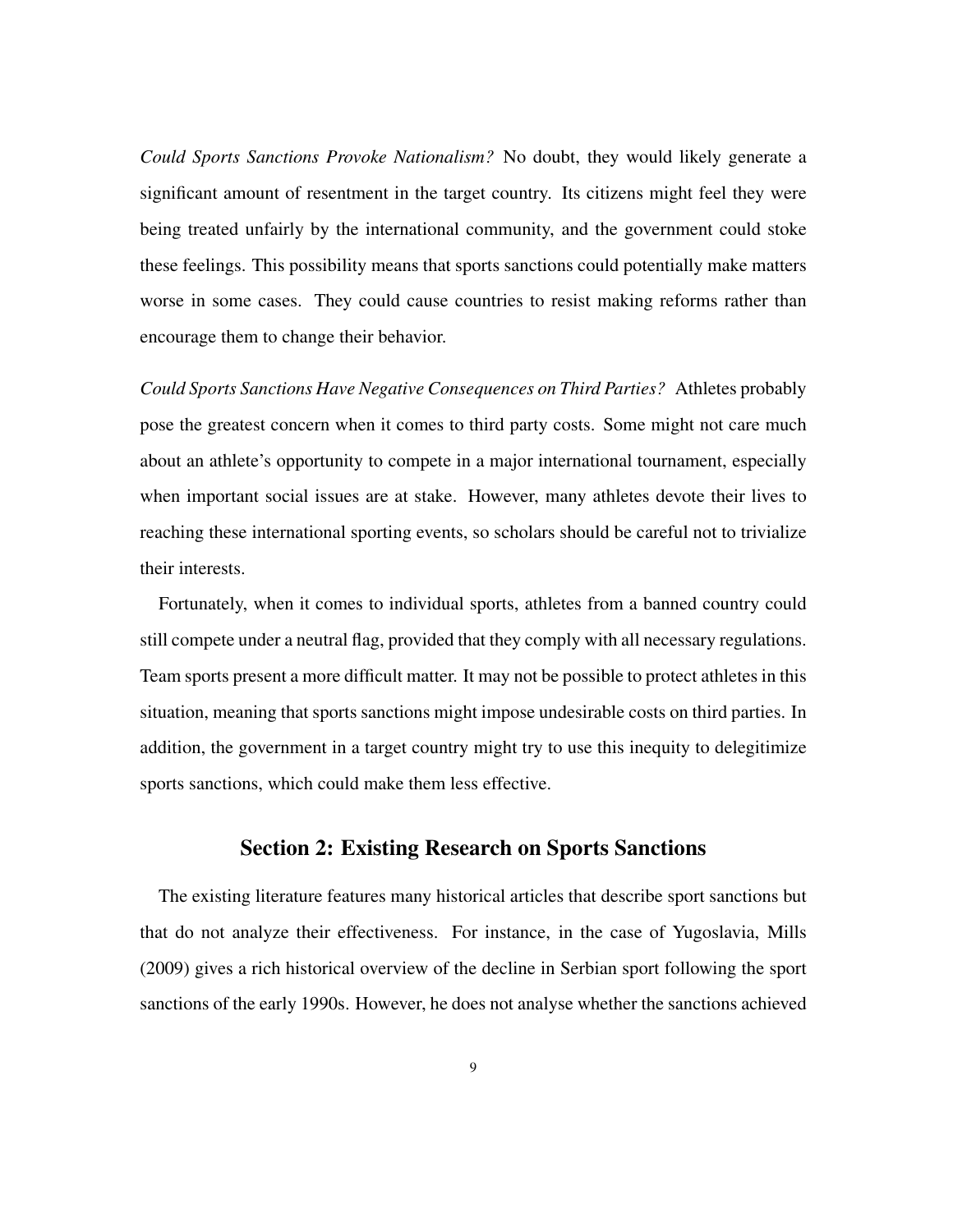*Could Sports Sanctions Provoke Nationalism?* No doubt, they would likely generate a significant amount of resentment in the target country. Its citizens might feel they were being treated unfairly by the international community, and the government could stoke these feelings. This possibility means that sports sanctions could potentially make matters worse in some cases. They could cause countries to resist making reforms rather than encourage them to change their behavior.

*Could Sports Sanctions Have Negative Consequences on Third Parties?* Athletes probably pose the greatest concern when it comes to third party costs. Some might not care much about an athlete's opportunity to compete in a major international tournament, especially when important social issues are at stake. However, many athletes devote their lives to reaching these international sporting events, so scholars should be careful not to trivialize their interests.

Fortunately, when it comes to individual sports, athletes from a banned country could still compete under a neutral flag, provided that they comply with all necessary regulations. Team sports present a more difficult matter. It may not be possible to protect athletes in this situation, meaning that sports sanctions might impose undesirable costs on third parties. In addition, the government in a target country might try to use this inequity to delegitimize sports sanctions, which could make them less effective.

## Section 2: Existing Research on Sports Sanctions

The existing literature features many historical articles that describe sport sanctions but that do not analyze their effectiveness. For instance, in the case of Yugoslavia, Mills (2009) gives a rich historical overview of the decline in Serbian sport following the sport sanctions of the early 1990s. However, he does not analyse whether the sanctions achieved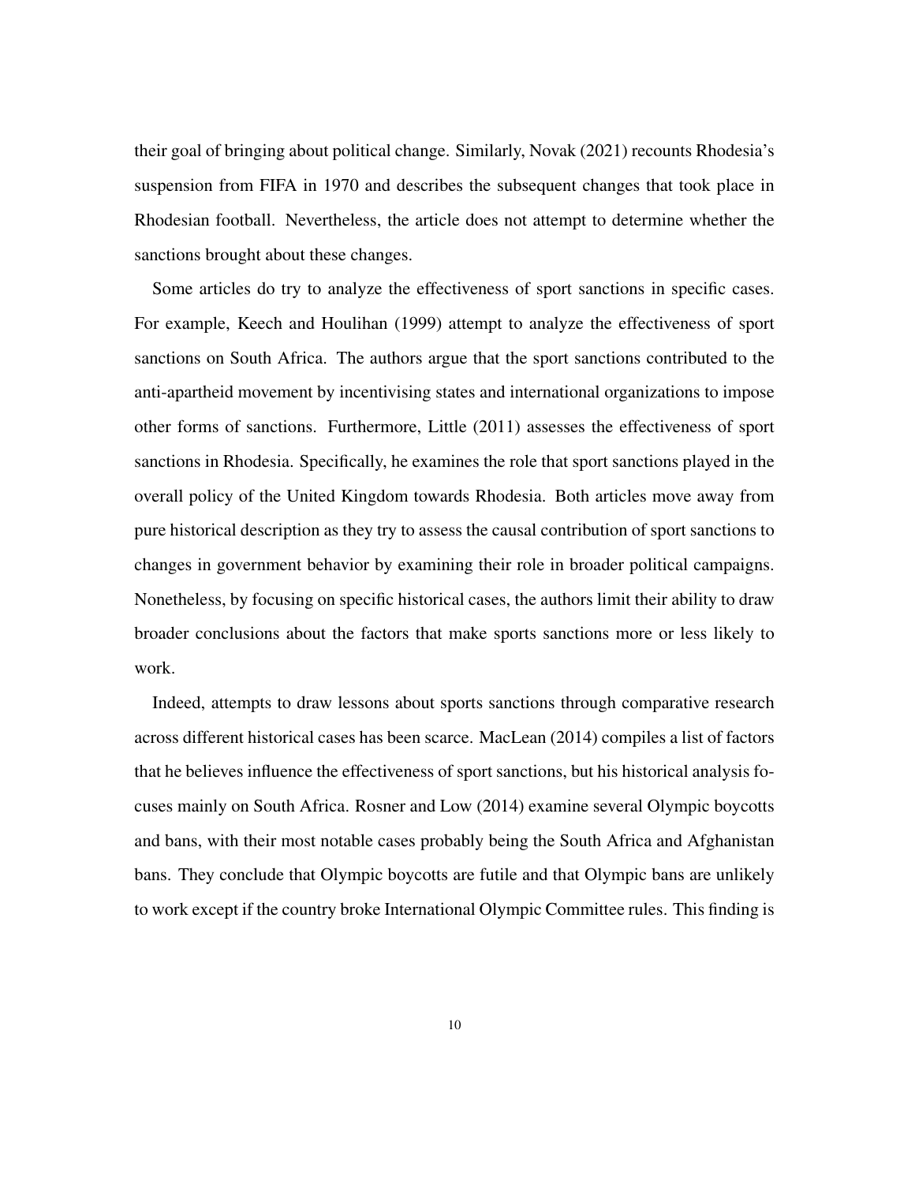their goal of bringing about political change. Similarly, Novak (2021) recounts Rhodesia's suspension from FIFA in 1970 and describes the subsequent changes that took place in Rhodesian football. Nevertheless, the article does not attempt to determine whether the sanctions brought about these changes.

Some articles do try to analyze the effectiveness of sport sanctions in specific cases. For example, Keech and Houlihan (1999) attempt to analyze the effectiveness of sport sanctions on South Africa. The authors argue that the sport sanctions contributed to the anti-apartheid movement by incentivising states and international organizations to impose other forms of sanctions. Furthermore, Little (2011) assesses the effectiveness of sport sanctions in Rhodesia. Specifically, he examines the role that sport sanctions played in the overall policy of the United Kingdom towards Rhodesia. Both articles move away from pure historical description as they try to assess the causal contribution of sport sanctions to changes in government behavior by examining their role in broader political campaigns. Nonetheless, by focusing on specific historical cases, the authors limit their ability to draw broader conclusions about the factors that make sports sanctions more or less likely to work.

Indeed, attempts to draw lessons about sports sanctions through comparative research across different historical cases has been scarce. MacLean (2014) compiles a list of factors that he believes influence the effectiveness of sport sanctions, but his historical analysis focuses mainly on South Africa. Rosner and Low (2014) examine several Olympic boycotts and bans, with their most notable cases probably being the South Africa and Afghanistan bans. They conclude that Olympic boycotts are futile and that Olympic bans are unlikely to work except if the country broke International Olympic Committee rules. This finding is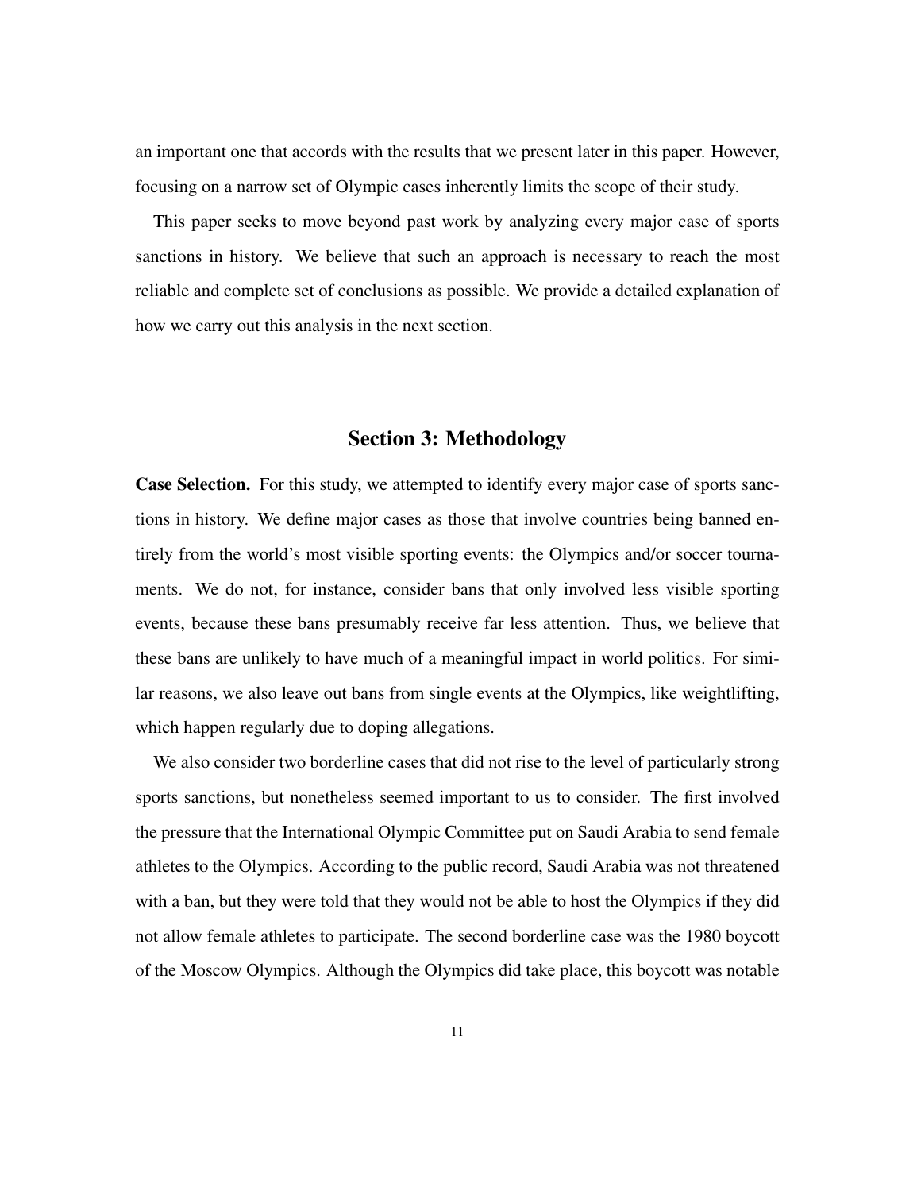an important one that accords with the results that we present later in this paper. However, focusing on a narrow set of Olympic cases inherently limits the scope of their study.

This paper seeks to move beyond past work by analyzing every major case of sports sanctions in history. We believe that such an approach is necessary to reach the most reliable and complete set of conclusions as possible. We provide a detailed explanation of how we carry out this analysis in the next section.

## Section 3: Methodology

**Case Selection.** For this study, we attempted to identify every major case of sports sanctions in history. We define major cases as those that involve countries being banned entirely from the world's most visible sporting events: the Olympics and/or soccer tournaments. We do not, for instance, consider bans that only involved less visible sporting events, because these bans presumably receive far less attention. Thus, we believe that these bans are unlikely to have much of a meaningful impact in world politics. For similar reasons, we also leave out bans from single events at the Olympics, like weightlifting, which happen regularly due to doping allegations.

We also consider two borderline cases that did not rise to the level of particularly strong sports sanctions, but nonetheless seemed important to us to consider. The first involved the pressure that the International Olympic Committee put on Saudi Arabia to send female athletes to the Olympics. According to the public record, Saudi Arabia was not threatened with a ban, but they were told that they would not be able to host the Olympics if they did not allow female athletes to participate. The second borderline case was the 1980 boycott of the Moscow Olympics. Although the Olympics did take place, this boycott was notable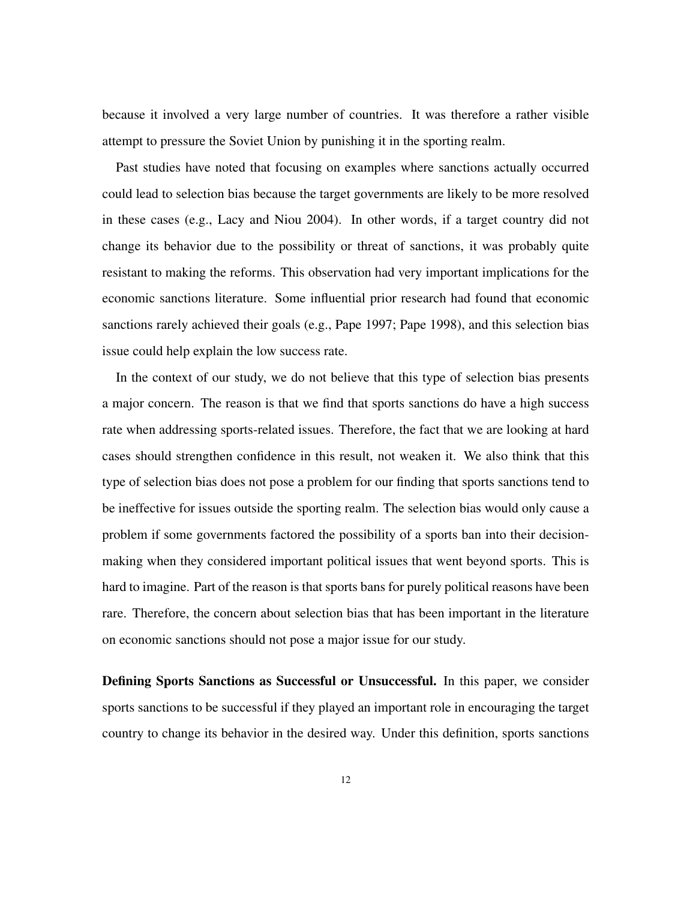because it involved a very large number of countries. It was therefore a rather visible attempt to pressure the Soviet Union by punishing it in the sporting realm.

Past studies have noted that focusing on examples where sanctions actually occurred could lead to selection bias because the target governments are likely to be more resolved in these cases (e.g., Lacy and Niou 2004). In other words, if a target country did not change its behavior due to the possibility or threat of sanctions, it was probably quite resistant to making the reforms. This observation had very important implications for the economic sanctions literature. Some influential prior research had found that economic sanctions rarely achieved their goals (e.g., Pape 1997; Pape 1998), and this selection bias issue could help explain the low success rate.

In the context of our study, we do not believe that this type of selection bias presents a major concern. The reason is that we find that sports sanctions do have a high success rate when addressing sports-related issues. Therefore, the fact that we are looking at hard cases should strengthen confidence in this result, not weaken it. We also think that this type of selection bias does not pose a problem for our finding that sports sanctions tend to be ineffective for issues outside the sporting realm. The selection bias would only cause a problem if some governments factored the possibility of a sports ban into their decision-making when they considered important political issues that went beyond sports. This is hard to imagine. Part of the reason is that sports bans for purely political reasons have been rare. Therefore, the concern about selection bias that has been important in the literature on economic sanctions should not pose a major issue for our study.

**Defining Sports Sanctions as Successful or Unsuccessful.** In this paper, we consider sports sanctions to be successful if they played an important role in encouraging the target country to change its behavior in the desired way. Under this definition, sports sanctions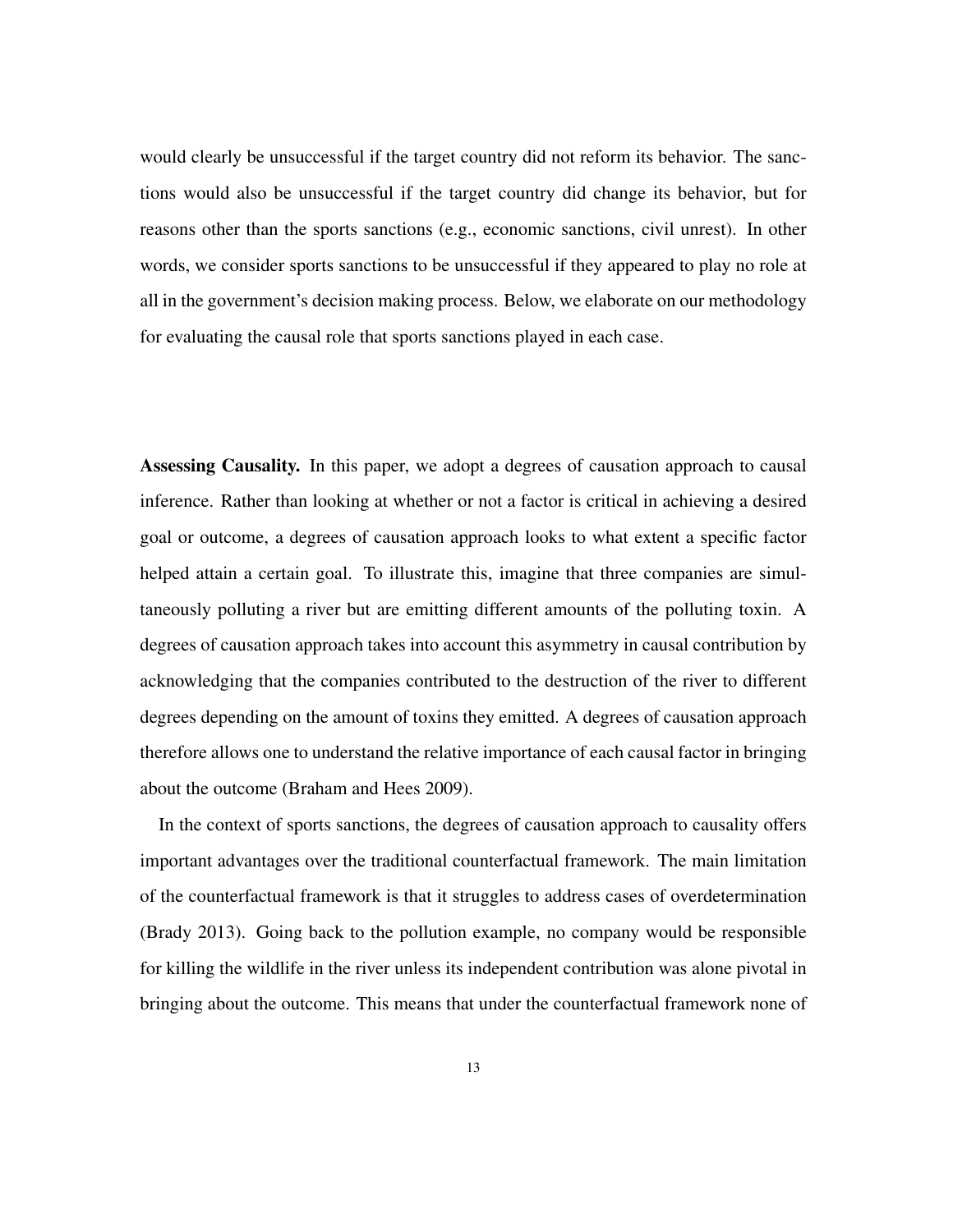would clearly be unsuccessful if the target country did not reform its behavior. The sanctions would also be unsuccessful if the target country did change its behavior, but for reasons other than the sports sanctions (e.g., economic sanctions, civil unrest). In other words, we consider sports sanctions to be unsuccessful if they appeared to play no role at all in the government's decision making process. Below, we elaborate on our methodology for evaluating the causal role that sports sanctions played in each case.

**Assessing Causality.** In this paper, we adopt a degrees of causation approach to causal inference. Rather than looking at whether or not a factor is critical in achieving a desired goal or outcome, a degrees of causation approach looks to what extent a specific factor helped attain a certain goal. To illustrate this, imagine that three companies are simultaneously polluting a river but are emitting different amounts of the polluting toxin. A degrees of causation approach takes into account this asymmetry in causal contribution by acknowledging that the companies contributed to the destruction of the river to different degrees depending on the amount of toxins they emitted. A degrees of causation approach therefore allows one to understand the relative importance of each causal factor in bringing about the outcome (Braham and Hees 2009).

In the context of sports sanctions, the degrees of causation approach to causality offers important advantages over the traditional counterfactual framework. The main limitation of the counterfactual framework is that it struggles to address cases of overdetermination (Brady 2013). Going back to the pollution example, no company would be responsible for killing the wildlife in the river unless its independent contribution was alone pivotal in bringing about the outcome. This means that under the counterfactual framework none of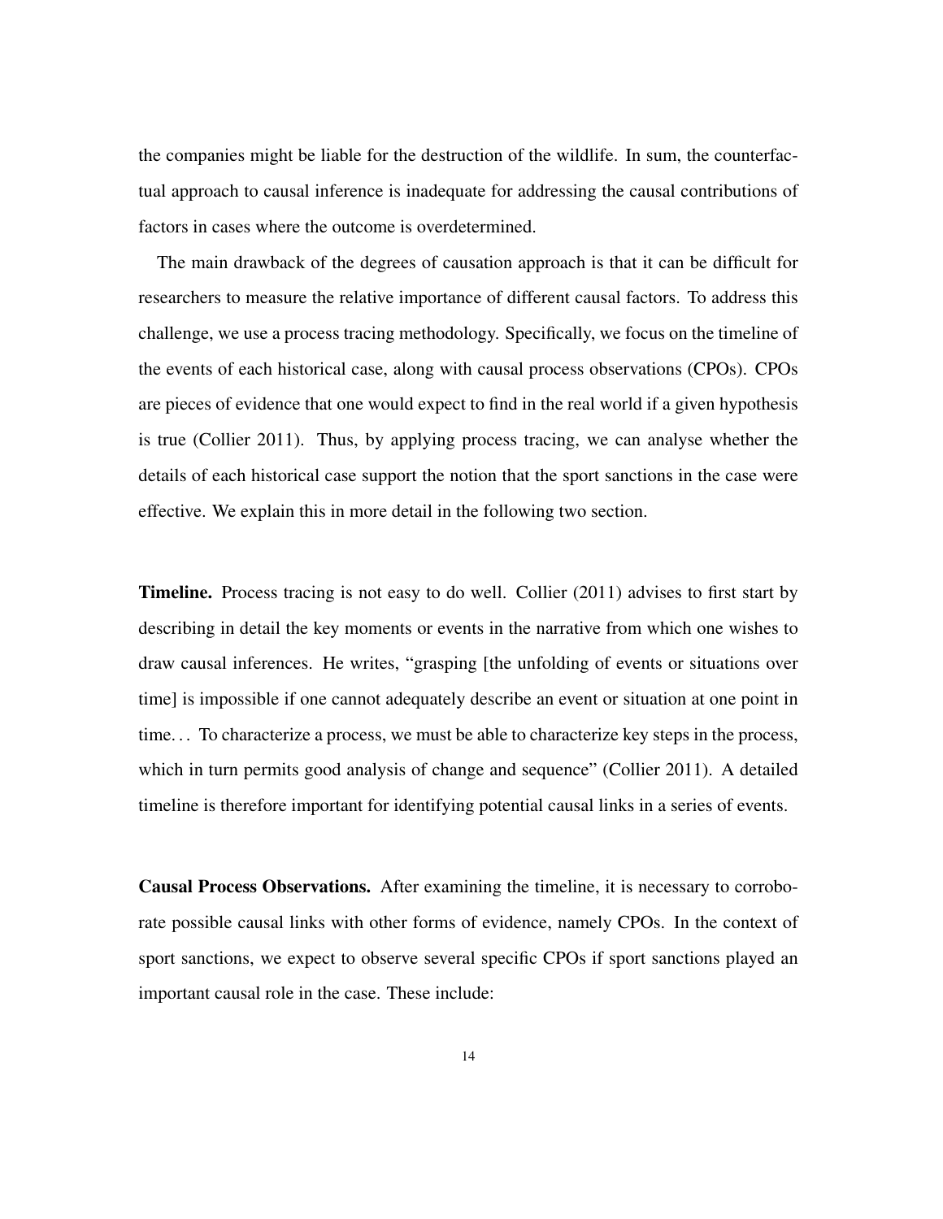the companies might be liable for the destruction of the wildlife. In sum, the counterfactual approach to causal inference is inadequate for addressing the causal contributions of factors in cases where the outcome is overdetermined.

The main drawback of the degrees of causation approach is that it can be difficult for researchers to measure the relative importance of different causal factors. To address this challenge, we use a process tracing methodology. Specifically, we focus on the timeline of the events of each historical case, along with causal process observations (CPOs). CPOs are pieces of evidence that one would expect to find in the real world if a given hypothesis is true (Collier 2011). Thus, by applying process tracing, we can analyse whether the details of each historical case support the notion that the sport sanctions in the case were effective. We explain this in more detail in the following two section.

**Timeline.** Process tracing is not easy to do well. Collier (2011) advises to first start by describing in detail the key moments or events in the narrative from which one wishes to draw causal inferences. He writes, "grasping [the unfolding of events or situations over time] is impossible if one cannot adequately describe an event or situation at one point in time… To characterize a process, we must be able to characterize key steps in the process, which in turn permits good analysis of change and sequence" (Collier 2011). A detailed timeline is therefore important for identifying potential causal links in a series of events.

**Causal Process Observations.** After examining the timeline, it is necessary to corroborate possible causal links with other forms of evidence, namely CPOs. In the context of sport sanctions, we expect to observe several specific CPOs if sport sanctions played an important causal role in the case. These include: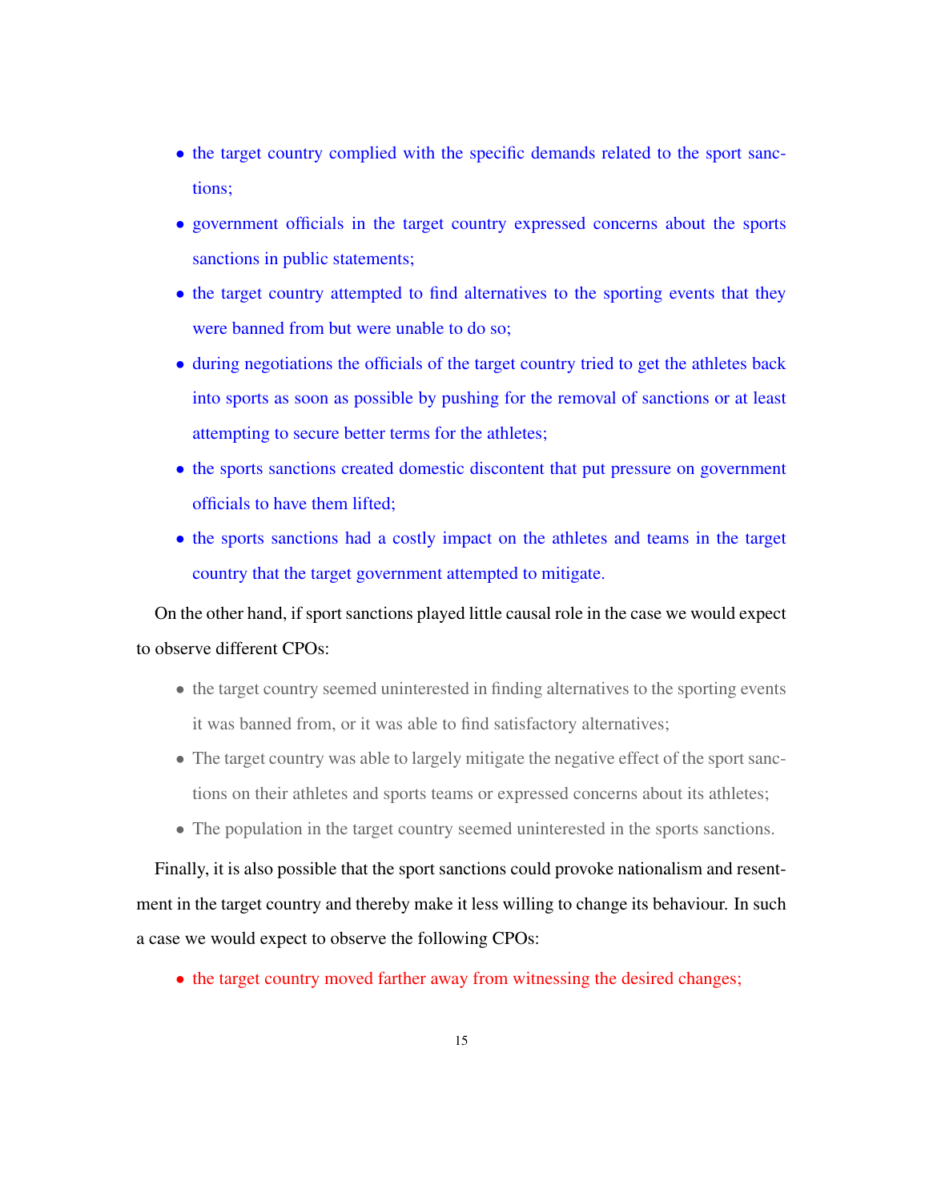- the target country complied with the specific demands related to the sport sanctions;
- government officials in the target country expressed concerns about the sports sanctions in public statements;
- the target country attempted to find alternatives to the sporting events that they were banned from but were unable to do so;
- during negotiations the officials of the target country tried to get the athletes back into sports as soon as possible by pushing for the removal of sanctions or at least attempting to secure better terms for the athletes;
- the sports sanctions created domestic discontent that put pressure on government officials to have them lifted;
- the sports sanctions had a costly impact on the athletes and teams in the target country that the target government attempted to mitigate.

On the other hand, if sport sanctions played little causal role in the case we would expect to observe different CPOs:

- the target country seemed uninterested in finding alternatives to the sporting events it was banned from, or it was able to find satisfactory alternatives;
- The target country was able to largely mitigate the negative effect of the sport sanctions on their athletes and sports teams or expressed concerns about its athletes;
- The population in the target country seemed uninterested in the sports sanctions.

Finally, it is also possible that the sport sanctions could provoke nationalism and resentment in the target country and thereby make it less willing to change its behaviour. In such a case we would expect to observe the following CPOs:

- the target country moved farther away from witnessing the desired changes;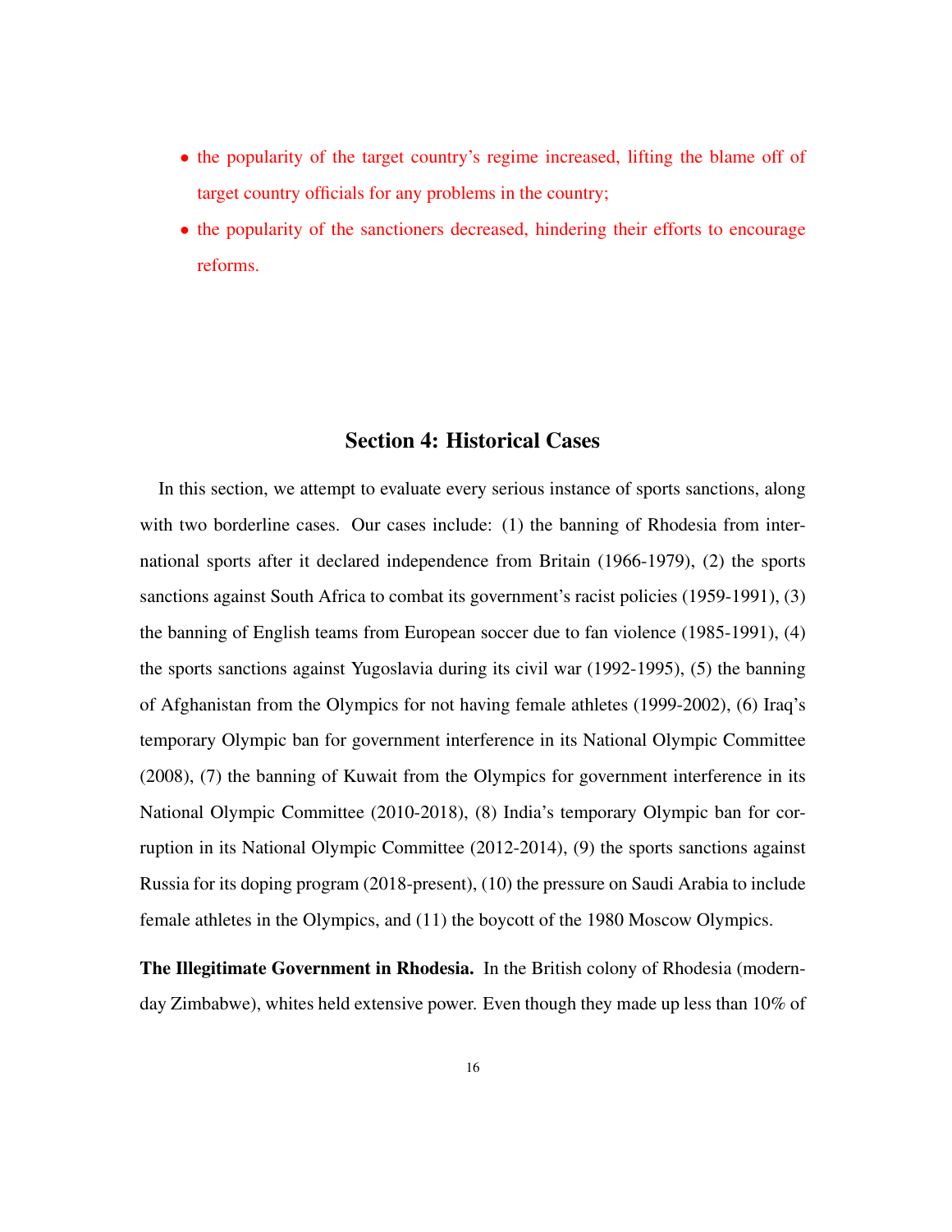- the popularity of the target country's regime increased, lifting the blame off of target country officials for any problems in the country;
- the popularity of the sanctioners decreased, hindering their efforts to encourage reforms.

## Section 4: Historical Cases

In this section, we attempt to evaluate every serious instance of sports sanctions, along with two borderline cases. Our cases include: (1) the banning of Rhodesia from international sports after it declared independence from Britain (1966-1979), (2) the sports sanctions against South Africa to combat its government's racist policies (1959-1991), (3) the banning of English teams from European soccer due to fan violence (1985-1991), (4) the sports sanctions against Yugoslavia during its civil war (1992-1995), (5) the banning of Afghanistan from the Olympics for not having female athletes (1999-2002), (6) Iraq's temporary Olympic ban for government interference in its National Olympic Committee (2008), (7) the banning of Kuwait from the Olympics for government interference in its National Olympic Committee (2010-2018), (8) India's temporary Olympic ban for corruption in its National Olympic Committee (2012-2014), (9) the sports sanctions against Russia for its doping program (2018-present), (10) the pressure on Saudi Arabia to include female athletes in the Olympics, and (11) the boycott of the 1980 Moscow Olympics.

**The Illegitimate Government in Rhodesia.** In the British colony of Rhodesia (modern-day Zimbabwe), whites held extensive power. Even though they made up less than 10% of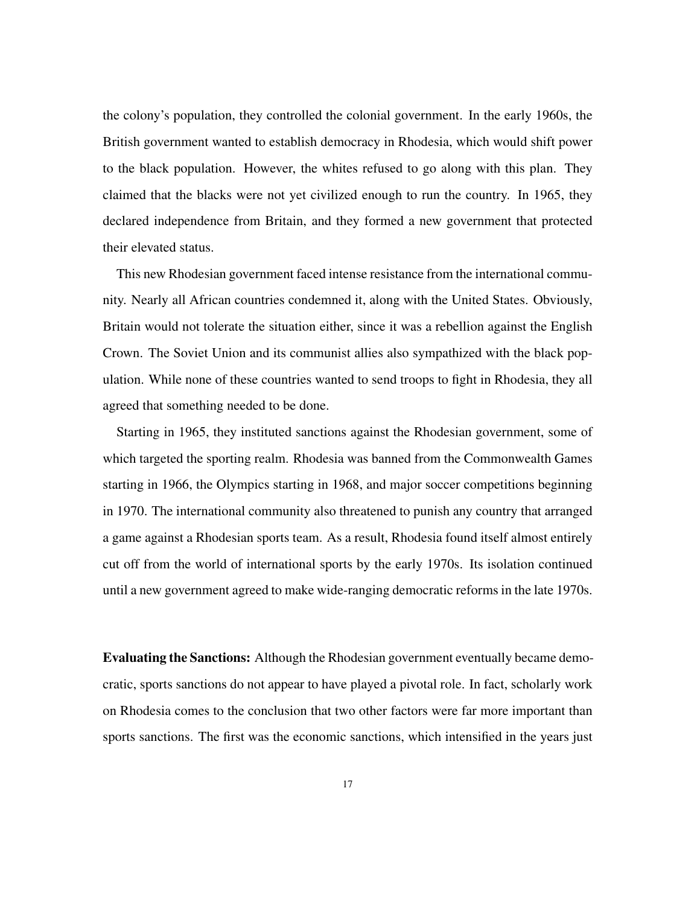the colony's population, they controlled the colonial government. In the early 1960s, the British government wanted to establish democracy in Rhodesia, which would shift power to the black population. However, the whites refused to go along with this plan. They claimed that the blacks were not yet civilized enough to run the country. In 1965, they declared independence from Britain, and they formed a new government that protected their elevated status.

This new Rhodesian government faced intense resistance from the international community. Nearly all African countries condemned it, along with the United States. Obviously, Britain would not tolerate the situation either, since it was a rebellion against the English Crown. The Soviet Union and its communist allies also sympathized with the black population. While none of these countries wanted to send troops to fight in Rhodesia, they all agreed that something needed to be done.

Starting in 1965, they instituted sanctions against the Rhodesian government, some of which targeted the sporting realm. Rhodesia was banned from the Commonwealth Games starting in 1966, the Olympics starting in 1968, and major soccer competitions beginning in 1970. The international community also threatened to punish any country that arranged a game against a Rhodesian sports team. As a result, Rhodesia found itself almost entirely cut off from the world of international sports by the early 1970s. Its isolation continued until a new government agreed to make wide-ranging democratic reforms in the late 1970s.

**Evaluating the Sanctions:** Although the Rhodesian government eventually became democratic, sports sanctions do not appear to have played a pivotal role. In fact, scholarly work on Rhodesia comes to the conclusion that two other factors were far more important than sports sanctions. The first was the economic sanctions, which intensified in the years just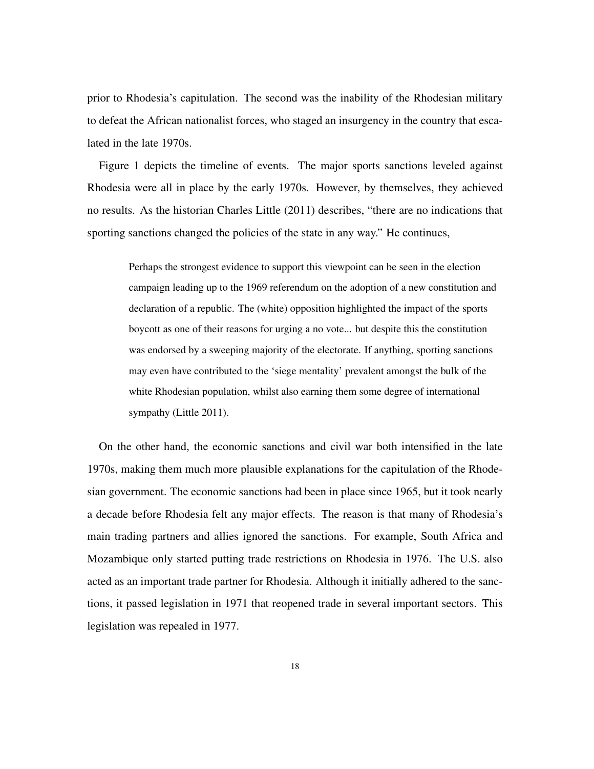prior to Rhodesia's capitulation. The second was the inability of the Rhodesian military to defeat the African nationalist forces, who staged an insurgency in the country that escalated in the late 1970s.

Figure 1 depicts the timeline of events. The major sports sanctions leveled against Rhodesia were all in place by the early 1970s. However, by themselves, they achieved no results. As the historian Charles Little (2011) describes, "there are no indications that sporting sanctions changed the policies of the state in any way." He continues,

> Perhaps the strongest evidence to support this viewpoint can be seen in the election campaign leading up to the 1969 referendum on the adoption of a new constitution and declaration of a republic. The (white) opposition highlighted the impact of the sports boycott as one of their reasons for urging a no vote... but despite this the constitution was endorsed by a sweeping majority of the electorate. If anything, sporting sanctions may even have contributed to the 'siege mentality' prevalent amongst the bulk of the white Rhodesian population, whilst also earning them some degree of international sympathy (Little 2011).

On the other hand, the economic sanctions and civil war both intensified in the late 1970s, making them much more plausible explanations for the capitulation of the Rhodesian government. The economic sanctions had been in place since 1965, but it took nearly a decade before Rhodesia felt any major effects. The reason is that many of Rhodesia's main trading partners and allies ignored the sanctions. For example, South Africa and Mozambique only started putting trade restrictions on Rhodesia in 1976. The U.S. also acted as an important trade partner for Rhodesia. Although it initially adhered to the sanctions, it passed legislation in 1971 that reopened trade in several important sectors. This legislation was repealed in 1977.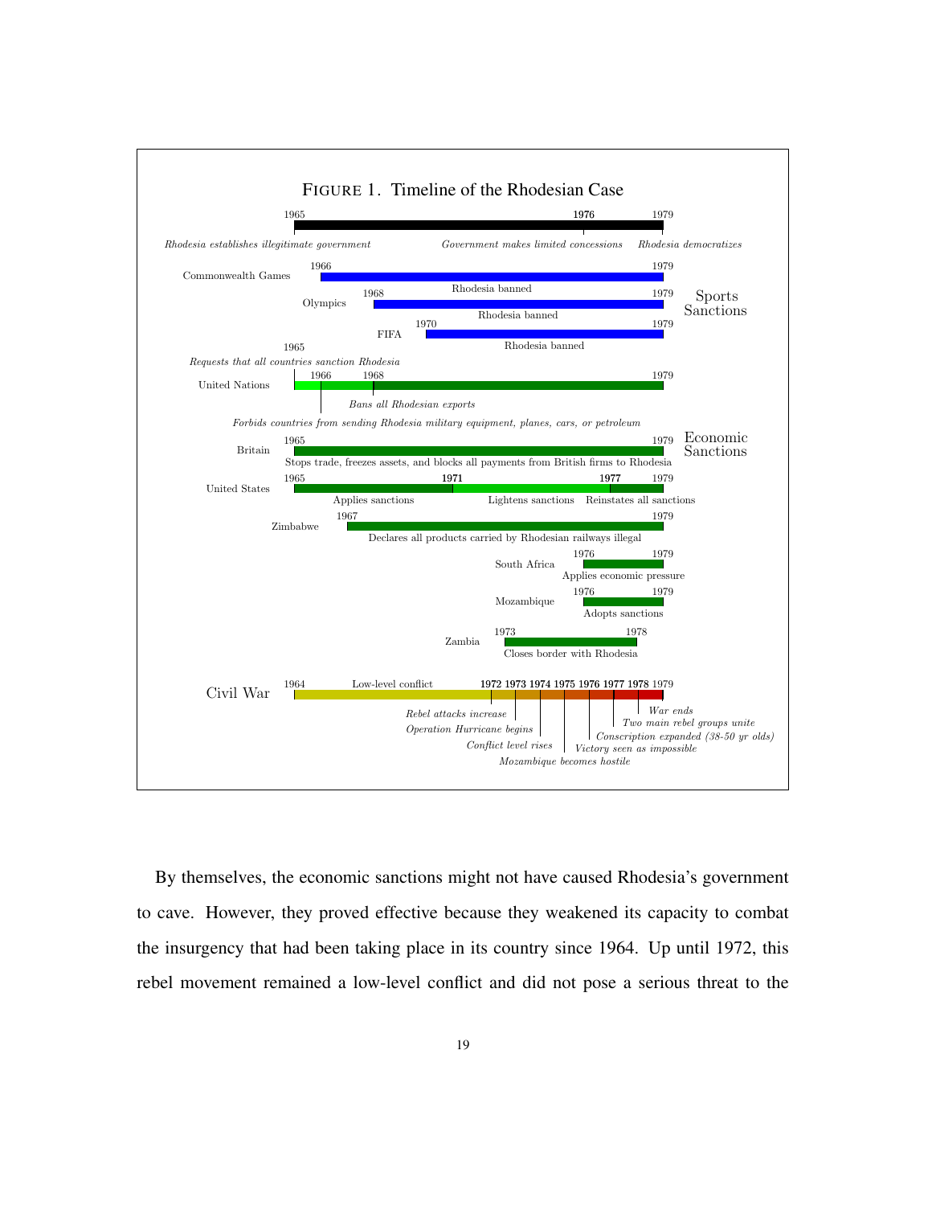FIGURE 1. Timeline of the Rhodesian Case

1965 — 1976 — 1979

*Rhodesia establishes illegitimate government* — *Government makes limited concessions* — *Rhodesia democratizes*

**Sports Sanctions**

- Commonwealth Games: 1966–1979, Rhodesia banned
- Olympics: 1968–1979, Rhodesia banned
- FIFA: 1970–1979, Rhodesia banned

**Economic Sanctions**

- United Nations: 1965, *Requests that all countries sanction Rhodesia*; 1966, *Forbids countries from sending Rhodesia military equipment, planes, cars, or petroleum*; 1968, *Bans all Rhodesian exports*; 1979
- Britain: 1965–1979, Stops trade, freezes assets, and blocks all payments from British firms to Rhodesia
- United States: 1965, Applies sanctions; 1971, Lightens sanctions; 1977, Reinstates all sanctions; 1979
- Zimbabwe: 1967–1979, Declares all products carried by Rhodesian railways illegal
- South Africa: 1976–1979, Applies economic pressure
- Mozambique: 1976–1979, Adopts sanctions
- Zambia: 1973–1978, Closes border with Rhodesia

**Civil War**

1964 Low-level conflict; 1972 *Rebel attacks increase*; 1973 *Operation Hurricane begins*; 1974 *Conflict level rises*; 1975 *Mozambique becomes hostile*; 1976 *Victory seen as impossible*; 1977 *Conscription expanded (38-50 yr olds)*; 1978 *Two main rebel groups unite*; 1979 *War ends*

By themselves, the economic sanctions might not have caused Rhodesia's government to cave. However, they proved effective because they weakened its capacity to combat the insurgency that had been taking place in its country since 1964. Up until 1972, this rebel movement remained a low-level conflict and did not pose a serious threat to the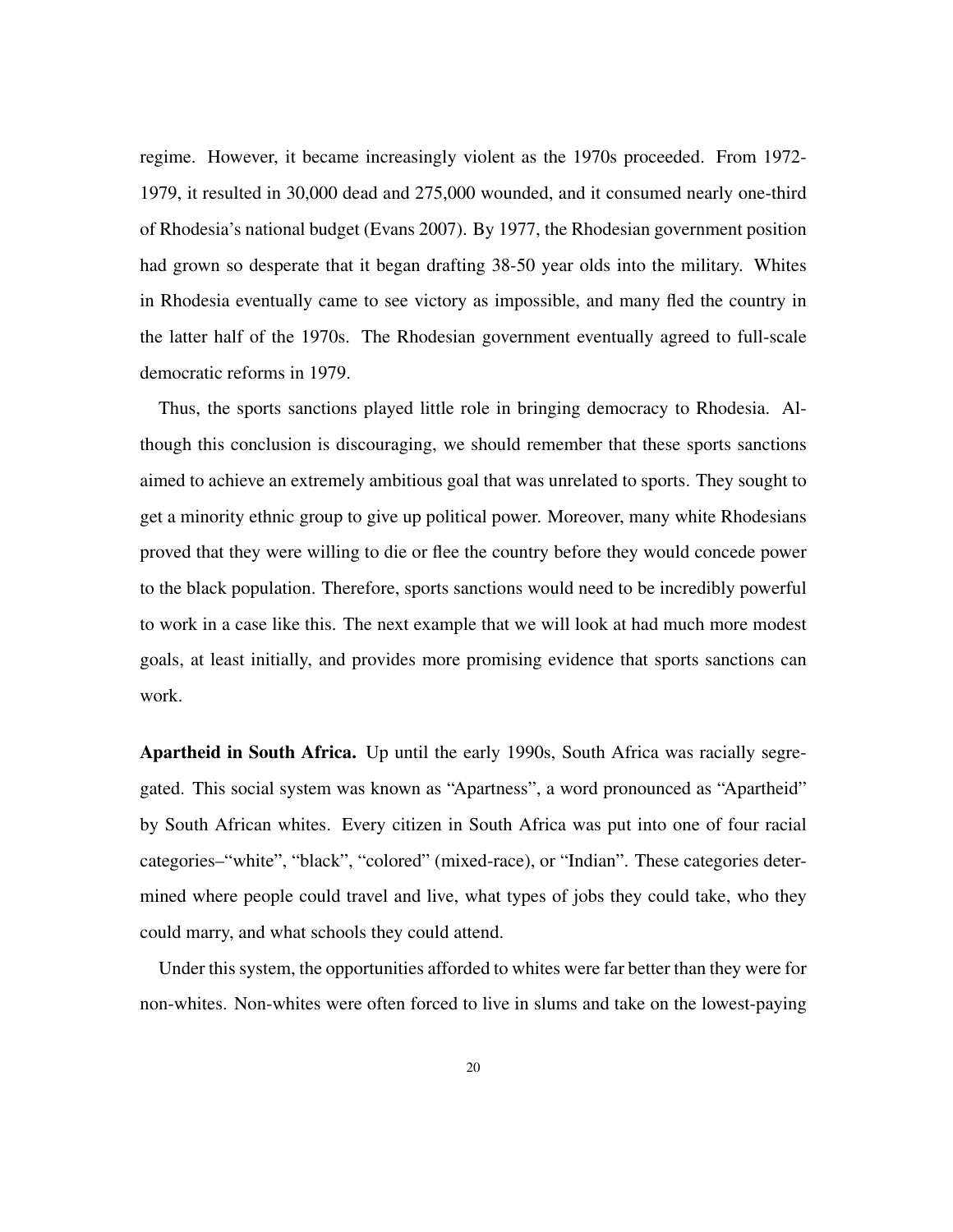regime. However, it became increasingly violent as the 1970s proceeded. From 1972-1979, it resulted in 30,000 dead and 275,000 wounded, and it consumed nearly one-third of Rhodesia's national budget (Evans 2007). By 1977, the Rhodesian government position had grown so desperate that it began drafting 38-50 year olds into the military. Whites in Rhodesia eventually came to see victory as impossible, and many fled the country in the latter half of the 1970s. The Rhodesian government eventually agreed to full-scale democratic reforms in 1979.

Thus, the sports sanctions played little role in bringing democracy to Rhodesia. Although this conclusion is discouraging, we should remember that these sports sanctions aimed to achieve an extremely ambitious goal that was unrelated to sports. They sought to get a minority ethnic group to give up political power. Moreover, many white Rhodesians proved that they were willing to die or flee the country before they would concede power to the black population. Therefore, sports sanctions would need to be incredibly powerful to work in a case like this. The next example that we will look at had much more modest goals, at least initially, and provides more promising evidence that sports sanctions can work.

**Apartheid in South Africa.** Up until the early 1990s, South Africa was racially segregated. This social system was known as "Apartness", a word pronounced as "Apartheid" by South African whites. Every citizen in South Africa was put into one of four racial categories–"white", "black", "colored" (mixed-race), or "Indian". These categories determined where people could travel and live, what types of jobs they could take, who they could marry, and what schools they could attend.

Under this system, the opportunities afforded to whites were far better than they were for non-whites. Non-whites were often forced to live in slums and take on the lowest-paying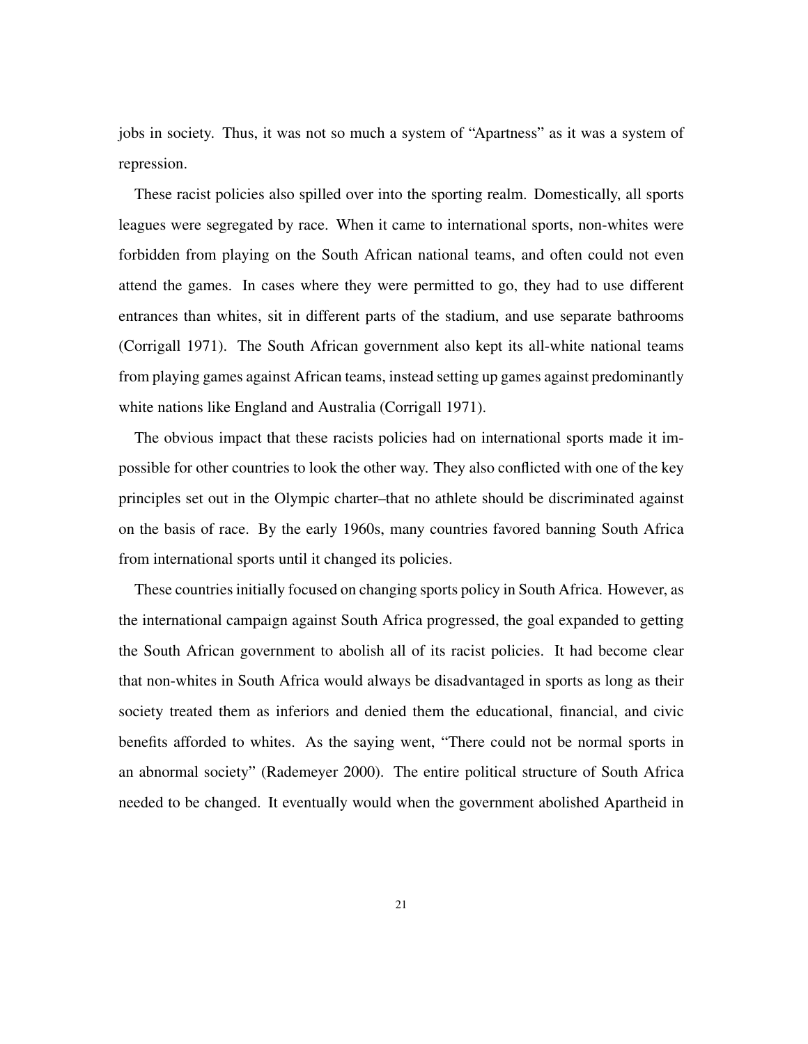jobs in society. Thus, it was not so much a system of "Apartness" as it was a system of repression.

These racist policies also spilled over into the sporting realm. Domestically, all sports leagues were segregated by race. When it came to international sports, non-whites were forbidden from playing on the South African national teams, and often could not even attend the games. In cases where they were permitted to go, they had to use different entrances than whites, sit in different parts of the stadium, and use separate bathrooms (Corrigall 1971). The South African government also kept its all-white national teams from playing games against African teams, instead setting up games against predominantly white nations like England and Australia (Corrigall 1971).

The obvious impact that these racists policies had on international sports made it impossible for other countries to look the other way. They also conflicted with one of the key principles set out in the Olympic charter–that no athlete should be discriminated against on the basis of race. By the early 1960s, many countries favored banning South Africa from international sports until it changed its policies.

These countries initially focused on changing sports policy in South Africa. However, as the international campaign against South Africa progressed, the goal expanded to getting the South African government to abolish all of its racist policies. It had become clear that non-whites in South Africa would always be disadvantaged in sports as long as their society treated them as inferiors and denied them the educational, financial, and civic benefits afforded to whites. As the saying went, "There could not be normal sports in an abnormal society" (Rademeyer 2000). The entire political structure of South Africa needed to be changed. It eventually would when the government abolished Apartheid in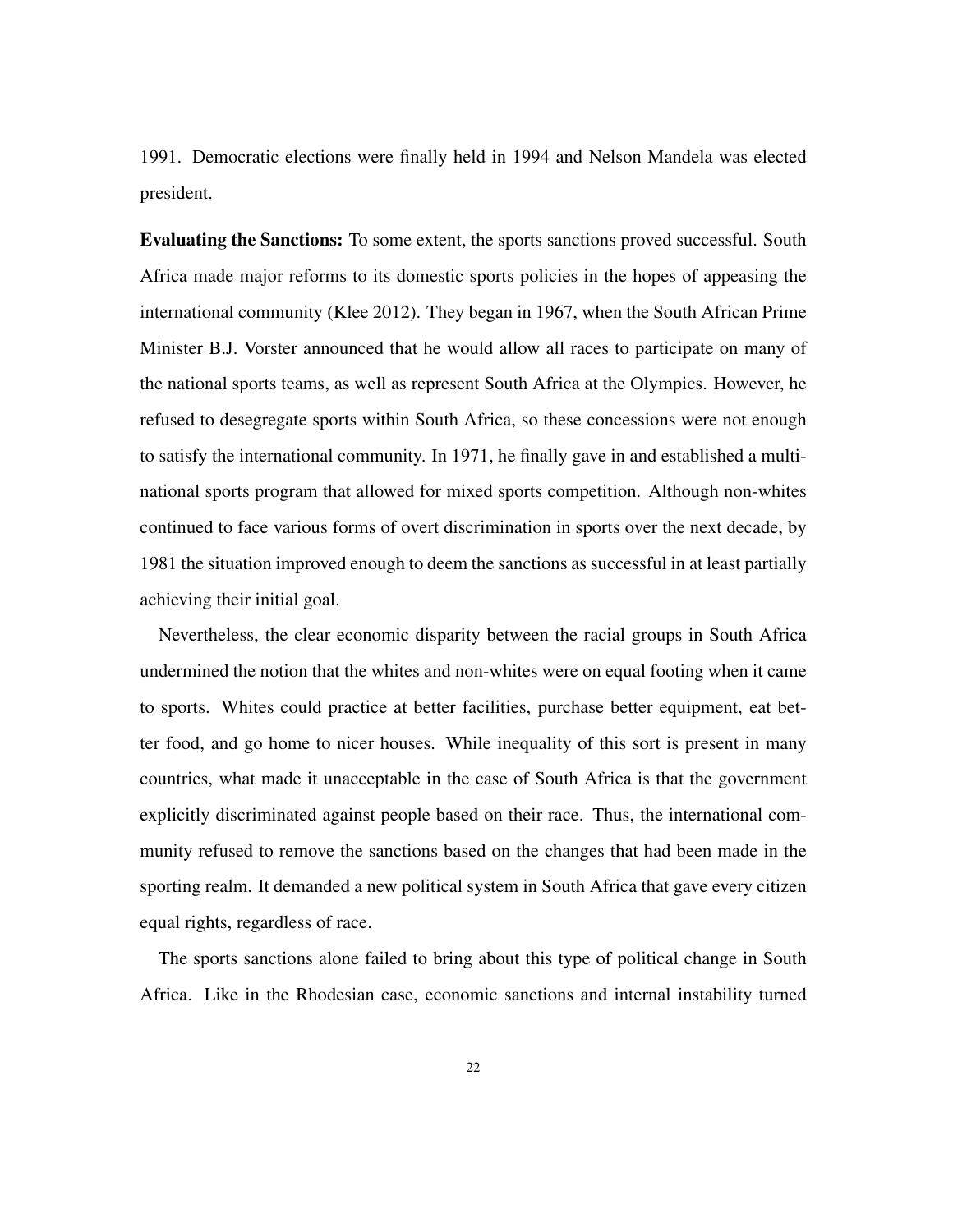1991. Democratic elections were finally held in 1994 and Nelson Mandela was elected president.

**Evaluating the Sanctions:** To some extent, the sports sanctions proved successful. South Africa made major reforms to its domestic sports policies in the hopes of appeasing the international community (Klee 2012). They began in 1967, when the South African Prime Minister B.J. Vorster announced that he would allow all races to participate on many of the national sports teams, as well as represent South Africa at the Olympics. However, he refused to desegregate sports within South Africa, so these concessions were not enough to satisfy the international community. In 1971, he finally gave in and established a multi-national sports program that allowed for mixed sports competition. Although non-whites continued to face various forms of overt discrimination in sports over the next decade, by 1981 the situation improved enough to deem the sanctions as successful in at least partially achieving their initial goal.

Nevertheless, the clear economic disparity between the racial groups in South Africa undermined the notion that the whites and non-whites were on equal footing when it came to sports. Whites could practice at better facilities, purchase better equipment, eat better food, and go home to nicer houses. While inequality of this sort is present in many countries, what made it unacceptable in the case of South Africa is that the government explicitly discriminated against people based on their race. Thus, the international community refused to remove the sanctions based on the changes that had been made in the sporting realm. It demanded a new political system in South Africa that gave every citizen equal rights, regardless of race.

The sports sanctions alone failed to bring about this type of political change in South Africa. Like in the Rhodesian case, economic sanctions and internal instability turned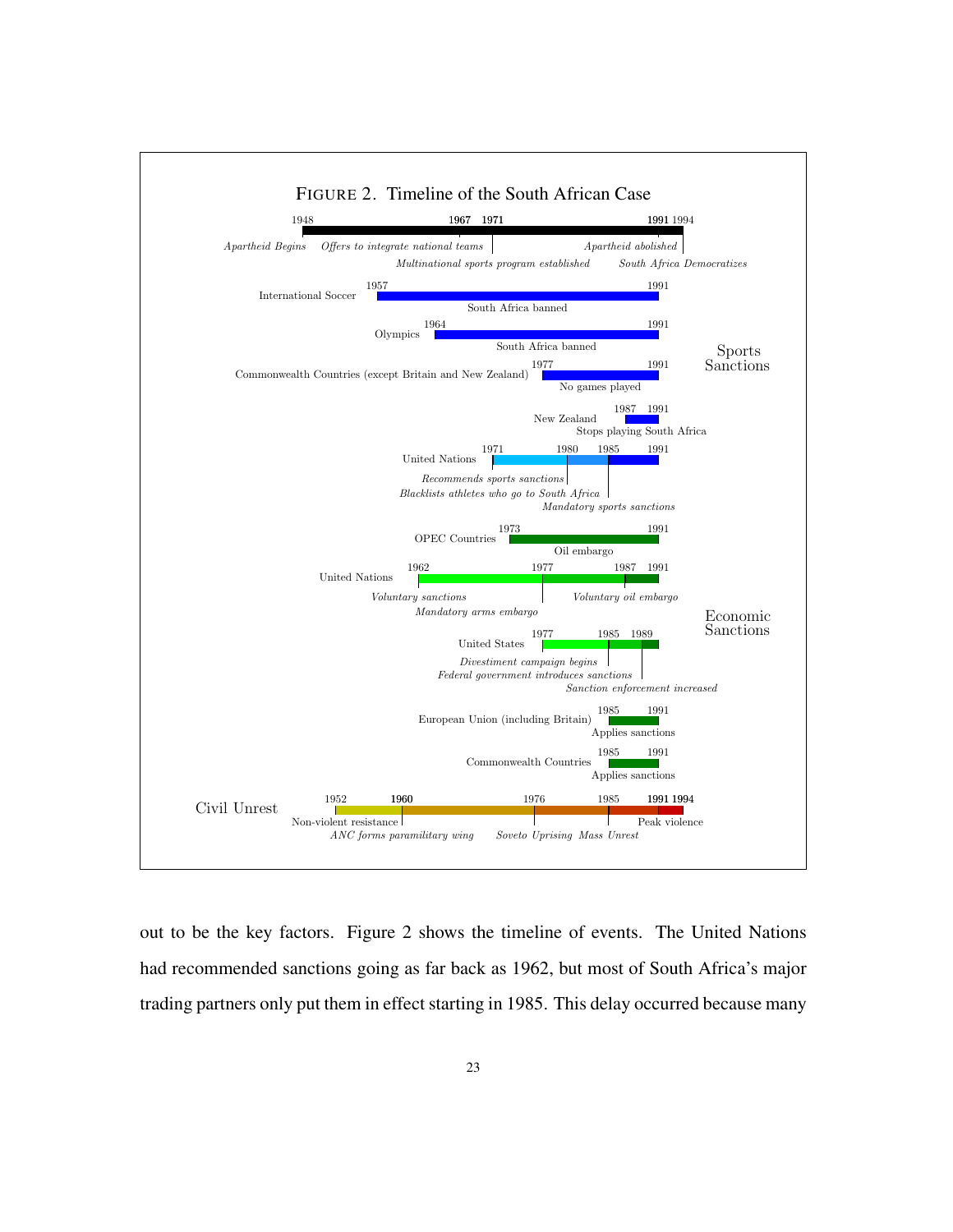FIGURE 2. Timeline of the South African Case

**South Africa**
- 1948: *Apartheid Begins*
- 1967: *Offers to integrate national teams*
- 1971: *Multinational sports program established*
- 1991: *Apartheid abolished*
- 1994: *South Africa Democratizes*

**Sports Sanctions**
- International Soccer, 1957–1991: South Africa banned
- Olympics, 1964–1991: South Africa banned
- Commonwealth Countries (except Britain and New Zealand), 1977–1991: No games played
- New Zealand, 1987–1991: Stops playing South Africa
- United Nations, 1971–1991: 1971 *Recommends sports sanctions*; 1980 *Blacklists athletes who go to South Africa*; 1985 *Mandatory sports sanctions*

**Economic Sanctions**
- OPEC Countries, 1973–1991: Oil embargo
- United Nations, 1962–1991: 1962 *Voluntary sanctions*; 1977 *Mandatory arms embargo*; 1987 *Voluntary oil embargo*
- United States, 1977–1991: 1977 *Divestiment campaign begins*; 1985 *Federal government introduces sanctions*; 1989 *Sanction enforcement increased*
- European Union (including Britain), 1985–1991: Applies sanctions
- Commonwealth Countries, 1985–1991: Applies sanctions

**Civil Unrest**
- 1952: Non-violent resistance
- 1960: *ANC forms paramilitary wing*
- 1976: *Soveto Uprising*
- 1985: *Mass Unrest*
- 1991–1994: Peak violence

out to be the key factors. Figure 2 shows the timeline of events. The United Nations had recommended sanctions going as far back as 1962, but most of South Africa's major trading partners only put them in effect starting in 1985. This delay occurred because many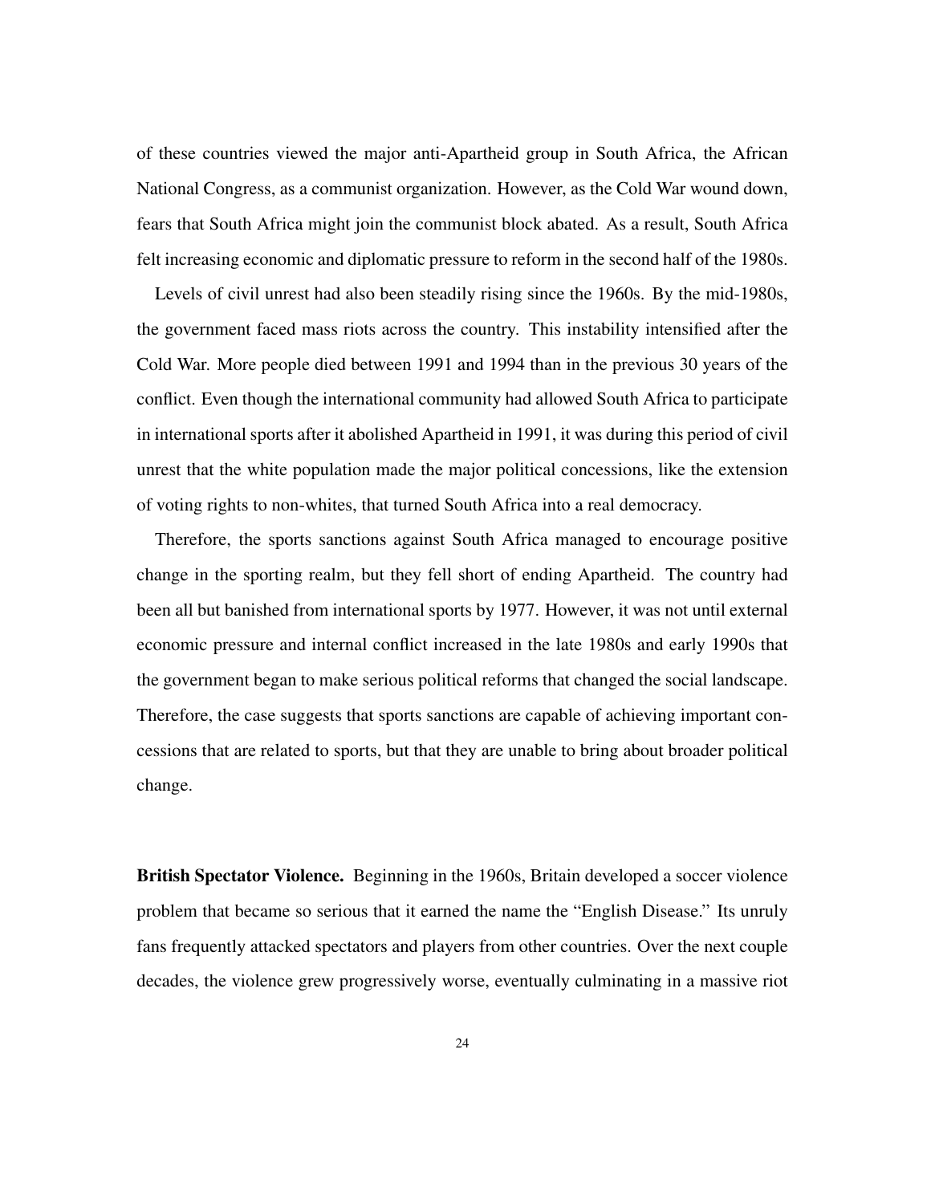of these countries viewed the major anti-Apartheid group in South Africa, the African National Congress, as a communist organization. However, as the Cold War wound down, fears that South Africa might join the communist block abated. As a result, South Africa felt increasing economic and diplomatic pressure to reform in the second half of the 1980s.

Levels of civil unrest had also been steadily rising since the 1960s. By the mid-1980s, the government faced mass riots across the country. This instability intensified after the Cold War. More people died between 1991 and 1994 than in the previous 30 years of the conflict. Even though the international community had allowed South Africa to participate in international sports after it abolished Apartheid in 1991, it was during this period of civil unrest that the white population made the major political concessions, like the extension of voting rights to non-whites, that turned South Africa into a real democracy.

Therefore, the sports sanctions against South Africa managed to encourage positive change in the sporting realm, but they fell short of ending Apartheid. The country had been all but banished from international sports by 1977. However, it was not until external economic pressure and internal conflict increased in the late 1980s and early 1990s that the government began to make serious political reforms that changed the social landscape. Therefore, the case suggests that sports sanctions are capable of achieving important concessions that are related to sports, but that they are unable to bring about broader political change.

**British Spectator Violence.** Beginning in the 1960s, Britain developed a soccer violence problem that became so serious that it earned the name the "English Disease." Its unruly fans frequently attacked spectators and players from other countries. Over the next couple decades, the violence grew progressively worse, eventually culminating in a massive riot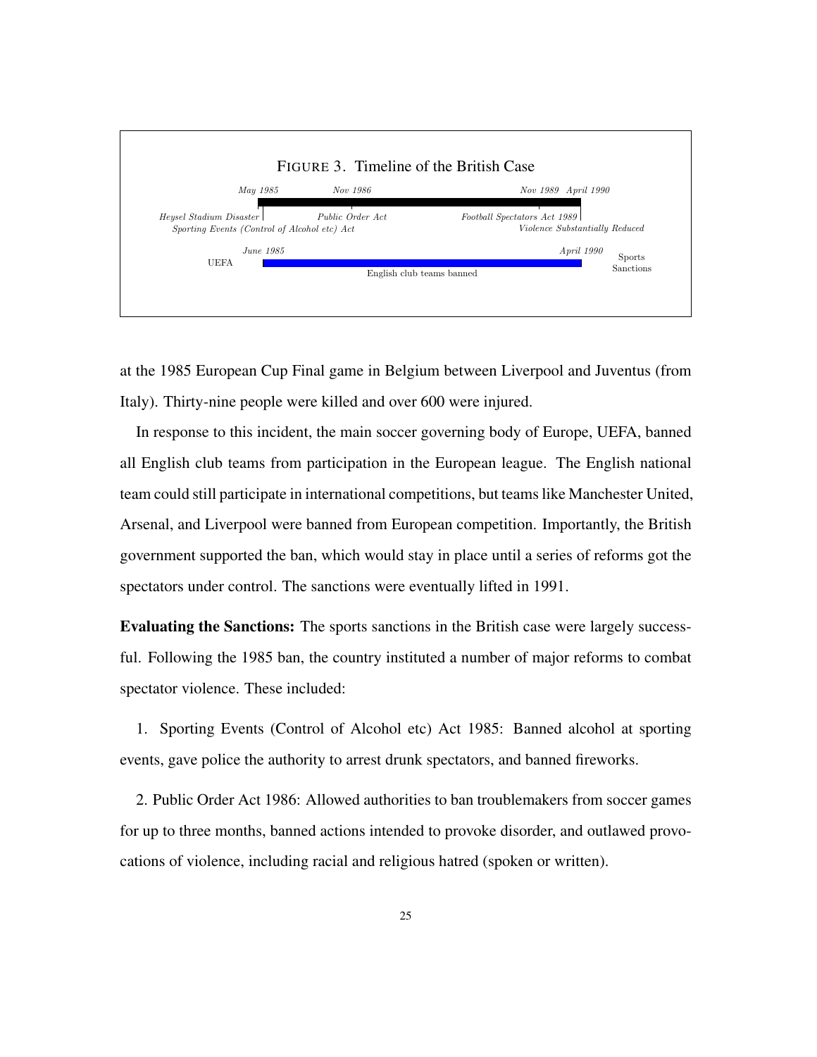FIGURE 3. Timeline of the British Case

*May 1985* — *Heysel Stadium Disaster*; *Sporting Events (Control of Alcohol etc) Act*

*Nov 1986* — *Public Order Act*

*Nov 1989* — *Football Spectators Act 1989*

*April 1990* — *Violence Substantially Reduced*

UEFA: *June 1985* – *April 1990* — English club teams banned (Sports Sanctions)

at the 1985 European Cup Final game in Belgium between Liverpool and Juventus (from Italy). Thirty-nine people were killed and over 600 were injured.

In response to this incident, the main soccer governing body of Europe, UEFA, banned all English club teams from participation in the European league. The English national team could still participate in international competitions, but teams like Manchester United, Arsenal, and Liverpool were banned from European competition. Importantly, the British government supported the ban, which would stay in place until a series of reforms got the spectators under control. The sanctions were eventually lifted in 1991.

**Evaluating the Sanctions:** The sports sanctions in the British case were largely successful. Following the 1985 ban, the country instituted a number of major reforms to combat spectator violence. These included:

1. Sporting Events (Control of Alcohol etc) Act 1985: Banned alcohol at sporting events, gave police the authority to arrest drunk spectators, and banned fireworks.

2. Public Order Act 1986: Allowed authorities to ban troublemakers from soccer games for up to three months, banned actions intended to provoke disorder, and outlawed provocations of violence, including racial and religious hatred (spoken or written).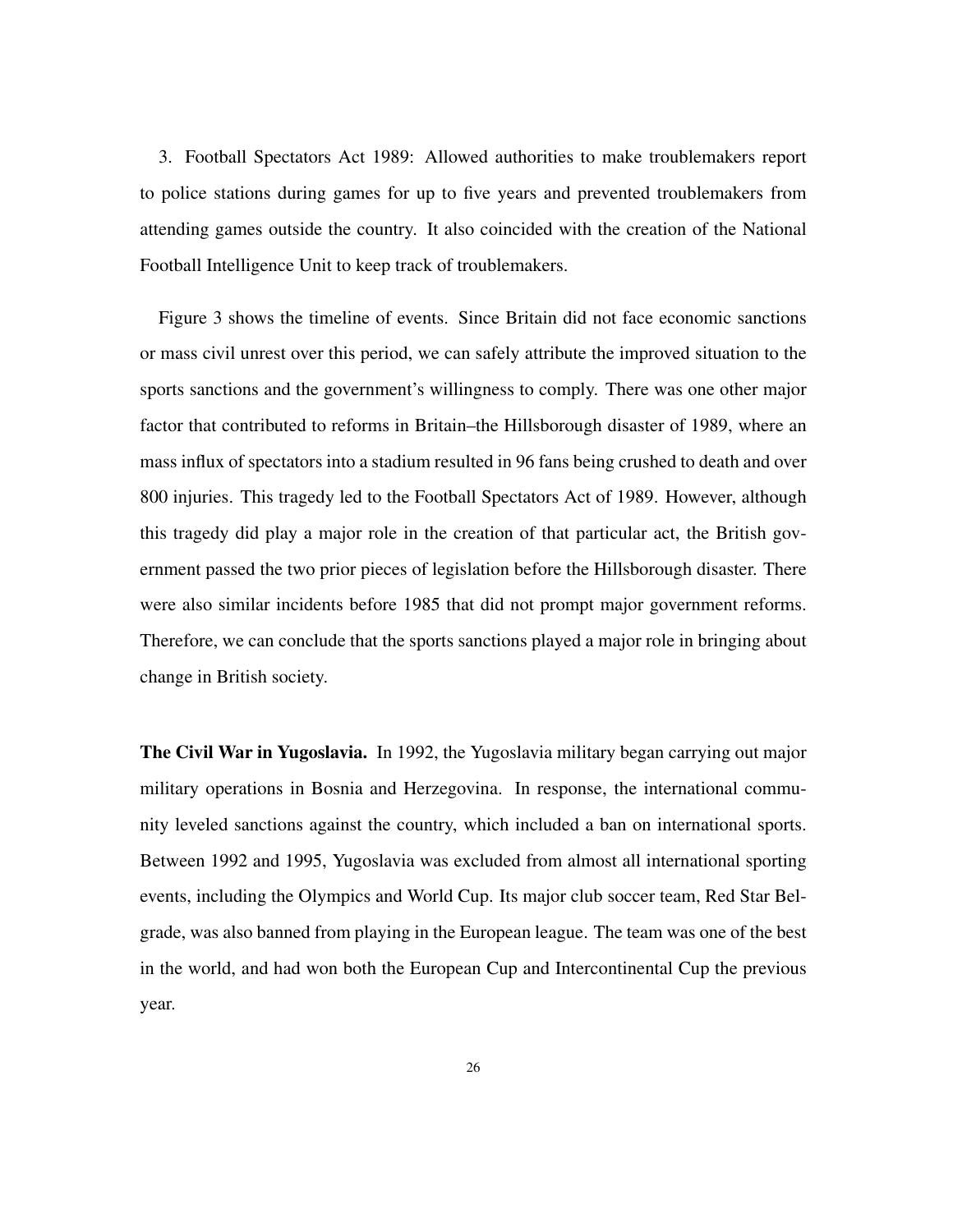3. Football Spectators Act 1989: Allowed authorities to make troublemakers report to police stations during games for up to five years and prevented troublemakers from attending games outside the country. It also coincided with the creation of the National Football Intelligence Unit to keep track of troublemakers.

Figure 3 shows the timeline of events. Since Britain did not face economic sanctions or mass civil unrest over this period, we can safely attribute the improved situation to the sports sanctions and the government's willingness to comply. There was one other major factor that contributed to reforms in Britain–the Hillsborough disaster of 1989, where an mass influx of spectators into a stadium resulted in 96 fans being crushed to death and over 800 injuries. This tragedy led to the Football Spectators Act of 1989. However, although this tragedy did play a major role in the creation of that particular act, the British government passed the two prior pieces of legislation before the Hillsborough disaster. There were also similar incidents before 1985 that did not prompt major government reforms. Therefore, we can conclude that the sports sanctions played a major role in bringing about change in British society.

**The Civil War in Yugoslavia.** In 1992, the Yugoslavia military began carrying out major military operations in Bosnia and Herzegovina. In response, the international community leveled sanctions against the country, which included a ban on international sports. Between 1992 and 1995, Yugoslavia was excluded from almost all international sporting events, including the Olympics and World Cup. Its major club soccer team, Red Star Belgrade, was also banned from playing in the European league. The team was one of the best in the world, and had won both the European Cup and Intercontinental Cup the previous year.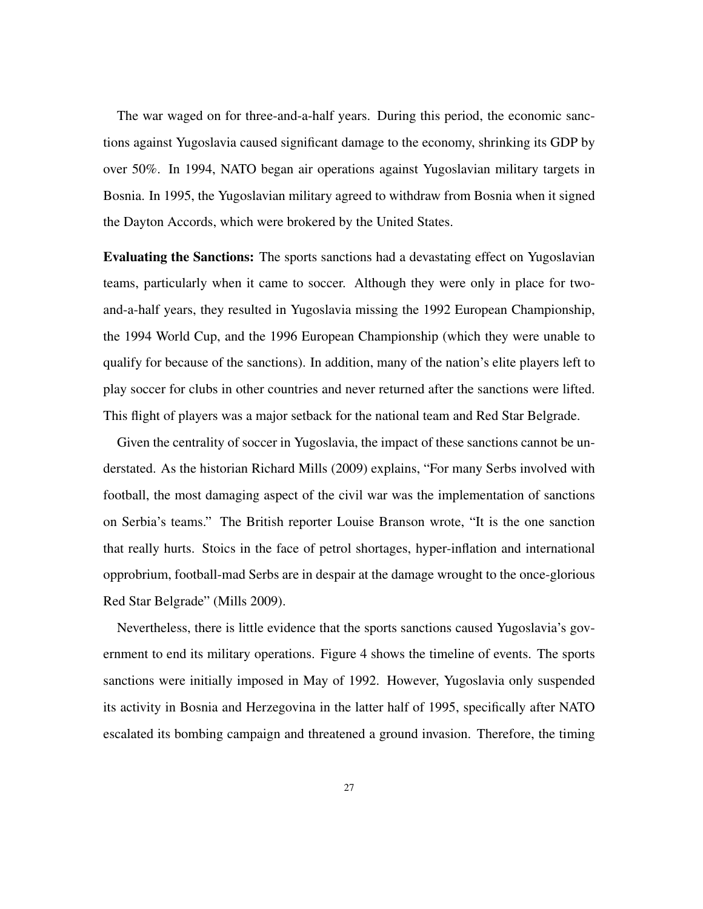The war waged on for three-and-a-half years. During this period, the economic sanctions against Yugoslavia caused significant damage to the economy, shrinking its GDP by over 50%. In 1994, NATO began air operations against Yugoslavian military targets in Bosnia. In 1995, the Yugoslavian military agreed to withdraw from Bosnia when it signed the Dayton Accords, which were brokered by the United States.

**Evaluating the Sanctions:** The sports sanctions had a devastating effect on Yugoslavian teams, particularly when it came to soccer. Although they were only in place for two-and-a-half years, they resulted in Yugoslavia missing the 1992 European Championship, the 1994 World Cup, and the 1996 European Championship (which they were unable to qualify for because of the sanctions). In addition, many of the nation's elite players left to play soccer for clubs in other countries and never returned after the sanctions were lifted. This flight of players was a major setback for the national team and Red Star Belgrade.

Given the centrality of soccer in Yugoslavia, the impact of these sanctions cannot be understated. As the historian Richard Mills (2009) explains, "For many Serbs involved with football, the most damaging aspect of the civil war was the implementation of sanctions on Serbia's teams." The British reporter Louise Branson wrote, "It is the one sanction that really hurts. Stoics in the face of petrol shortages, hyper-inflation and international opprobrium, football-mad Serbs are in despair at the damage wrought to the once-glorious Red Star Belgrade" (Mills 2009).

Nevertheless, there is little evidence that the sports sanctions caused Yugoslavia's government to end its military operations. Figure 4 shows the timeline of events. The sports sanctions were initially imposed in May of 1992. However, Yugoslavia only suspended its activity in Bosnia and Herzegovina in the latter half of 1995, specifically after NATO escalated its bombing campaign and threatened a ground invasion. Therefore, the timing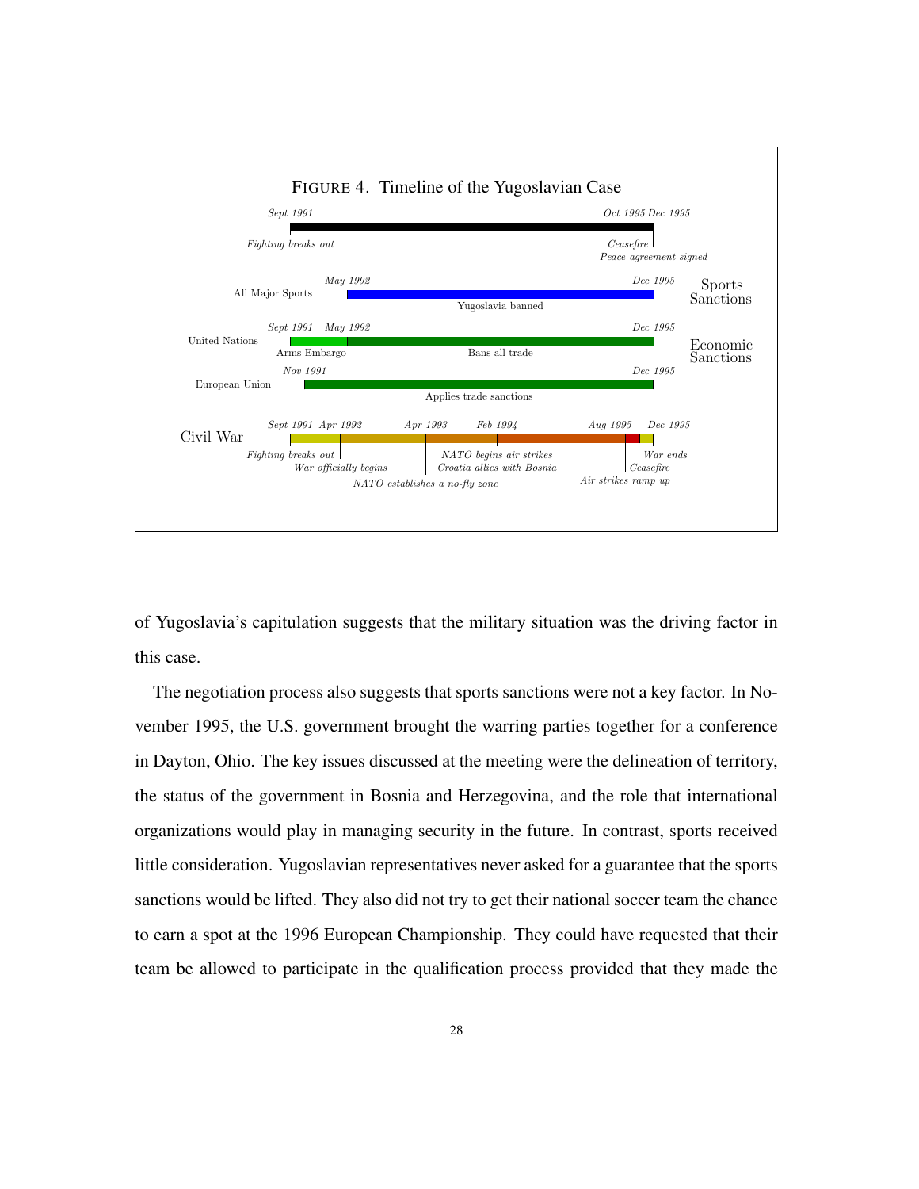FIGURE 4. Timeline of the Yugoslavian Case

Sept 1991 — Oct 1995 — Dec 1995

*Fighting breaks out* — *Ceasefire* — *Peace agreement signed*

**Sports Sanctions**

All Major Sports: May 1992 – Dec 1995, Yugoslavia banned

**Economic Sanctions**

United Nations: Sept 1991 – May 1992, Arms Embargo; May 1992 – Dec 1995, Bans all trade

European Union: Nov 1991 – Dec 1995, Applies trade sanctions

**Civil War**

Sept 1991 — Apr 1992 — Apr 1993 — Feb 1994 — Aug 1995 — Dec 1995

*Fighting breaks out* — *War officially begins* — *NATO establishes a no-fly zone* — *NATO begins air strikes* / *Croatia allies with Bosnia* — *Air strikes ramp up* — *Ceasefire* — *War ends*

of Yugoslavia's capitulation suggests that the military situation was the driving factor in this case.

The negotiation process also suggests that sports sanctions were not a key factor. In November 1995, the U.S. government brought the warring parties together for a conference in Dayton, Ohio. The key issues discussed at the meeting were the delineation of territory, the status of the government in Bosnia and Herzegovina, and the role that international organizations would play in managing security in the future. In contrast, sports received little consideration. Yugoslavian representatives never asked for a guarantee that the sports sanctions would be lifted. They also did not try to get their national soccer team the chance to earn a spot at the 1996 European Championship. They could have requested that their team be allowed to participate in the qualification process provided that they made the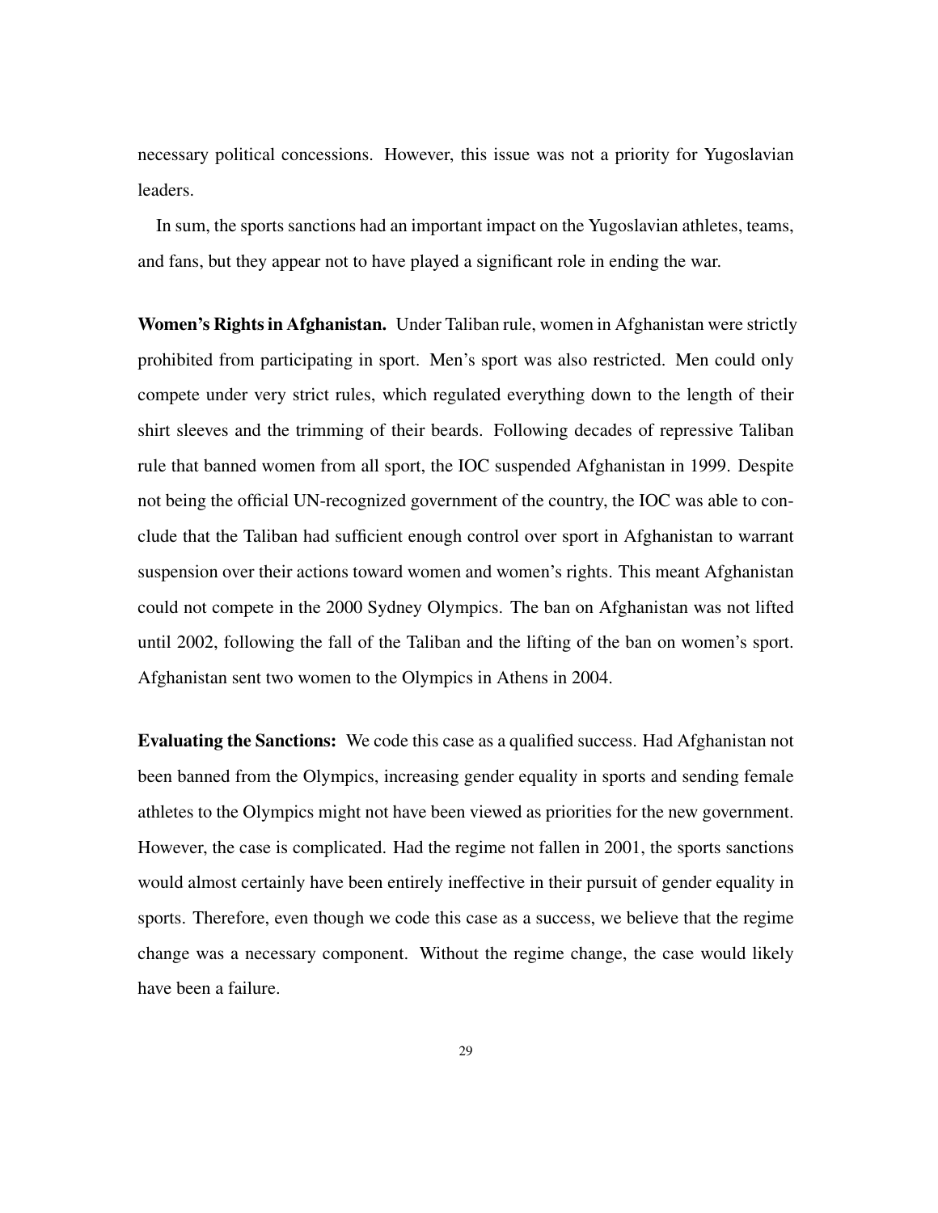necessary political concessions. However, this issue was not a priority for Yugoslavian leaders.

In sum, the sports sanctions had an important impact on the Yugoslavian athletes, teams, and fans, but they appear not to have played a significant role in ending the war.

**Women's Rights in Afghanistan.** Under Taliban rule, women in Afghanistan were strictly prohibited from participating in sport. Men's sport was also restricted. Men could only compete under very strict rules, which regulated everything down to the length of their shirt sleeves and the trimming of their beards. Following decades of repressive Taliban rule that banned women from all sport, the IOC suspended Afghanistan in 1999. Despite not being the official UN-recognized government of the country, the IOC was able to conclude that the Taliban had sufficient enough control over sport in Afghanistan to warrant suspension over their actions toward women and women's rights. This meant Afghanistan could not compete in the 2000 Sydney Olympics. The ban on Afghanistan was not lifted until 2002, following the fall of the Taliban and the lifting of the ban on women's sport. Afghanistan sent two women to the Olympics in Athens in 2004.

**Evaluating the Sanctions:** We code this case as a qualified success. Had Afghanistan not been banned from the Olympics, increasing gender equality in sports and sending female athletes to the Olympics might not have been viewed as priorities for the new government. However, the case is complicated. Had the regime not fallen in 2001, the sports sanctions would almost certainly have been entirely ineffective in their pursuit of gender equality in sports. Therefore, even though we code this case as a success, we believe that the regime change was a necessary component. Without the regime change, the case would likely have been a failure.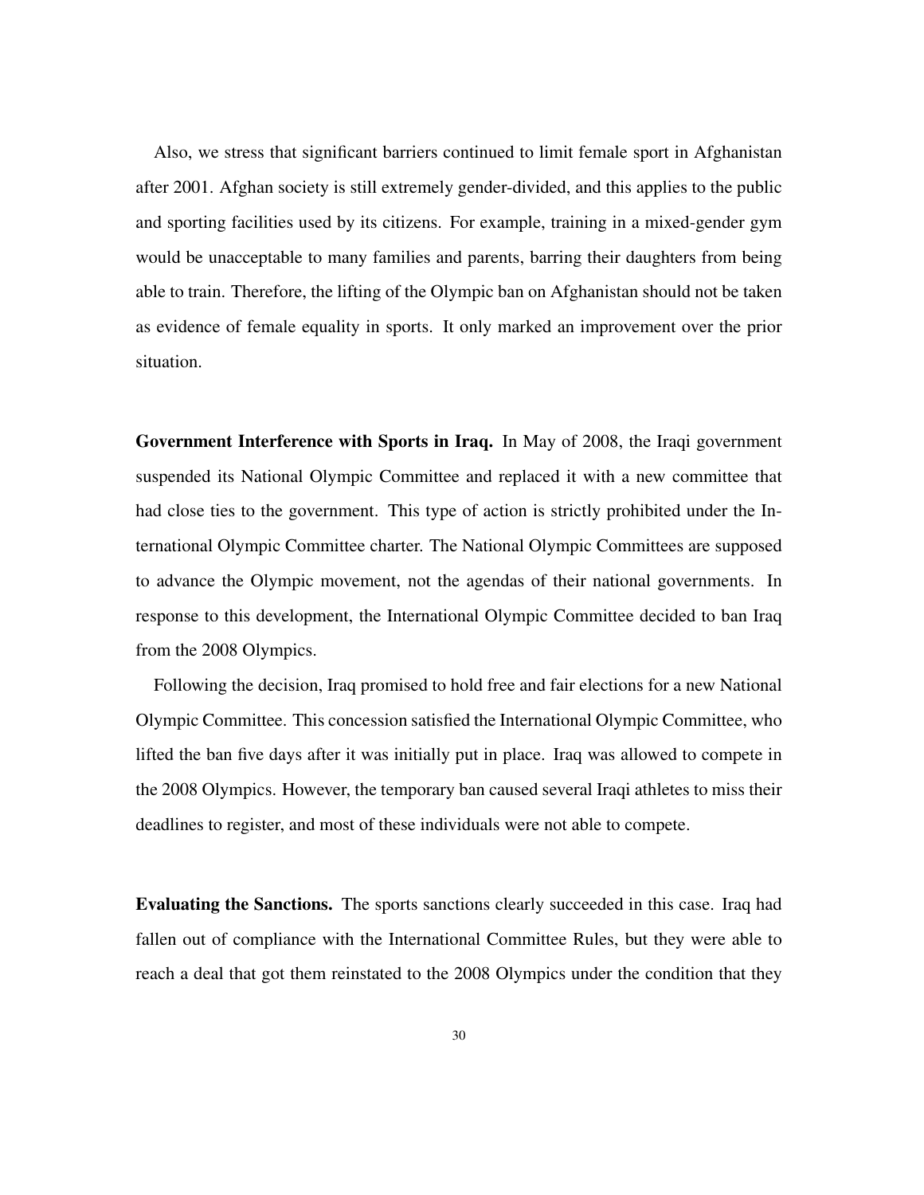Also, we stress that significant barriers continued to limit female sport in Afghanistan after 2001. Afghan society is still extremely gender-divided, and this applies to the public and sporting facilities used by its citizens. For example, training in a mixed-gender gym would be unacceptable to many families and parents, barring their daughters from being able to train. Therefore, the lifting of the Olympic ban on Afghanistan should not be taken as evidence of female equality in sports. It only marked an improvement over the prior situation.

**Government Interference with Sports in Iraq.** In May of 2008, the Iraqi government suspended its National Olympic Committee and replaced it with a new committee that had close ties to the government. This type of action is strictly prohibited under the International Olympic Committee charter. The National Olympic Committees are supposed to advance the Olympic movement, not the agendas of their national governments. In response to this development, the International Olympic Committee decided to ban Iraq from the 2008 Olympics.

Following the decision, Iraq promised to hold free and fair elections for a new National Olympic Committee. This concession satisfied the International Olympic Committee, who lifted the ban five days after it was initially put in place. Iraq was allowed to compete in the 2008 Olympics. However, the temporary ban caused several Iraqi athletes to miss their deadlines to register, and most of these individuals were not able to compete.

**Evaluating the Sanctions.** The sports sanctions clearly succeeded in this case. Iraq had fallen out of compliance with the International Committee Rules, but they were able to reach a deal that got them reinstated to the 2008 Olympics under the condition that they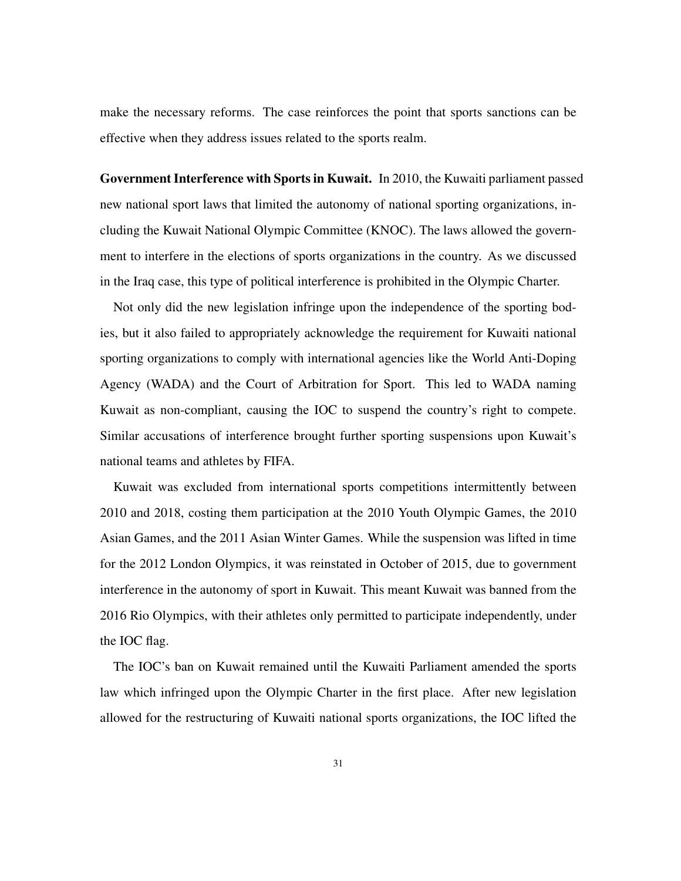make the necessary reforms. The case reinforces the point that sports sanctions can be effective when they address issues related to the sports realm.

**Government Interference with Sports in Kuwait.** In 2010, the Kuwaiti parliament passed new national sport laws that limited the autonomy of national sporting organizations, including the Kuwait National Olympic Committee (KNOC). The laws allowed the government to interfere in the elections of sports organizations in the country. As we discussed in the Iraq case, this type of political interference is prohibited in the Olympic Charter.

Not only did the new legislation infringe upon the independence of the sporting bodies, but it also failed to appropriately acknowledge the requirement for Kuwaiti national sporting organizations to comply with international agencies like the World Anti-Doping Agency (WADA) and the Court of Arbitration for Sport. This led to WADA naming Kuwait as non-compliant, causing the IOC to suspend the country's right to compete. Similar accusations of interference brought further sporting suspensions upon Kuwait's national teams and athletes by FIFA.

Kuwait was excluded from international sports competitions intermittently between 2010 and 2018, costing them participation at the 2010 Youth Olympic Games, the 2010 Asian Games, and the 2011 Asian Winter Games. While the suspension was lifted in time for the 2012 London Olympics, it was reinstated in October of 2015, due to government interference in the autonomy of sport in Kuwait. This meant Kuwait was banned from the 2016 Rio Olympics, with their athletes only permitted to participate independently, under the IOC flag.

The IOC's ban on Kuwait remained until the Kuwaiti Parliament amended the sports law which infringed upon the Olympic Charter in the first place. After new legislation allowed for the restructuring of Kuwaiti national sports organizations, the IOC lifted the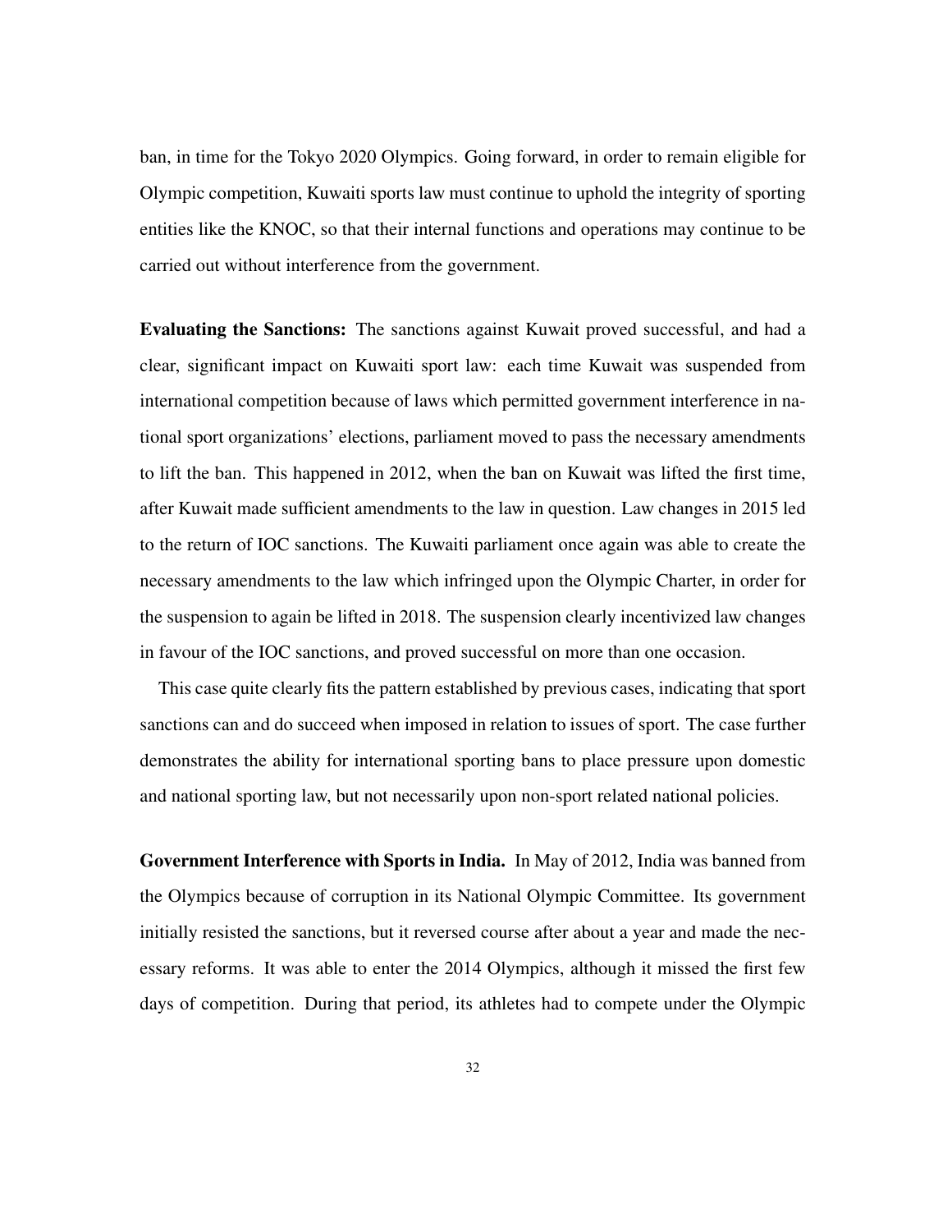ban, in time for the Tokyo 2020 Olympics. Going forward, in order to remain eligible for Olympic competition, Kuwaiti sports law must continue to uphold the integrity of sporting entities like the KNOC, so that their internal functions and operations may continue to be carried out without interference from the government.

**Evaluating the Sanctions:** The sanctions against Kuwait proved successful, and had a clear, significant impact on Kuwaiti sport law: each time Kuwait was suspended from international competition because of laws which permitted government interference in national sport organizations' elections, parliament moved to pass the necessary amendments to lift the ban. This happened in 2012, when the ban on Kuwait was lifted the first time, after Kuwait made sufficient amendments to the law in question. Law changes in 2015 led to the return of IOC sanctions. The Kuwaiti parliament once again was able to create the necessary amendments to the law which infringed upon the Olympic Charter, in order for the suspension to again be lifted in 2018. The suspension clearly incentivized law changes in favour of the IOC sanctions, and proved successful on more than one occasion.

This case quite clearly fits the pattern established by previous cases, indicating that sport sanctions can and do succeed when imposed in relation to issues of sport. The case further demonstrates the ability for international sporting bans to place pressure upon domestic and national sporting law, but not necessarily upon non-sport related national policies.

**Government Interference with Sports in India.** In May of 2012, India was banned from the Olympics because of corruption in its National Olympic Committee. Its government initially resisted the sanctions, but it reversed course after about a year and made the necessary reforms. It was able to enter the 2014 Olympics, although it missed the first few days of competition. During that period, its athletes had to compete under the Olympic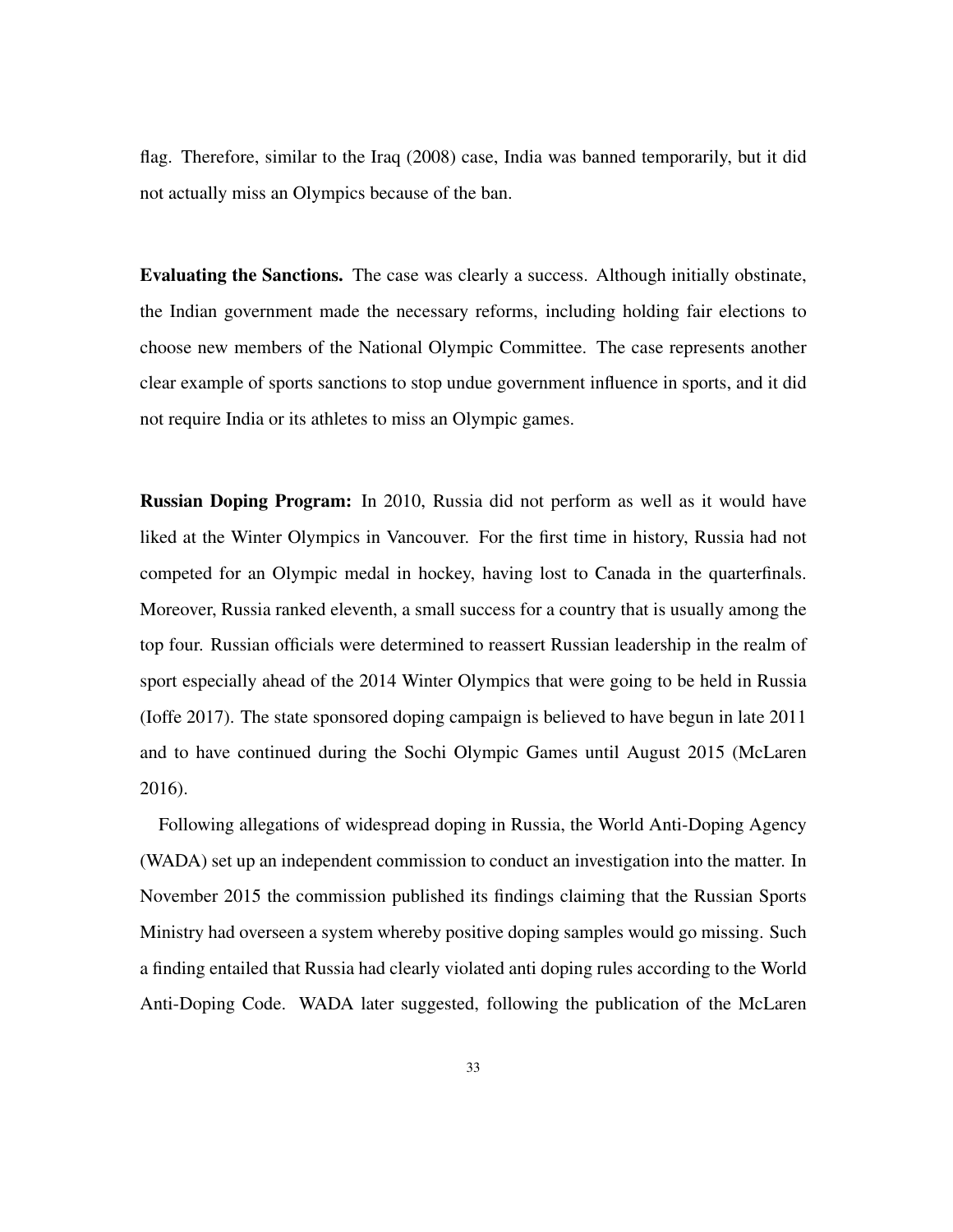flag. Therefore, similar to the Iraq (2008) case, India was banned temporarily, but it did not actually miss an Olympics because of the ban.

**Evaluating the Sanctions.** The case was clearly a success. Although initially obstinate, the Indian government made the necessary reforms, including holding fair elections to choose new members of the National Olympic Committee. The case represents another clear example of sports sanctions to stop undue government influence in sports, and it did not require India or its athletes to miss an Olympic games.

**Russian Doping Program:** In 2010, Russia did not perform as well as it would have liked at the Winter Olympics in Vancouver. For the first time in history, Russia had not competed for an Olympic medal in hockey, having lost to Canada in the quarterfinals. Moreover, Russia ranked eleventh, a small success for a country that is usually among the top four. Russian officials were determined to reassert Russian leadership in the realm of sport especially ahead of the 2014 Winter Olympics that were going to be held in Russia (Ioffe 2017). The state sponsored doping campaign is believed to have begun in late 2011 and to have continued during the Sochi Olympic Games until August 2015 (McLaren 2016).

Following allegations of widespread doping in Russia, the World Anti-Doping Agency (WADA) set up an independent commission to conduct an investigation into the matter. In November 2015 the commission published its findings claiming that the Russian Sports Ministry had overseen a system whereby positive doping samples would go missing. Such a finding entailed that Russia had clearly violated anti doping rules according to the World Anti-Doping Code. WADA later suggested, following the publication of the McLaren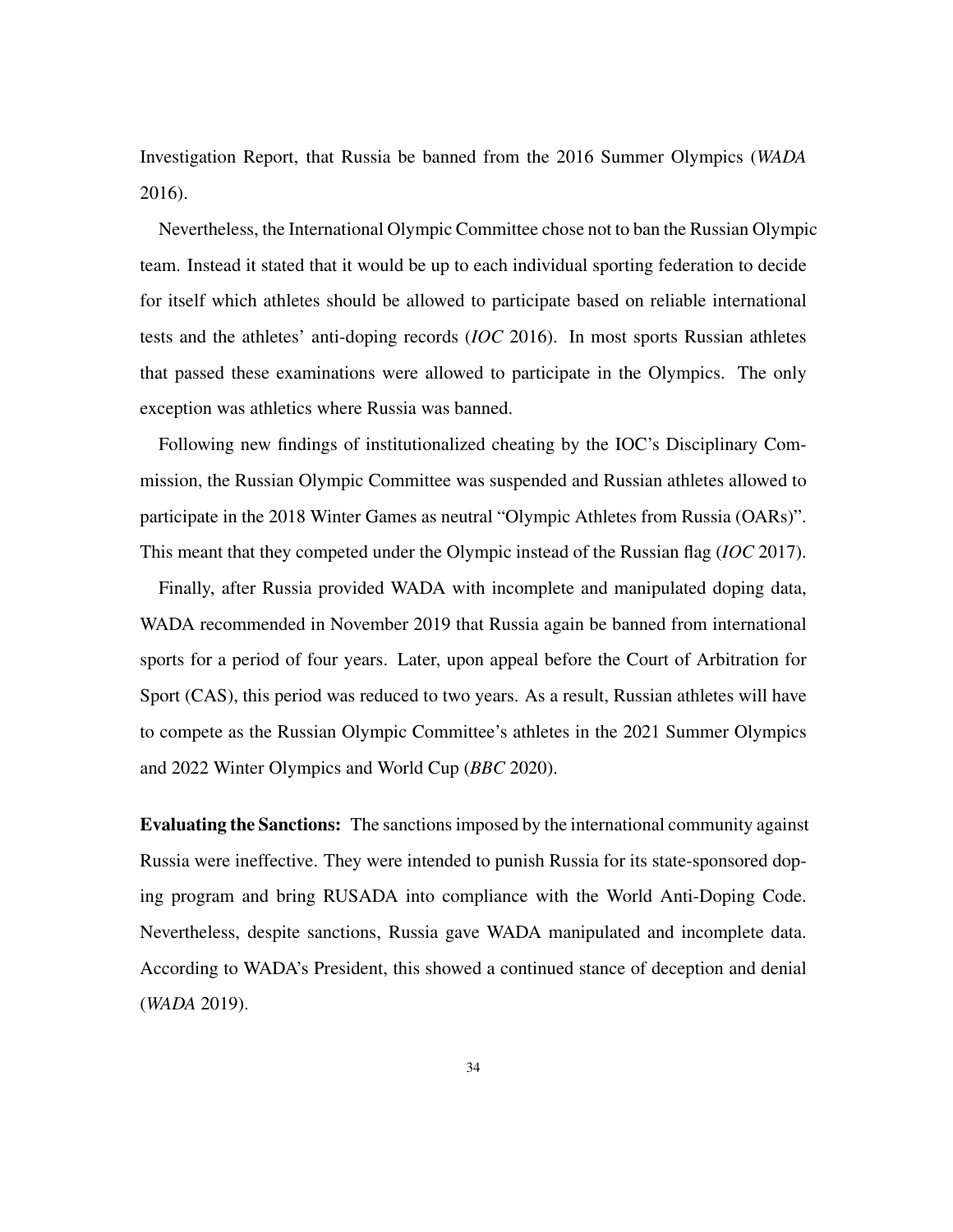Investigation Report, that Russia be banned from the 2016 Summer Olympics (*WADA* 2016).

Nevertheless, the International Olympic Committee chose not to ban the Russian Olympic team. Instead it stated that it would be up to each individual sporting federation to decide for itself which athletes should be allowed to participate based on reliable international tests and the athletes' anti-doping records (*IOC* 2016). In most sports Russian athletes that passed these examinations were allowed to participate in the Olympics. The only exception was athletics where Russia was banned.

Following new findings of institutionalized cheating by the IOC's Disciplinary Commission, the Russian Olympic Committee was suspended and Russian athletes allowed to participate in the 2018 Winter Games as neutral "Olympic Athletes from Russia (OARs)". This meant that they competed under the Olympic instead of the Russian flag (*IOC* 2017).

Finally, after Russia provided WADA with incomplete and manipulated doping data, WADA recommended in November 2019 that Russia again be banned from international sports for a period of four years. Later, upon appeal before the Court of Arbitration for Sport (CAS), this period was reduced to two years. As a result, Russian athletes will have to compete as the Russian Olympic Committee's athletes in the 2021 Summer Olympics and 2022 Winter Olympics and World Cup (*BBC* 2020).

**Evaluating the Sanctions:** The sanctions imposed by the international community against Russia were ineffective. They were intended to punish Russia for its state-sponsored doping program and bring RUSADA into compliance with the World Anti-Doping Code. Nevertheless, despite sanctions, Russia gave WADA manipulated and incomplete data. According to WADA's President, this showed a continued stance of deception and denial (*WADA* 2019).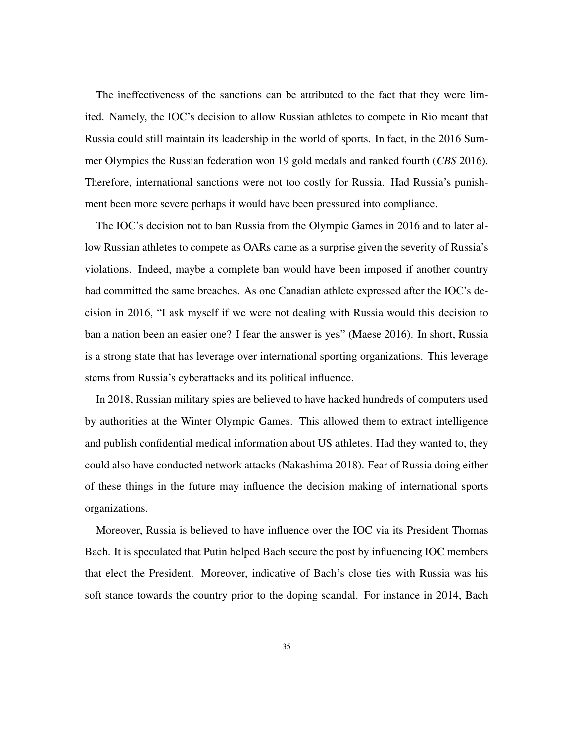The ineffectiveness of the sanctions can be attributed to the fact that they were limited. Namely, the IOC's decision to allow Russian athletes to compete in Rio meant that Russia could still maintain its leadership in the world of sports. In fact, in the 2016 Summer Olympics the Russian federation won 19 gold medals and ranked fourth (*CBS* 2016). Therefore, international sanctions were not too costly for Russia. Had Russia's punishment been more severe perhaps it would have been pressured into compliance.

The IOC's decision not to ban Russia from the Olympic Games in 2016 and to later allow Russian athletes to compete as OARs came as a surprise given the severity of Russia's violations. Indeed, maybe a complete ban would have been imposed if another country had committed the same breaches. As one Canadian athlete expressed after the IOC's decision in 2016, "I ask myself if we were not dealing with Russia would this decision to ban a nation been an easier one? I fear the answer is yes" (Maese 2016). In short, Russia is a strong state that has leverage over international sporting organizations. This leverage stems from Russia's cyberattacks and its political influence.

In 2018, Russian military spies are believed to have hacked hundreds of computers used by authorities at the Winter Olympic Games. This allowed them to extract intelligence and publish confidential medical information about US athletes. Had they wanted to, they could also have conducted network attacks (Nakashima 2018). Fear of Russia doing either of these things in the future may influence the decision making of international sports organizations.

Moreover, Russia is believed to have influence over the IOC via its President Thomas Bach. It is speculated that Putin helped Bach secure the post by influencing IOC members that elect the President. Moreover, indicative of Bach's close ties with Russia was his soft stance towards the country prior to the doping scandal. For instance in 2014, Bach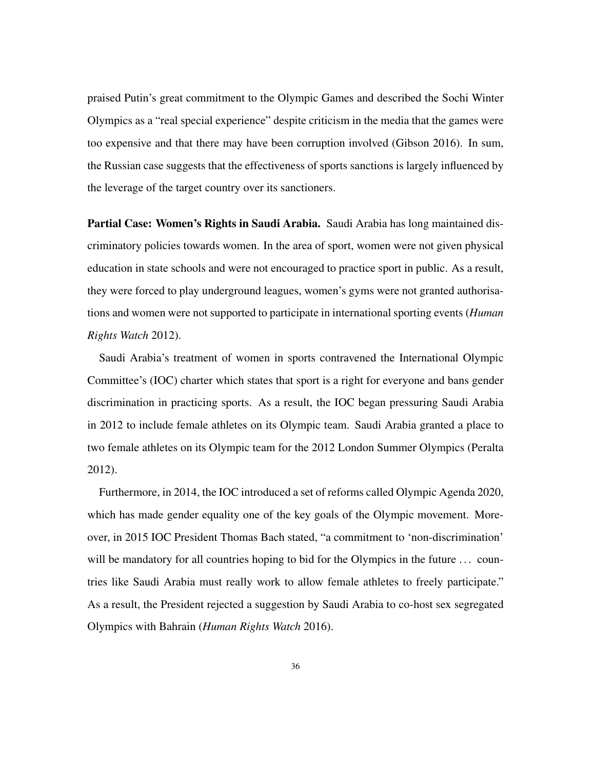praised Putin's great commitment to the Olympic Games and described the Sochi Winter Olympics as a "real special experience" despite criticism in the media that the games were too expensive and that there may have been corruption involved (Gibson 2016). In sum, the Russian case suggests that the effectiveness of sports sanctions is largely influenced by the leverage of the target country over its sanctioners.

**Partial Case: Women's Rights in Saudi Arabia.** Saudi Arabia has long maintained discriminatory policies towards women. In the area of sport, women were not given physical education in state schools and were not encouraged to practice sport in public. As a result, they were forced to play underground leagues, women's gyms were not granted authorisations and women were not supported to participate in international sporting events (*Human Rights Watch* 2012).

Saudi Arabia's treatment of women in sports contravened the International Olympic Committee's (IOC) charter which states that sport is a right for everyone and bans gender discrimination in practicing sports. As a result, the IOC began pressuring Saudi Arabia in 2012 to include female athletes on its Olympic team. Saudi Arabia granted a place to two female athletes on its Olympic team for the 2012 London Summer Olympics (Peralta 2012).

Furthermore, in 2014, the IOC introduced a set of reforms called Olympic Agenda 2020, which has made gender equality one of the key goals of the Olympic movement. Moreover, in 2015 IOC President Thomas Bach stated, "a commitment to 'non-discrimination' will be mandatory for all countries hoping to bid for the Olympics in the future ... countries like Saudi Arabia must really work to allow female athletes to freely participate." As a result, the President rejected a suggestion by Saudi Arabia to co-host sex segregated Olympics with Bahrain (*Human Rights Watch* 2016).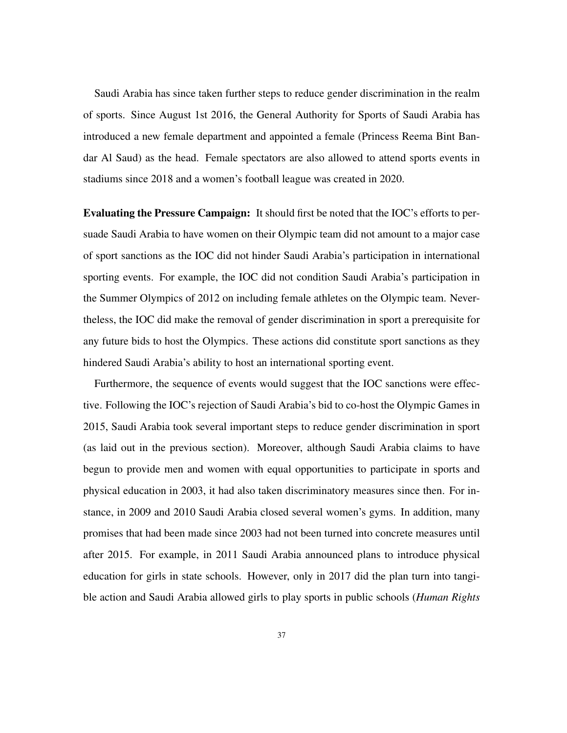Saudi Arabia has since taken further steps to reduce gender discrimination in the realm of sports. Since August 1st 2016, the General Authority for Sports of Saudi Arabia has introduced a new female department and appointed a female (Princess Reema Bint Bandar Al Saud) as the head. Female spectators are also allowed to attend sports events in stadiums since 2018 and a women's football league was created in 2020.

**Evaluating the Pressure Campaign:** It should first be noted that the IOC's efforts to persuade Saudi Arabia to have women on their Olympic team did not amount to a major case of sport sanctions as the IOC did not hinder Saudi Arabia's participation in international sporting events. For example, the IOC did not condition Saudi Arabia's participation in the Summer Olympics of 2012 on including female athletes on the Olympic team. Nevertheless, the IOC did make the removal of gender discrimination in sport a prerequisite for any future bids to host the Olympics. These actions did constitute sport sanctions as they hindered Saudi Arabia's ability to host an international sporting event.

Furthermore, the sequence of events would suggest that the IOC sanctions were effective. Following the IOC's rejection of Saudi Arabia's bid to co-host the Olympic Games in 2015, Saudi Arabia took several important steps to reduce gender discrimination in sport (as laid out in the previous section). Moreover, although Saudi Arabia claims to have begun to provide men and women with equal opportunities to participate in sports and physical education in 2003, it had also taken discriminatory measures since then. For instance, in 2009 and 2010 Saudi Arabia closed several women's gyms. In addition, many promises that had been made since 2003 had not been turned into concrete measures until after 2015. For example, in 2011 Saudi Arabia announced plans to introduce physical education for girls in state schools. However, only in 2017 did the plan turn into tangible action and Saudi Arabia allowed girls to play sports in public schools (*Human Rights*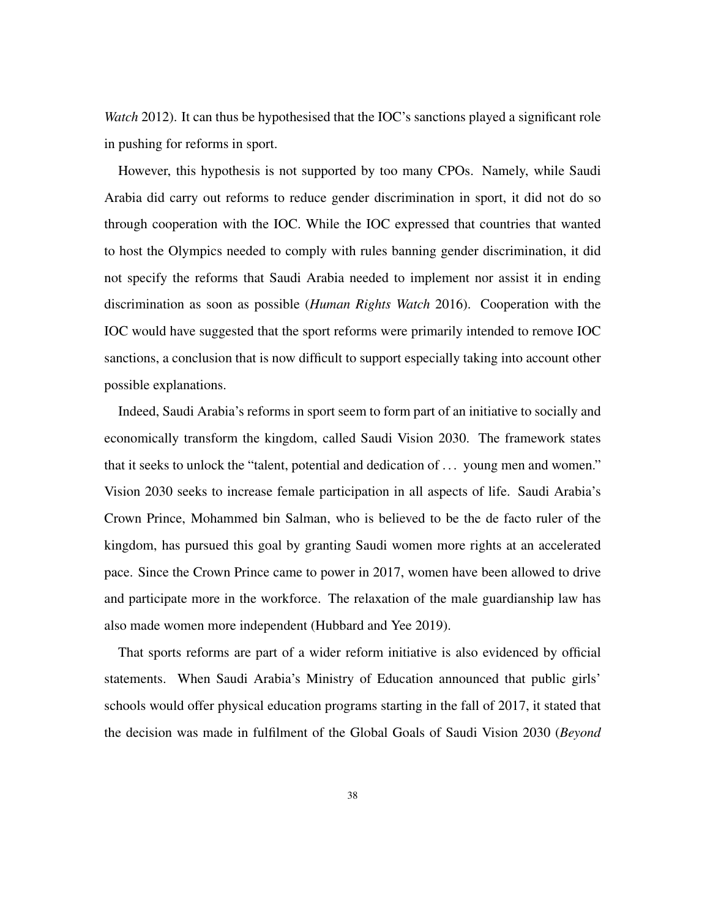*Watch* 2012). It can thus be hypothesised that the IOC's sanctions played a significant role in pushing for reforms in sport.

However, this hypothesis is not supported by too many CPOs. Namely, while Saudi Arabia did carry out reforms to reduce gender discrimination in sport, it did not do so through cooperation with the IOC. While the IOC expressed that countries that wanted to host the Olympics needed to comply with rules banning gender discrimination, it did not specify the reforms that Saudi Arabia needed to implement nor assist it in ending discrimination as soon as possible (*Human Rights Watch* 2016). Cooperation with the IOC would have suggested that the sport reforms were primarily intended to remove IOC sanctions, a conclusion that is now difficult to support especially taking into account other possible explanations.

Indeed, Saudi Arabia's reforms in sport seem to form part of an initiative to socially and economically transform the kingdom, called Saudi Vision 2030. The framework states that it seeks to unlock the "talent, potential and dedication of ... young men and women." Vision 2030 seeks to increase female participation in all aspects of life. Saudi Arabia's Crown Prince, Mohammed bin Salman, who is believed to be the de facto ruler of the kingdom, has pursued this goal by granting Saudi women more rights at an accelerated pace. Since the Crown Prince came to power in 2017, women have been allowed to drive and participate more in the workforce. The relaxation of the male guardianship law has also made women more independent (Hubbard and Yee 2019).

That sports reforms are part of a wider reform initiative is also evidenced by official statements. When Saudi Arabia's Ministry of Education announced that public girls' schools would offer physical education programs starting in the fall of 2017, it stated that the decision was made in fulfilment of the Global Goals of Saudi Vision 2030 (*Beyond*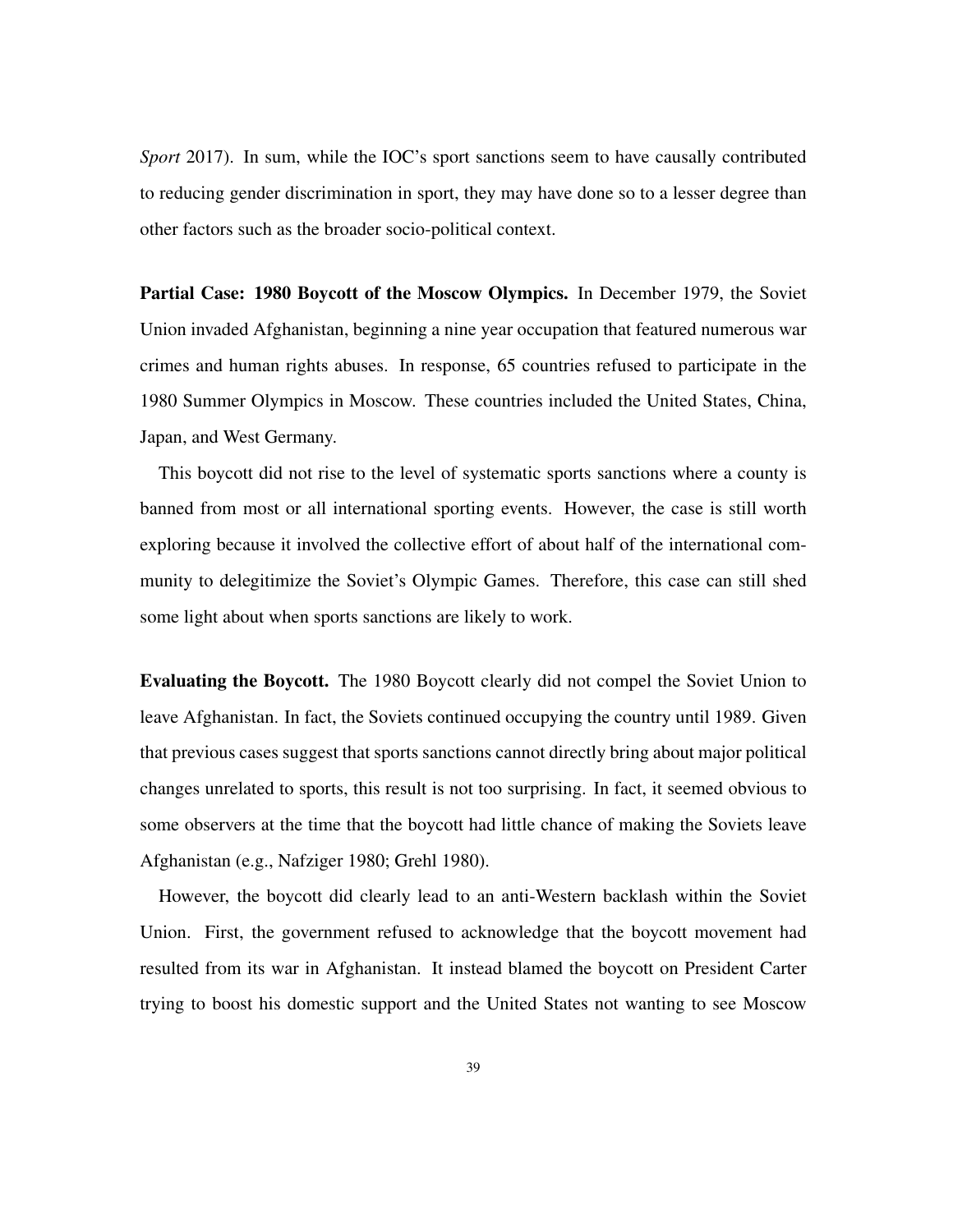*Sport* 2017). In sum, while the IOC's sport sanctions seem to have causally contributed to reducing gender discrimination in sport, they may have done so to a lesser degree than other factors such as the broader socio-political context.

**Partial Case: 1980 Boycott of the Moscow Olympics.** In December 1979, the Soviet Union invaded Afghanistan, beginning a nine year occupation that featured numerous war crimes and human rights abuses. In response, 65 countries refused to participate in the 1980 Summer Olympics in Moscow. These countries included the United States, China, Japan, and West Germany.

This boycott did not rise to the level of systematic sports sanctions where a county is banned from most or all international sporting events. However, the case is still worth exploring because it involved the collective effort of about half of the international community to delegitimize the Soviet's Olympic Games. Therefore, this case can still shed some light about when sports sanctions are likely to work.

**Evaluating the Boycott.** The 1980 Boycott clearly did not compel the Soviet Union to leave Afghanistan. In fact, the Soviets continued occupying the country until 1989. Given that previous cases suggest that sports sanctions cannot directly bring about major political changes unrelated to sports, this result is not too surprising. In fact, it seemed obvious to some observers at the time that the boycott had little chance of making the Soviets leave Afghanistan (e.g., Nafziger 1980; Grehl 1980).

However, the boycott did clearly lead to an anti-Western backlash within the Soviet Union. First, the government refused to acknowledge that the boycott movement had resulted from its war in Afghanistan. It instead blamed the boycott on President Carter trying to boost his domestic support and the United States not wanting to see Moscow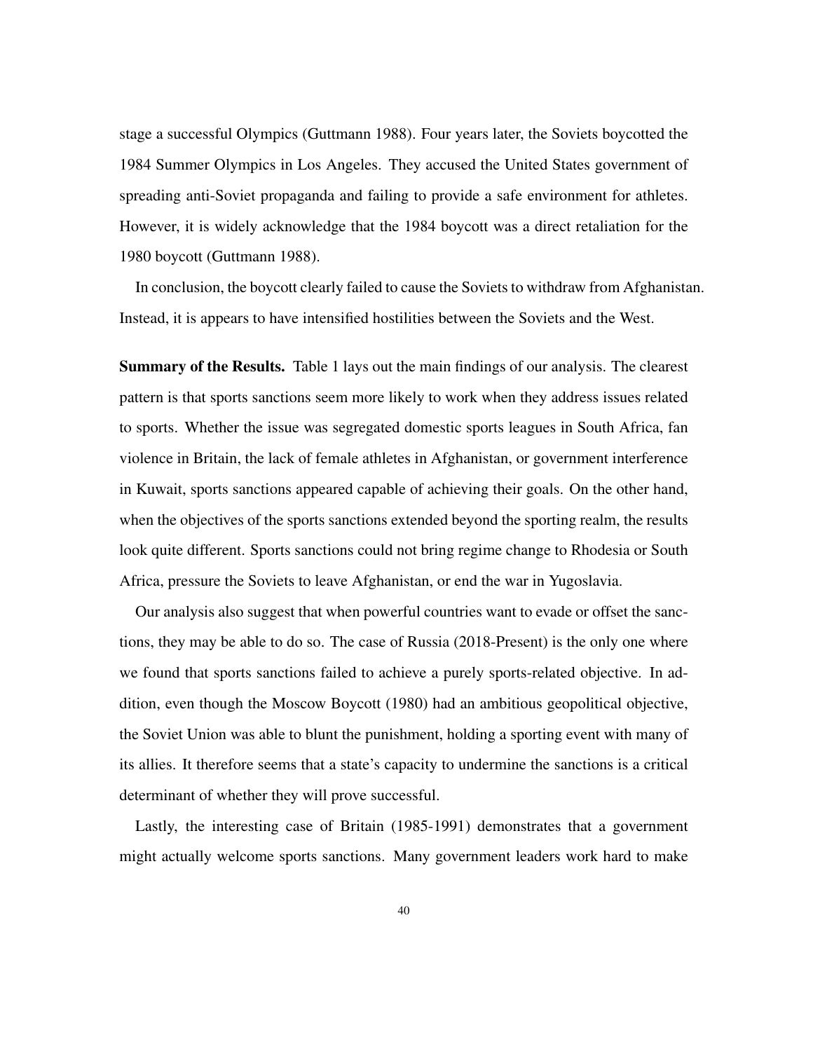stage a successful Olympics (Guttmann 1988). Four years later, the Soviets boycotted the 1984 Summer Olympics in Los Angeles. They accused the United States government of spreading anti-Soviet propaganda and failing to provide a safe environment for athletes. However, it is widely acknowledge that the 1984 boycott was a direct retaliation for the 1980 boycott (Guttmann 1988).

In conclusion, the boycott clearly failed to cause the Soviets to withdraw from Afghanistan. Instead, it is appears to have intensified hostilities between the Soviets and the West.

**Summary of the Results.** Table 1 lays out the main findings of our analysis. The clearest pattern is that sports sanctions seem more likely to work when they address issues related to sports. Whether the issue was segregated domestic sports leagues in South Africa, fan violence in Britain, the lack of female athletes in Afghanistan, or government interference in Kuwait, sports sanctions appeared capable of achieving their goals. On the other hand, when the objectives of the sports sanctions extended beyond the sporting realm, the results look quite different. Sports sanctions could not bring regime change to Rhodesia or South Africa, pressure the Soviets to leave Afghanistan, or end the war in Yugoslavia.

Our analysis also suggest that when powerful countries want to evade or offset the sanctions, they may be able to do so. The case of Russia (2018-Present) is the only one where we found that sports sanctions failed to achieve a purely sports-related objective. In addition, even though the Moscow Boycott (1980) had an ambitious geopolitical objective, the Soviet Union was able to blunt the punishment, holding a sporting event with many of its allies. It therefore seems that a state's capacity to undermine the sanctions is a critical determinant of whether they will prove successful.

Lastly, the interesting case of Britain (1985-1991) demonstrates that a government might actually welcome sports sanctions. Many government leaders work hard to make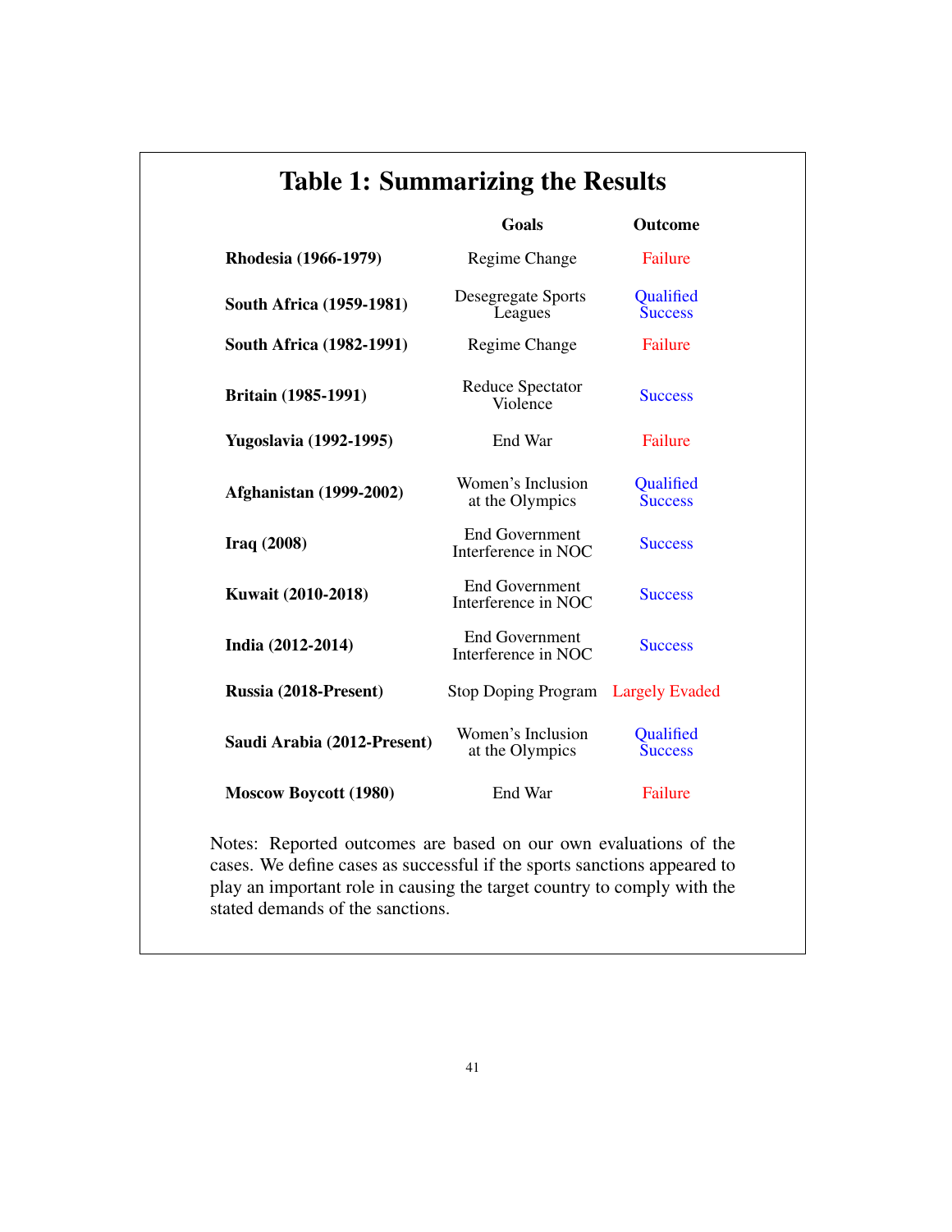## Table 1: Summarizing the Results

| | Goals | Outcome |
|---|---|---|
| **Rhodesia (1966-1979)** | Regime Change | Failure |
| **South Africa (1959-1981)** | Desegregate Sports Leagues | Qualified Success |
| **South Africa (1982-1991)** | Regime Change | Failure |
| **Britain (1985-1991)** | Reduce Spectator Violence | Success |
| **Yugoslavia (1992-1995)** | End War | Failure |
| **Afghanistan (1999-2002)** | Women's Inclusion at the Olympics | Qualified Success |
| **Iraq (2008)** | End Government Interference in NOC | Success |
| **Kuwait (2010-2018)** | End Government Interference in NOC | Success |
| **India (2012-2014)** | End Government Interference in NOC | Success |
| **Russia (2018-Present)** | Stop Doping Program | Largely Evaded |
| **Saudi Arabia (2012-Present)** | Women's Inclusion at the Olympics | Qualified Success |
| **Moscow Boycott (1980)** | End War | Failure |

Notes: Reported outcomes are based on our own evaluations of the cases. We define cases as successful if the sports sanctions appeared to play an important role in causing the target country to comply with the stated demands of the sanctions.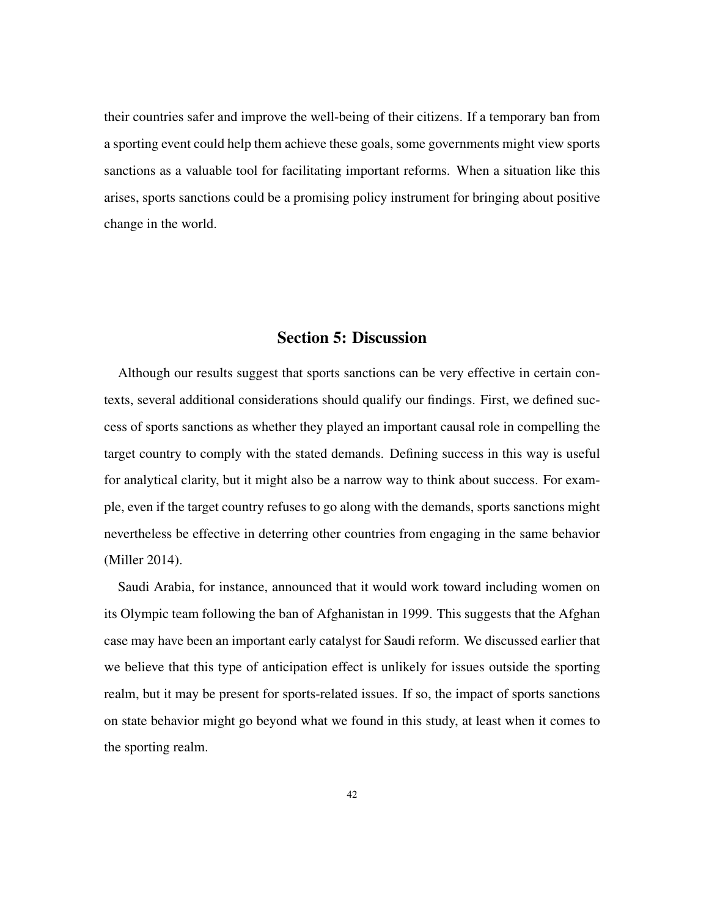their countries safer and improve the well-being of their citizens. If a temporary ban from a sporting event could help them achieve these goals, some governments might view sports sanctions as a valuable tool for facilitating important reforms. When a situation like this arises, sports sanctions could be a promising policy instrument for bringing about positive change in the world.

## Section 5: Discussion

Although our results suggest that sports sanctions can be very effective in certain contexts, several additional considerations should qualify our findings. First, we defined success of sports sanctions as whether they played an important causal role in compelling the target country to comply with the stated demands. Defining success in this way is useful for analytical clarity, but it might also be a narrow way to think about success. For example, even if the target country refuses to go along with the demands, sports sanctions might nevertheless be effective in deterring other countries from engaging in the same behavior (Miller 2014).

Saudi Arabia, for instance, announced that it would work toward including women on its Olympic team following the ban of Afghanistan in 1999. This suggests that the Afghan case may have been an important early catalyst for Saudi reform. We discussed earlier that we believe that this type of anticipation effect is unlikely for issues outside the sporting realm, but it may be present for sports-related issues. If so, the impact of sports sanctions on state behavior might go beyond what we found in this study, at least when it comes to the sporting realm.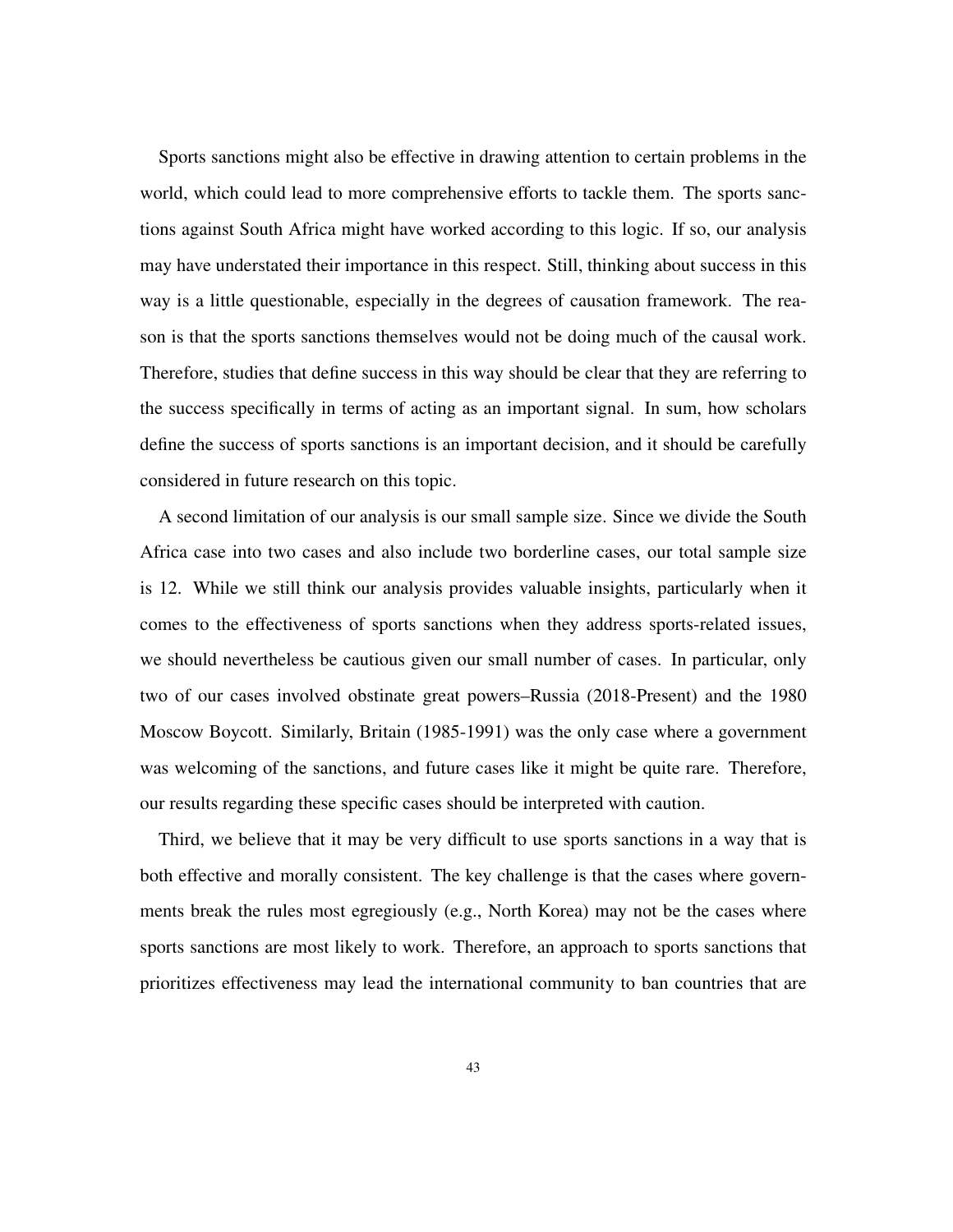Sports sanctions might also be effective in drawing attention to certain problems in the world, which could lead to more comprehensive efforts to tackle them. The sports sanctions against South Africa might have worked according to this logic. If so, our analysis may have understated their importance in this respect. Still, thinking about success in this way is a little questionable, especially in the degrees of causation framework. The reason is that the sports sanctions themselves would not be doing much of the causal work. Therefore, studies that define success in this way should be clear that they are referring to the success specifically in terms of acting as an important signal. In sum, how scholars define the success of sports sanctions is an important decision, and it should be carefully considered in future research on this topic.

A second limitation of our analysis is our small sample size. Since we divide the South Africa case into two cases and also include two borderline cases, our total sample size is 12. While we still think our analysis provides valuable insights, particularly when it comes to the effectiveness of sports sanctions when they address sports-related issues, we should nevertheless be cautious given our small number of cases. In particular, only two of our cases involved obstinate great powers–Russia (2018-Present) and the 1980 Moscow Boycott. Similarly, Britain (1985-1991) was the only case where a government was welcoming of the sanctions, and future cases like it might be quite rare. Therefore, our results regarding these specific cases should be interpreted with caution.

Third, we believe that it may be very difficult to use sports sanctions in a way that is both effective and morally consistent. The key challenge is that the cases where governments break the rules most egregiously (e.g., North Korea) may not be the cases where sports sanctions are most likely to work. Therefore, an approach to sports sanctions that prioritizes effectiveness may lead the international community to ban countries that are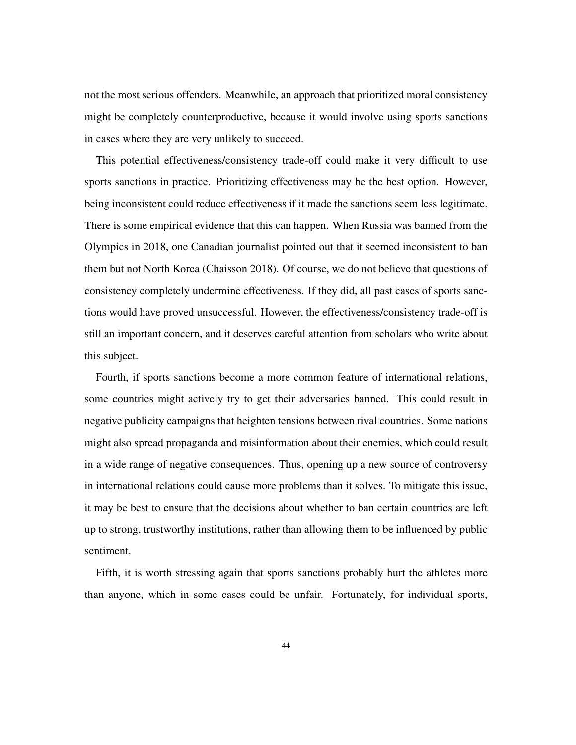not the most serious offenders. Meanwhile, an approach that prioritized moral consistency might be completely counterproductive, because it would involve using sports sanctions in cases where they are very unlikely to succeed.

This potential effectiveness/consistency trade-off could make it very difficult to use sports sanctions in practice. Prioritizing effectiveness may be the best option. However, being inconsistent could reduce effectiveness if it made the sanctions seem less legitimate. There is some empirical evidence that this can happen. When Russia was banned from the Olympics in 2018, one Canadian journalist pointed out that it seemed inconsistent to ban them but not North Korea (Chaisson 2018). Of course, we do not believe that questions of consistency completely undermine effectiveness. If they did, all past cases of sports sanctions would have proved unsuccessful. However, the effectiveness/consistency trade-off is still an important concern, and it deserves careful attention from scholars who write about this subject.

Fourth, if sports sanctions become a more common feature of international relations, some countries might actively try to get their adversaries banned. This could result in negative publicity campaigns that heighten tensions between rival countries. Some nations might also spread propaganda and misinformation about their enemies, which could result in a wide range of negative consequences. Thus, opening up a new source of controversy in international relations could cause more problems than it solves. To mitigate this issue, it may be best to ensure that the decisions about whether to ban certain countries are left up to strong, trustworthy institutions, rather than allowing them to be influenced by public sentiment.

Fifth, it is worth stressing again that sports sanctions probably hurt the athletes more than anyone, which in some cases could be unfair. Fortunately, for individual sports,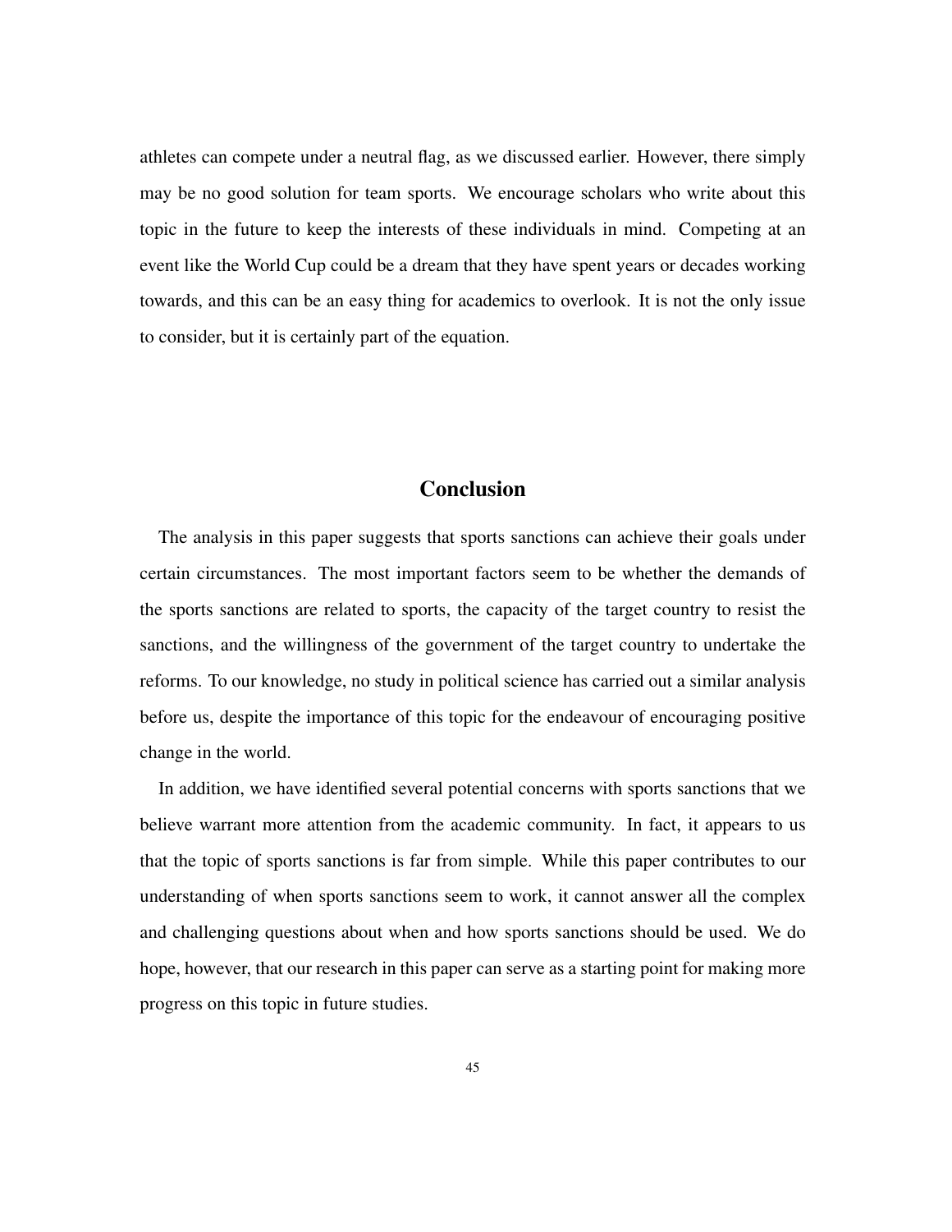athletes can compete under a neutral flag, as we discussed earlier. However, there simply may be no good solution for team sports. We encourage scholars who write about this topic in the future to keep the interests of these individuals in mind. Competing at an event like the World Cup could be a dream that they have spent years or decades working towards, and this can be an easy thing for academics to overlook. It is not the only issue to consider, but it is certainly part of the equation.

## Conclusion

The analysis in this paper suggests that sports sanctions can achieve their goals under certain circumstances. The most important factors seem to be whether the demands of the sports sanctions are related to sports, the capacity of the target country to resist the sanctions, and the willingness of the government of the target country to undertake the reforms. To our knowledge, no study in political science has carried out a similar analysis before us, despite the importance of this topic for the endeavour of encouraging positive change in the world.

In addition, we have identified several potential concerns with sports sanctions that we believe warrant more attention from the academic community. In fact, it appears to us that the topic of sports sanctions is far from simple. While this paper contributes to our understanding of when sports sanctions seem to work, it cannot answer all the complex and challenging questions about when and how sports sanctions should be used. We do hope, however, that our research in this paper can serve as a starting point for making more progress on this topic in future studies.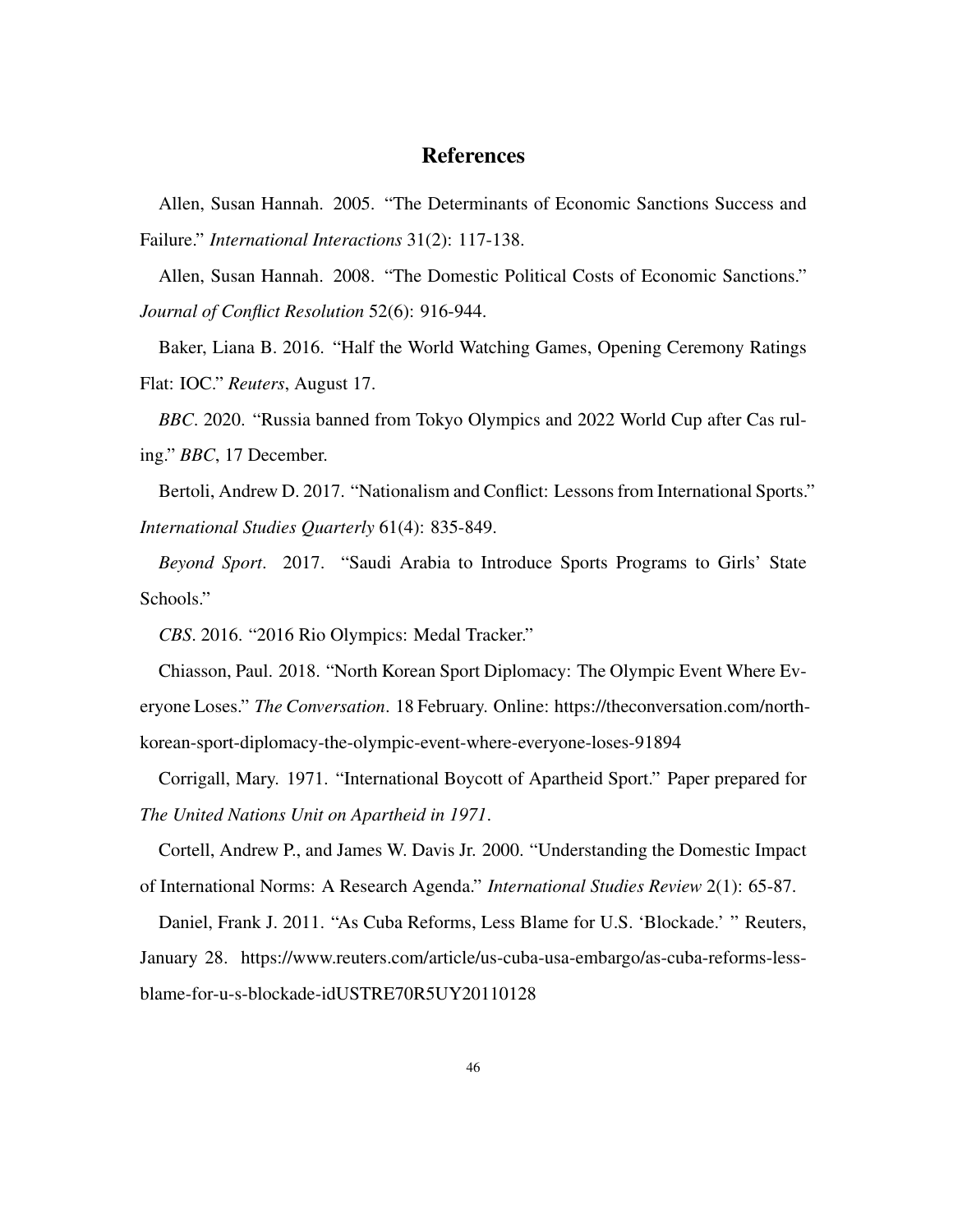# References

Allen, Susan Hannah. 2005. "The Determinants of Economic Sanctions Success and Failure." *International Interactions* 31(2): 117-138.

Allen, Susan Hannah. 2008. "The Domestic Political Costs of Economic Sanctions." *Journal of Conflict Resolution* 52(6): 916-944.

Baker, Liana B. 2016. "Half the World Watching Games, Opening Ceremony Ratings Flat: IOC." *Reuters*, August 17.

*BBC*. 2020. "Russia banned from Tokyo Olympics and 2022 World Cup after Cas ruling." *BBC*, 17 December.

Bertoli, Andrew D. 2017. "Nationalism and Conflict: Lessons from International Sports." *International Studies Quarterly* 61(4): 835-849.

*Beyond Sport*. 2017. "Saudi Arabia to Introduce Sports Programs to Girls' State Schools."

*CBS*. 2016. "2016 Rio Olympics: Medal Tracker."

Chiasson, Paul. 2018. "North Korean Sport Diplomacy: The Olympic Event Where Everyone Loses." *The Conversation*. 18 February. Online: https://theconversation.com/north-korean-sport-diplomacy-the-olympic-event-where-everyone-loses-91894

Corrigall, Mary. 1971. "International Boycott of Apartheid Sport." Paper prepared for *The United Nations Unit on Apartheid in 1971*.

Cortell, Andrew P., and James W. Davis Jr. 2000. "Understanding the Domestic Impact of International Norms: A Research Agenda." *International Studies Review* 2(1): 65-87.

Daniel, Frank J. 2011. "As Cuba Reforms, Less Blame for U.S. 'Blockade.' " Reuters, January 28. https://www.reuters.com/article/us-cuba-usa-embargo/as-cuba-reforms-less-blame-for-u-s-blockade-idUSTRE70R5UY20110128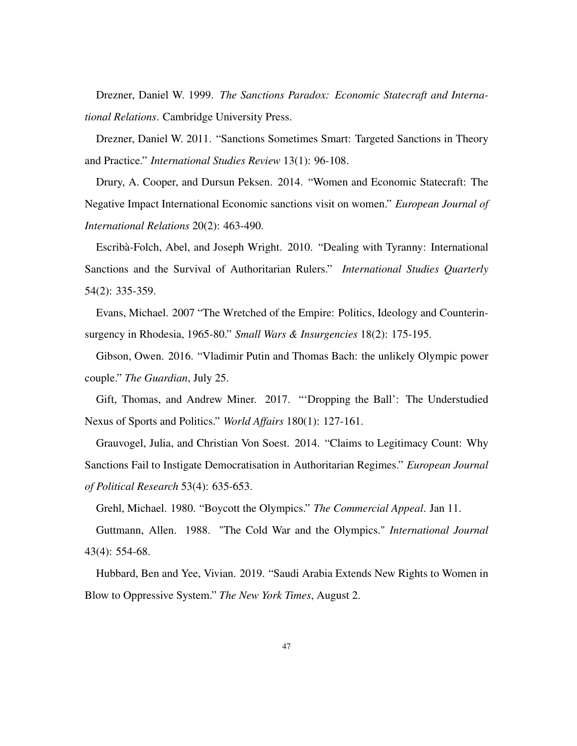Drezner, Daniel W. 1999. *The Sanctions Paradox: Economic Statecraft and International Relations*. Cambridge University Press.

Drezner, Daniel W. 2011. "Sanctions Sometimes Smart: Targeted Sanctions in Theory and Practice." *International Studies Review* 13(1): 96-108.

Drury, A. Cooper, and Dursun Peksen. 2014. "Women and Economic Statecraft: The Negative Impact International Economic sanctions visit on women." *European Journal of International Relations* 20(2): 463-490.

Escribà-Folch, Abel, and Joseph Wright. 2010. "Dealing with Tyranny: International Sanctions and the Survival of Authoritarian Rulers." *International Studies Quarterly* 54(2): 335-359.

Evans, Michael. 2007 "The Wretched of the Empire: Politics, Ideology and Counterinsurgency in Rhodesia, 1965-80." *Small Wars & Insurgencies* 18(2): 175-195.

Gibson, Owen. 2016. "Vladimir Putin and Thomas Bach: the unlikely Olympic power couple." *The Guardian*, July 25.

Gift, Thomas, and Andrew Miner. 2017. "'Dropping the Ball': The Understudied Nexus of Sports and Politics." *World Affairs* 180(1): 127-161.

Grauvogel, Julia, and Christian Von Soest. 2014. "Claims to Legitimacy Count: Why Sanctions Fail to Instigate Democratisation in Authoritarian Regimes." *European Journal of Political Research* 53(4): 635-653.

Grehl, Michael. 1980. "Boycott the Olympics." *The Commercial Appeal*. Jan 11.

Guttmann, Allen. 1988. "The Cold War and the Olympics." *International Journal* 43(4): 554-68.

Hubbard, Ben and Yee, Vivian. 2019. "Saudi Arabia Extends New Rights to Women in Blow to Oppressive System." *The New York Times*, August 2.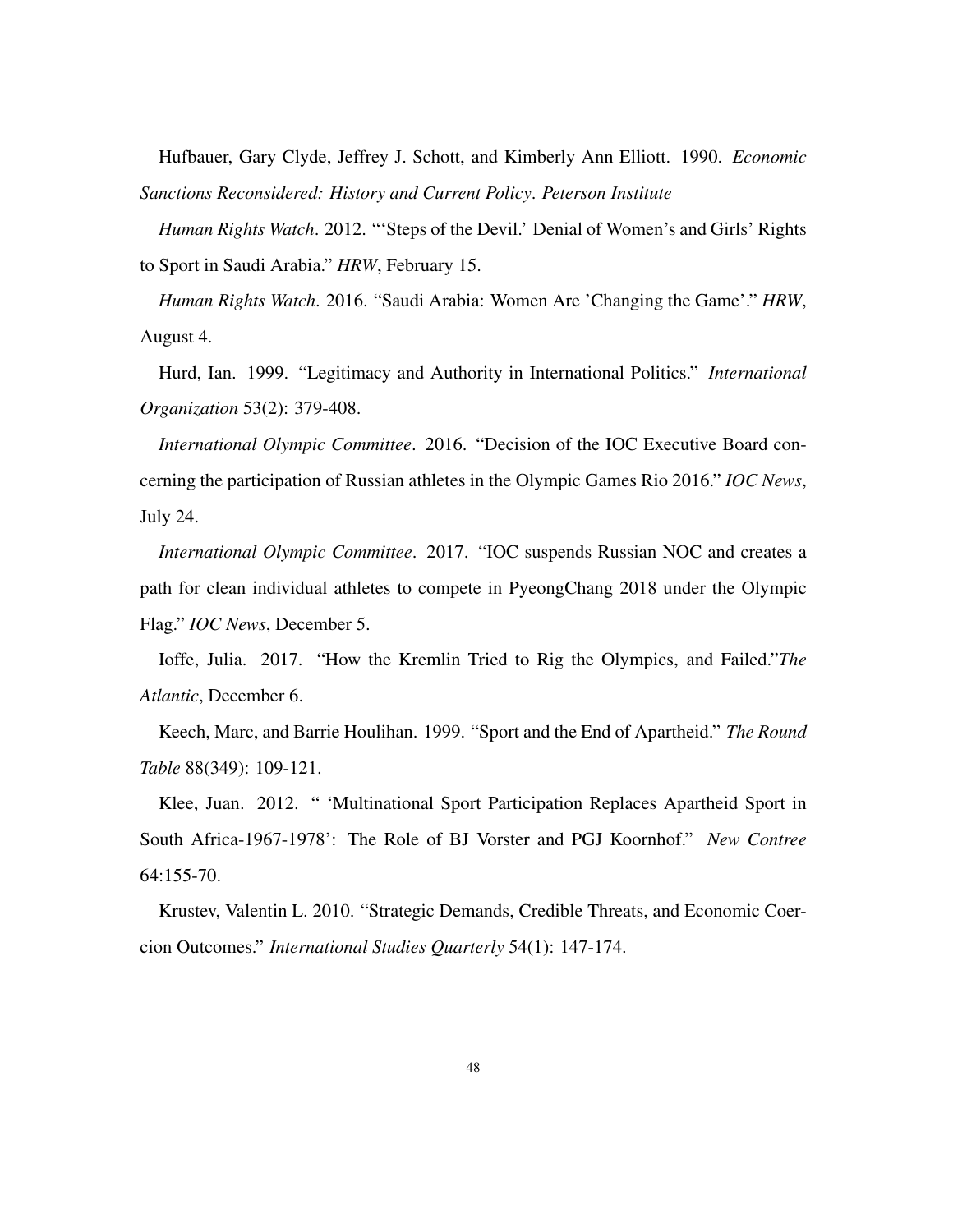Hufbauer, Gary Clyde, Jeffrey J. Schott, and Kimberly Ann Elliott. 1990. *Economic Sanctions Reconsidered: History and Current Policy*. *Peterson Institute*

*Human Rights Watch*. 2012. "'Steps of the Devil.' Denial of Women's and Girls' Rights to Sport in Saudi Arabia." *HRW*, February 15.

*Human Rights Watch*. 2016. "Saudi Arabia: Women Are 'Changing the Game'." *HRW*, August 4.

Hurd, Ian. 1999. "Legitimacy and Authority in International Politics." *International Organization* 53(2): 379-408.

*International Olympic Committee*. 2016. "Decision of the IOC Executive Board concerning the participation of Russian athletes in the Olympic Games Rio 2016." *IOC News*, July 24.

*International Olympic Committee*. 2017. "IOC suspends Russian NOC and creates a path for clean individual athletes to compete in PyeongChang 2018 under the Olympic Flag." *IOC News*, December 5.

Ioffe, Julia. 2017. "How the Kremlin Tried to Rig the Olympics, and Failed."*The Atlantic*, December 6.

Keech, Marc, and Barrie Houlihan. 1999. "Sport and the End of Apartheid." *The Round Table* 88(349): 109-121.

Klee, Juan. 2012. " 'Multinational Sport Participation Replaces Apartheid Sport in South Africa-1967-1978': The Role of BJ Vorster and PGJ Koornhof." *New Contree* 64:155-70.

Krustev, Valentin L. 2010. "Strategic Demands, Credible Threats, and Economic Coercion Outcomes." *International Studies Quarterly* 54(1): 147-174.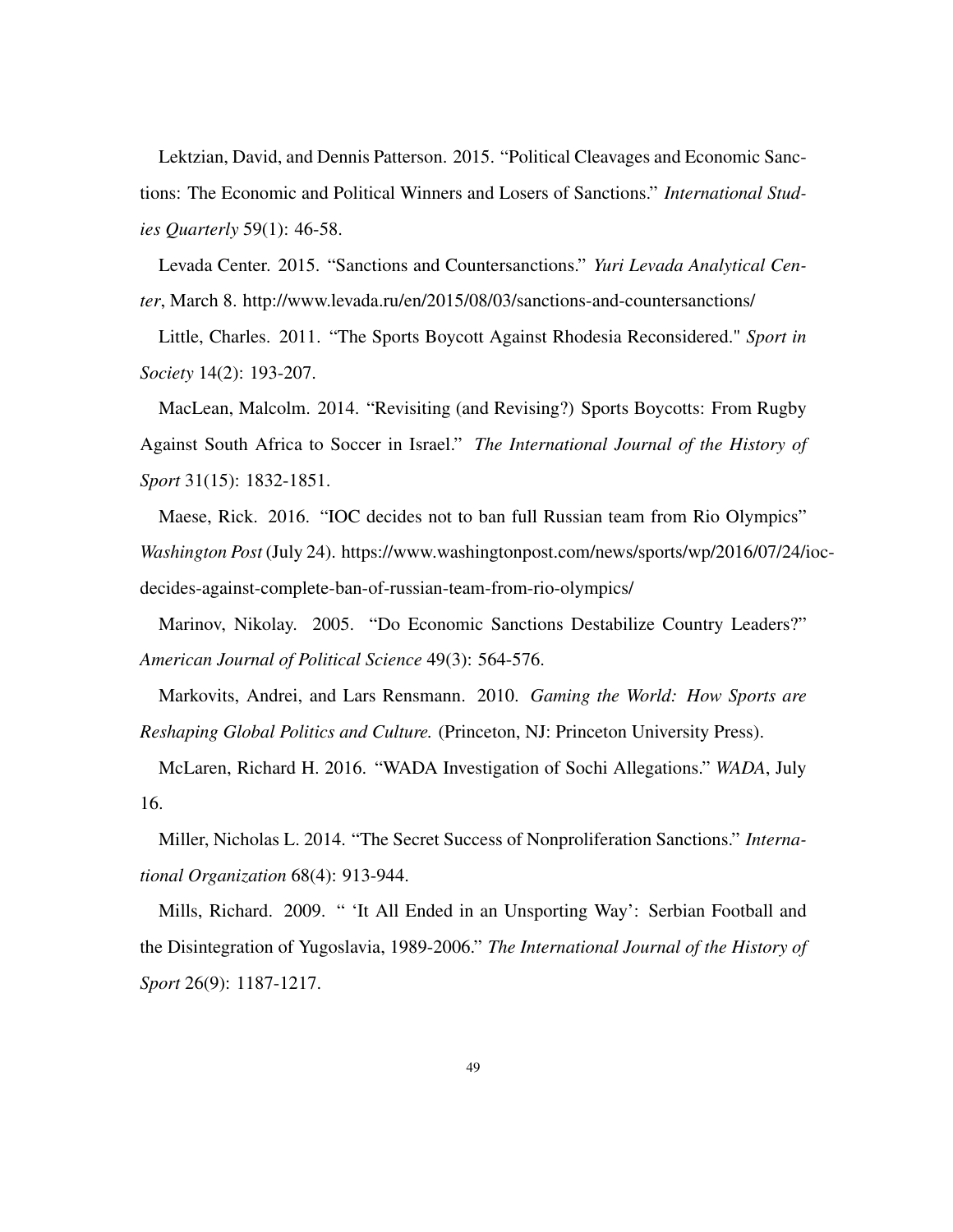Lektzian, David, and Dennis Patterson. 2015. "Political Cleavages and Economic Sanctions: The Economic and Political Winners and Losers of Sanctions." *International Studies Quarterly* 59(1): 46-58.

Levada Center. 2015. "Sanctions and Countersanctions." *Yuri Levada Analytical Center*, March 8. http://www.levada.ru/en/2015/08/03/sanctions-and-countersanctions/

Little, Charles. 2011. "The Sports Boycott Against Rhodesia Reconsidered." *Sport in Society* 14(2): 193-207.

MacLean, Malcolm. 2014. "Revisiting (and Revising?) Sports Boycotts: From Rugby Against South Africa to Soccer in Israel." *The International Journal of the History of Sport* 31(15): 1832-1851.

Maese, Rick. 2016. "IOC decides not to ban full Russian team from Rio Olympics" *Washington Post* (July 24). https://www.washingtonpost.com/news/sports/wp/2016/07/24/ioc-decides-against-complete-ban-of-russian-team-from-rio-olympics/

Marinov, Nikolay. 2005. "Do Economic Sanctions Destabilize Country Leaders?" *American Journal of Political Science* 49(3): 564-576.

Markovits, Andrei, and Lars Rensmann. 2010. *Gaming the World: How Sports are Reshaping Global Politics and Culture.* (Princeton, NJ: Princeton University Press).

McLaren, Richard H. 2016. "WADA Investigation of Sochi Allegations." *WADA*, July 16.

Miller, Nicholas L. 2014. "The Secret Success of Nonproliferation Sanctions." *International Organization* 68(4): 913-944.

Mills, Richard. 2009. " 'It All Ended in an Unsporting Way': Serbian Football and the Disintegration of Yugoslavia, 1989-2006." *The International Journal of the History of Sport* 26(9): 1187-1217.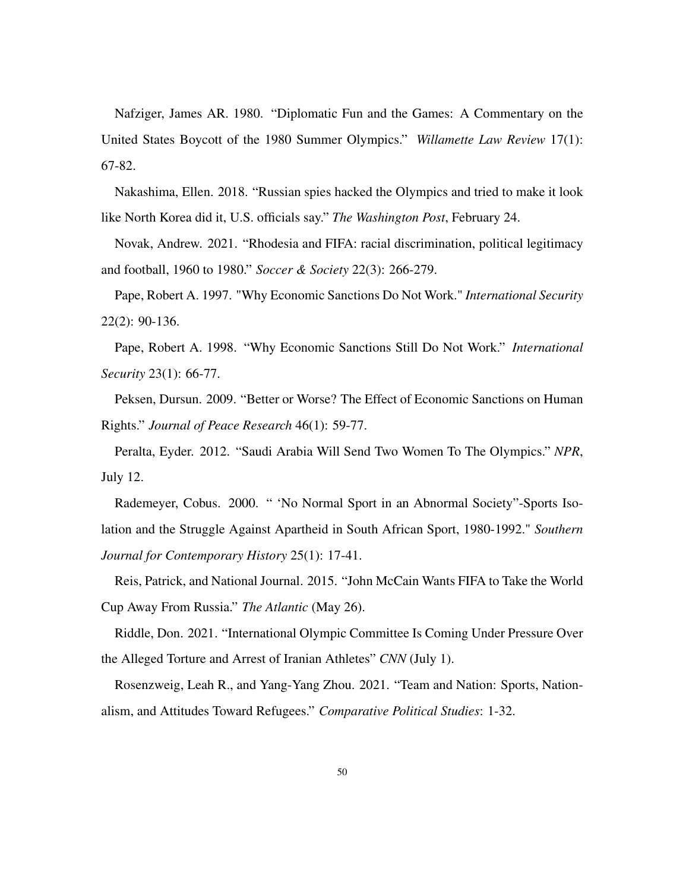Nafziger, James AR. 1980. "Diplomatic Fun and the Games: A Commentary on the United States Boycott of the 1980 Summer Olympics." *Willamette Law Review* 17(1): 67-82.

Nakashima, Ellen. 2018. "Russian spies hacked the Olympics and tried to make it look like North Korea did it, U.S. officials say." *The Washington Post*, February 24.

Novak, Andrew. 2021. "Rhodesia and FIFA: racial discrimination, political legitimacy and football, 1960 to 1980." *Soccer & Society* 22(3): 266-279.

Pape, Robert A. 1997. "Why Economic Sanctions Do Not Work." *International Security* 22(2): 90-136.

Pape, Robert A. 1998. "Why Economic Sanctions Still Do Not Work." *International Security* 23(1): 66-77.

Peksen, Dursun. 2009. "Better or Worse? The Effect of Economic Sanctions on Human Rights." *Journal of Peace Research* 46(1): 59-77.

Peralta, Eyder. 2012. "Saudi Arabia Will Send Two Women To The Olympics." *NPR*, July 12.

Rademeyer, Cobus. 2000. " 'No Normal Sport in an Abnormal Society"-Sports Isolation and the Struggle Against Apartheid in South African Sport, 1980-1992." *Southern Journal for Contemporary History* 25(1): 17-41.

Reis, Patrick, and National Journal. 2015. "John McCain Wants FIFA to Take the World Cup Away From Russia." *The Atlantic* (May 26).

Riddle, Don. 2021. "International Olympic Committee Is Coming Under Pressure Over the Alleged Torture and Arrest of Iranian Athletes" *CNN* (July 1).

Rosenzweig, Leah R., and Yang-Yang Zhou. 2021. "Team and Nation: Sports, Nationalism, and Attitudes Toward Refugees." *Comparative Political Studies*: 1-32.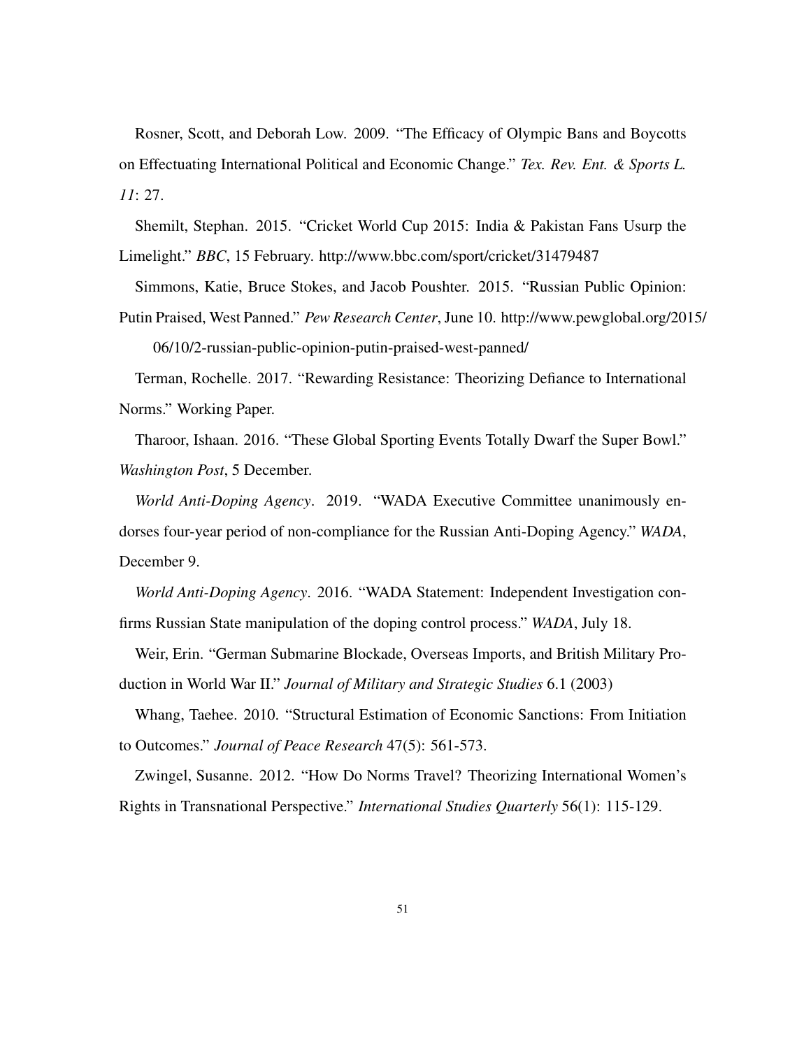Rosner, Scott, and Deborah Low. 2009. "The Efficacy of Olympic Bans and Boycotts on Effectuating International Political and Economic Change." *Tex. Rev. Ent. & Sports L. 11*: 27.

Shemilt, Stephan. 2015. "Cricket World Cup 2015: India & Pakistan Fans Usurp the Limelight." *BBC*, 15 February. http://www.bbc.com/sport/cricket/31479487

Simmons, Katie, Bruce Stokes, and Jacob Poushter. 2015. "Russian Public Opinion: Putin Praised, West Panned." *Pew Research Center*, June 10. http://www.pewglobal.org/2015/06/10/2-russian-public-opinion-putin-praised-west-panned/

Terman, Rochelle. 2017. "Rewarding Resistance: Theorizing Defiance to International Norms." Working Paper.

Tharoor, Ishaan. 2016. "These Global Sporting Events Totally Dwarf the Super Bowl." *Washington Post*, 5 December.

*World Anti-Doping Agency*. 2019. "WADA Executive Committee unanimously endorses four-year period of non-compliance for the Russian Anti-Doping Agency." *WADA*, December 9.

*World Anti-Doping Agency*. 2016. "WADA Statement: Independent Investigation confirms Russian State manipulation of the doping control process." *WADA*, July 18.

Weir, Erin. "German Submarine Blockade, Overseas Imports, and British Military Production in World War II." *Journal of Military and Strategic Studies* 6.1 (2003)

Whang, Taehee. 2010. "Structural Estimation of Economic Sanctions: From Initiation to Outcomes." *Journal of Peace Research* 47(5): 561-573.

Zwingel, Susanne. 2012. "How Do Norms Travel? Theorizing International Women's Rights in Transnational Perspective." *International Studies Quarterly* 56(1): 115-129.